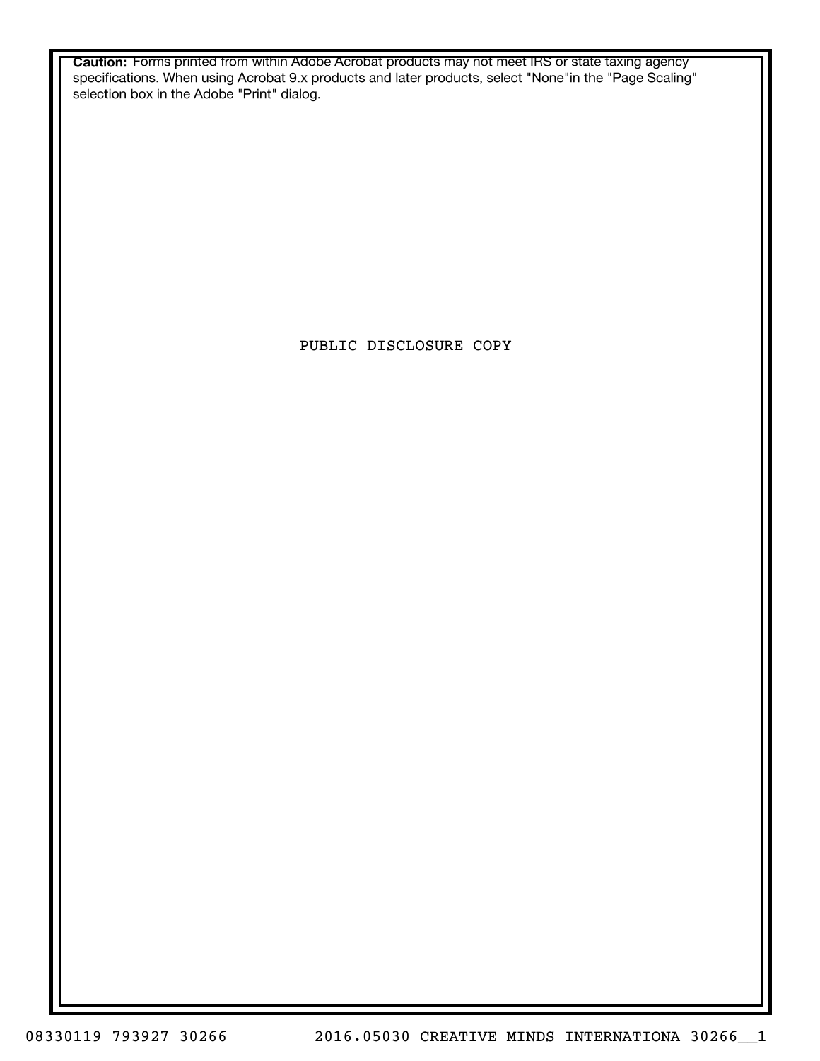**Caution:** Forms printed from within Adobe Acrobat products may not meet IRS or state taxing agency specifications. When using Acrobat 9.x products and later products, select "None"in the "Page Scaling" selection box in the Adobe "Print" dialog.

PUBLIC DISCLOSURE COPY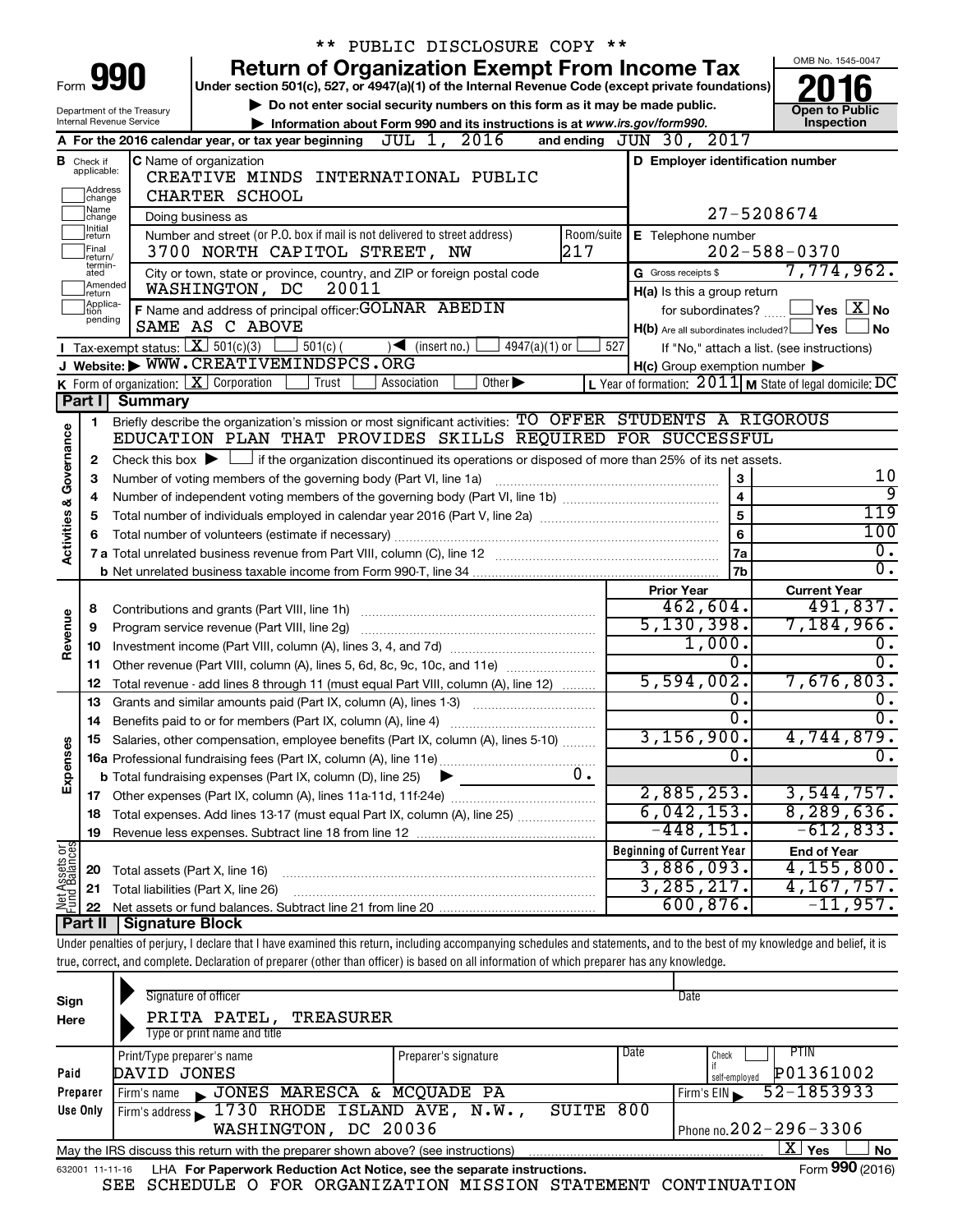** PUBLIC DISCLOSURE COPY **

# Form 990 — Return of Organization Exempt From Income Tax

Under section 501(c), 527, or 4947(a)(1) of the Internal Revenue Code (except private foundations)

▶ Do not enter social security numbers on this form as it may be made public.

▶ Information about Form 990 and its instructions is at *www.irs.gov/form990.*

Department of the Treasury Internal Revenue Service

OMB No. 1545-0047

**2016**

**Open to Public Inspection**

**A** For the 2016 calendar year, or tax year beginning JUL 1, 2016 and ending JUN 30, 2017

**B** Check if applicable: Address change, Name change, Initial return, Final return/terminated, Amended return, Application pending

**C** Name of organization: CREATIVE MINDS INTERNATIONAL PUBLIC CHARTER SCHOOL

Doing business as

Number and street (or P.O. box if mail is not delivered to street address): 3700 NORTH CAPITOL STREET, NW — Room/suite: 217

City or town, state or province, country, and ZIP or foreign postal code: WASHINGTON, DC 20011

**D** Employer identification number: 27-5208674

**E** Telephone number: 202-588-0370

**G** Gross receipts $ 7,774,962.

**F** Name and address of principal officer: GOLNAR ABEDIN, SAME AS C ABOVE

**H(a)** Is this a group return for subordinates? ☐ Yes ☒ No

**H(b)** Are all subordinates included? ☐ Yes ☐ No — If "No," attach a list. (see instructions)

**H(c)** Group exemption number ▶

**I** Tax-exempt status: ☒ 501(c)(3) ☐ 501(c) ( ) ◀ (insert no.) ☐ 4947(a)(1) or ☐ 527

**J** Website: ▶ WWW.CREATIVEMINDSPCS.ORG

**K** Form of organization: ☒ Corporation ☐ Trust ☐ Association ☐ Other ▶

**L** Year of formation: 2011 **M** State of legal domicile: DC

## Part I Summary

**Activities & Governance**

1 Briefly describe the organization's mission or most significant activities: TO OFFER STUDENTS A RIGOROUS EDUCATION PLAN THAT PROVIDES SKILLS REQUIRED FOR SUCCESSFUL

2 Check this box ▶ ☐ if the organization discontinued its operations or disposed of more than 25% of its net assets.

| | | Line | |
|---|---|---|---|
| 3 | Number of voting members of the governing body (Part VI, line 1a) | 3 | 10 |
| 4 | Number of independent voting members of the governing body (Part VI, line 1b) | 4 | 9 |
| 5 | Total number of individuals employed in calendar year 2016 (Part V, line 2a) | 5 | 119 |
| 6 | Total number of volunteers (estimate if necessary) | 6 | 100 |
| 7a | Total unrelated business revenue from Part VIII, column (C), line 12 | 7a | 0. |
| 7b | Net unrelated business taxable income from Form 990-T, line 34 | 7b | 0. |

| | | Prior Year | Current Year |
|---|---|---|---|
| **Revenue** | | | |
| 8 | Contributions and grants (Part VIII, line 1h) | 462,604. | 491,837. |
| 9 | Program service revenue (Part VIII, line 2g) | 5,130,398. | 7,184,966. |
| 10 | Investment income (Part VIII, column (A), lines 3, 4, and 7d) | 1,000. | 0. |
| 11 | Other revenue (Part VIII, column (A), lines 5, 6d, 8c, 9c, 10c, and 11e) | 0. | 0. |
| 12 | Total revenue - add lines 8 through 11 (must equal Part VIII, column (A), line 12) | 5,594,002. | 7,676,803. |
| **Expenses** | | | |
| 13 | Grants and similar amounts paid (Part IX, column (A), lines 1-3) | 0. | 0. |
| 14 | Benefits paid to or for members (Part IX, column (A), line 4) | 0. | 0. |
| 15 | Salaries, other compensation, employee benefits (Part IX, column (A), lines 5-10) | 3,156,900. | 4,744,879. |
| 16a | Professional fundraising fees (Part IX, column (A), line 11e) | 0. | 0. |
| b | Total fundraising expenses (Part IX, column (D), line 25) ▶ 0. | | |
| 17 | Other expenses (Part IX, column (A), lines 11a-11d, 11f-24e) | 2,885,253. | 3,544,757. |
| 18 | Total expenses. Add lines 13-17 (must equal Part IX, column (A), line 25) | 6,042,153. | 8,289,636. |
| 19 | Revenue less expenses. Subtract line 18 from line 12 | -448,151. | -612,833. |

| | **Net Assets or Fund Balances** | Beginning of Current Year | End of Year |
|---|---|---|---|
| 20 | Total assets (Part X, line 16) | 3,886,093. | 4,155,800. |
| 21 | Total liabilities (Part X, line 26) | 3,285,217. | 4,167,757. |
| 22 | Net assets or fund balances. Subtract line 21 from line 20 | 600,876. | -11,957. |

## Part II Signature Block

Under penalties of perjury, I declare that I have examined this return, including accompanying schedules and statements, and to the best of my knowledge and belief, it is true, correct, and complete. Declaration of preparer (other than officer) is based on all information of which preparer has any knowledge.

**Sign Here**

Signature of officer — Date

PRITA PATEL, TREASURER

Type or print name and title

**Paid Preparer Use Only**

| Print/Type preparer's name | Preparer's signature | Date | Check if self-employed | PTIN |
|---|---|---|---|---|
| DAVID JONES | | | ☐ | P01361002 |

Firm's name ▶ JONES MARESCA & MCQUADE PA — Firm's EIN ▶ 52-1853933

Firm's address ▶ 1730 RHODE ISLAND AVE, N.W., SUITE 800, WASHINGTON, DC 20036 — Phone no. 202-296-3306

May the IRS discuss this return with the preparer shown above? (see instructions) ☒ Yes ☐ No

632001 11-11-16 LHA For Paperwork Reduction Act Notice, see the separate instructions. Form **990** (2016)

SEE SCHEDULE O FOR ORGANIZATION MISSION STATEMENT CONTINUATION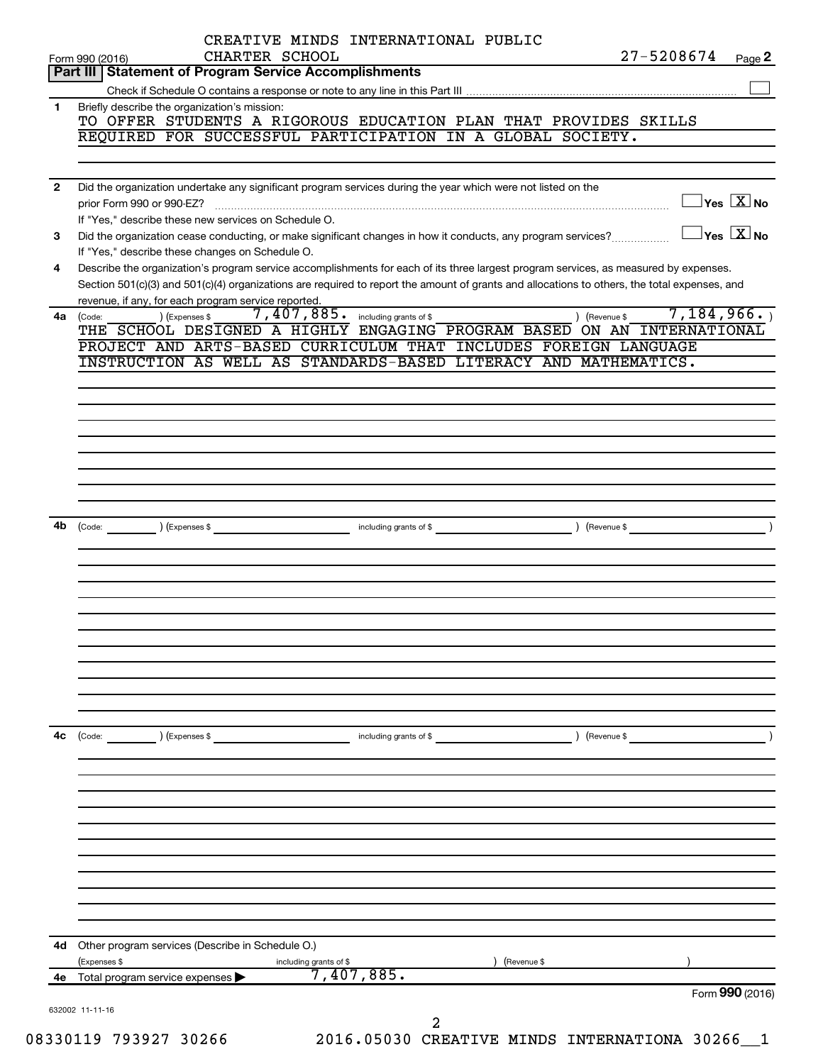CREATIVE MINDS INTERNATIONAL PUBLIC CHARTER SCHOOL 27-5208674

Form 990 (2016)

## Part III | Statement of Program Service Accomplishments

Check if Schedule O contains a response or note to any line in this Part III ☐

**1** Briefly describe the organization's mission:

TO OFFER STUDENTS A RIGOROUS EDUCATION PLAN THAT PROVIDES SKILLS REQUIRED FOR SUCCESSFUL PARTICIPATION IN A GLOBAL SOCIETY.

**2** Did the organization undertake any significant program services during the year which were not listed on the prior Form 990 or 990-EZ? ☐ Yes ☒ No

If "Yes," describe these new services on Schedule O.

**3** Did the organization cease conducting, or make significant changes in how it conducts, any program services? ☐ Yes ☒ No

If "Yes," describe these changes on Schedule O.

**4** Describe the organization's program service accomplishments for each of its three largest program services, as measured by expenses. Section 501(c)(3) and 501(c)(4) organizations are required to report the amount of grants and allocations to others, the total expenses, and revenue, if any, for each program service reported.

**4a** (Code: ) (Expenses $ 7,407,885. including grants of $ ) (Revenue $ 7,184,966. )

THE SCHOOL DESIGNED A HIGHLY ENGAGING PROGRAM BASED ON AN INTERNATIONAL PROJECT AND ARTS-BASED CURRICULUM THAT INCLUDES FOREIGN LANGUAGE INSTRUCTION AS WELL AS STANDARDS-BASED LITERACY AND MATHEMATICS.

**4b** (Code: ) (Expenses $ including grants of $ ) (Revenue $ )

**4c** (Code: ) (Expenses $ including grants of $ ) (Revenue $ )

**4d** Other program services (Describe in Schedule O.)

(Expenses $ including grants of $ ) (Revenue $ )

**4e** Total program service expenses ▶ 7,407,885.

Form **990** (2016)

632002 11-11-16

08330119 793927 30266 2016.05030 CREATIVE MINDS INTERNATIONA 30266__1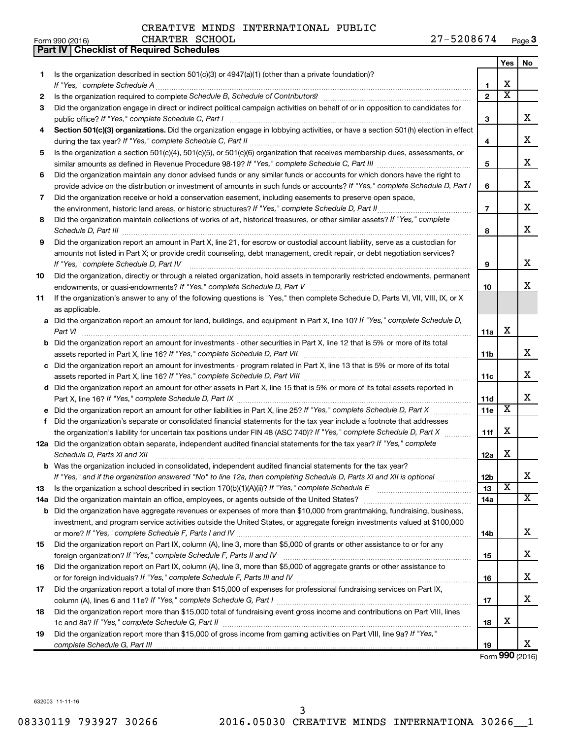CREATIVE MINDS INTERNATIONAL PUBLIC CHARTER SCHOOL 27-5208674

Form 990 (2016) Page 3

**Part IV | Checklist of Required Schedules**

| | | | Yes | No |
|---|---|---|---|---|
| 1 | Is the organization described in section 501(c)(3) or 4947(a)(1) (other than a private foundation)? *If "Yes," complete Schedule A* | 1 | X | |
| 2 | Is the organization required to complete *Schedule B, Schedule of Contributors*? | 2 | X | |
| 3 | Did the organization engage in direct or indirect political campaign activities on behalf of or in opposition to candidates for public office? *If "Yes," complete Schedule C, Part I* | 3 | | X |
| 4 | **Section 501(c)(3) organizations.** Did the organization engage in lobbying activities, or have a section 501(h) election in effect during the tax year? *If "Yes," complete Schedule C, Part II* | 4 | | X |
| 5 | Is the organization a section 501(c)(4), 501(c)(5), or 501(c)(6) organization that receives membership dues, assessments, or similar amounts as defined in Revenue Procedure 98-19? *If "Yes," complete Schedule C, Part III* | 5 | | X |
| 6 | Did the organization maintain any donor advised funds or any similar funds or accounts for which donors have the right to provide advice on the distribution or investment of amounts in such funds or accounts? *If "Yes," complete Schedule D, Part I* | 6 | | X |
| 7 | Did the organization receive or hold a conservation easement, including easements to preserve open space, the environment, historic land areas, or historic structures? *If "Yes," complete Schedule D, Part II* | 7 | | X |
| 8 | Did the organization maintain collections of works of art, historical treasures, or other similar assets? *If "Yes," complete Schedule D, Part III* | 8 | | X |
| 9 | Did the organization report an amount in Part X, line 21, for escrow or custodial account liability, serve as a custodian for amounts not listed in Part X; or provide credit counseling, debt management, credit repair, or debt negotiation services? *If "Yes," complete Schedule D, Part IV* | 9 | | X |
| 10 | Did the organization, directly or through a related organization, hold assets in temporarily restricted endowments, permanent endowments, or quasi-endowments? *If "Yes," complete Schedule D, Part V* | 10 | | X |
| 11 | If the organization's answer to any of the following questions is "Yes," then complete Schedule D, Parts VI, VII, VIII, IX, or X as applicable. | | | |
| a | Did the organization report an amount for land, buildings, and equipment in Part X, line 10? *If "Yes," complete Schedule D, Part VI* | 11a | X | |
| b | Did the organization report an amount for investments - other securities in Part X, line 12 that is 5% or more of its total assets reported in Part X, line 16? *If "Yes," complete Schedule D, Part VII* | 11b | | X |
| c | Did the organization report an amount for investments - program related in Part X, line 13 that is 5% or more of its total assets reported in Part X, line 16? *If "Yes," complete Schedule D, Part VIII* | 11c | | X |
| d | Did the organization report an amount for other assets in Part X, line 15 that is 5% or more of its total assets reported in Part X, line 16? *If "Yes," complete Schedule D, Part IX* | 11d | | X |
| e | Did the organization report an amount for other liabilities in Part X, line 25? *If "Yes," complete Schedule D, Part X* | 11e | X | |
| f | Did the organization's separate or consolidated financial statements for the tax year include a footnote that addresses the organization's liability for uncertain tax positions under FIN 48 (ASC 740)? *If "Yes," complete Schedule D, Part X* | 11f | X | |
| 12a | Did the organization obtain separate, independent audited financial statements for the tax year? *If "Yes," complete Schedule D, Parts XI and XII* | 12a | X | |
| b | Was the organization included in consolidated, independent audited financial statements for the tax year? *If "Yes," and if the organization answered "No" to line 12a, then completing Schedule D, Parts XI and XII is optional* | 12b | | X |
| 13 | Is the organization a school described in section 170(b)(1)(A)(ii)? *If "Yes," complete Schedule E* | 13 | X | |
| 14a | Did the organization maintain an office, employees, or agents outside of the United States? | 14a | | X |
| b | Did the organization have aggregate revenues or expenses of more than $10,000 from grantmaking, fundraising, business, investment, and program service activities outside the United States, or aggregate foreign investments valued at $100,000 or more? *If "Yes," complete Schedule F, Parts I and IV* | 14b | | X |
| 15 | Did the organization report on Part IX, column (A), line 3, more than $5,000 of grants or other assistance to or for any foreign organization? *If "Yes," complete Schedule F, Parts II and IV* | 15 | | X |
| 16 | Did the organization report on Part IX, column (A), line 3, more than $5,000 of aggregate grants or other assistance to or for foreign individuals? *If "Yes," complete Schedule F, Parts III and IV* | 16 | | X |
| 17 | Did the organization report a total of more than $15,000 of expenses for professional fundraising services on Part IX, column (A), lines 6 and 11e? *If "Yes," complete Schedule G, Part I* | 17 | | X |
| 18 | Did the organization report more than $15,000 total of fundraising event gross income and contributions on Part VIII, lines 1c and 8a? *If "Yes," complete Schedule G, Part II* | 18 | X | |
| 19 | Did the organization report more than $15,000 of gross income from gaming activities on Part VIII, line 9a? *If "Yes," complete Schedule G, Part III* | 19 | | X |

Form **990** (2016)

632003 11-11-16

08330119 793927 30266 2016.05030 CREATIVE MINDS INTERNATIONA 30266__1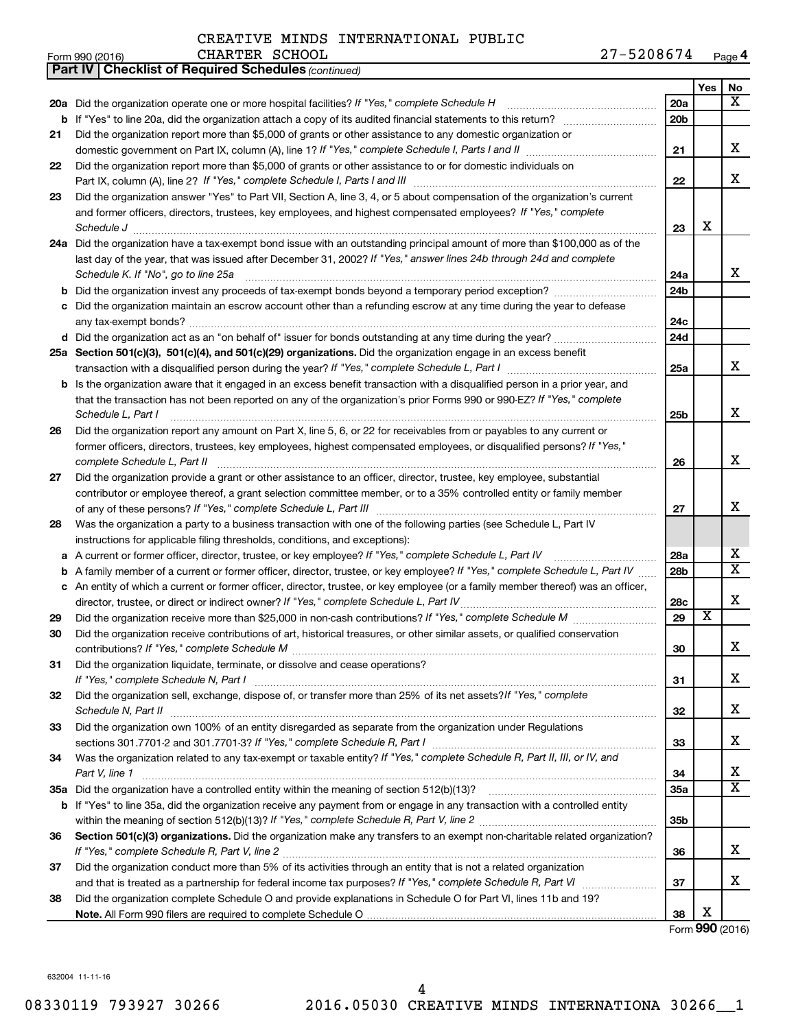CREATIVE MINDS INTERNATIONAL PUBLIC CHARTER SCHOOL 27-5208674

Form 990 (2016) Page 4

**Part IV | Checklist of Required Schedules** *(continued)*

| | | | Yes | No |
|---|---|---|---|---|
| 20a | Did the organization operate one or more hospital facilities? *If "Yes," complete Schedule H* | 20a | | X |
| b | If "Yes" to line 20a, did the organization attach a copy of its audited financial statements to this return? | 20b | | |
| 21 | Did the organization report more than $5,000 of grants or other assistance to any domestic organization or domestic government on Part IX, column (A), line 1? *If "Yes," complete Schedule I, Parts I and II* | 21 | | X |
| 22 | Did the organization report more than $5,000 of grants or other assistance to or for domestic individuals on Part IX, column (A), line 2? *If "Yes," complete Schedule I, Parts I and III* | 22 | | X |
| 23 | Did the organization answer "Yes" to Part VII, Section A, line 3, 4, or 5 about compensation of the organization's current and former officers, directors, trustees, key employees, and highest compensated employees? *If "Yes," complete Schedule J* | 23 | X | |
| 24a | Did the organization have a tax-exempt bond issue with an outstanding principal amount of more than $100,000 as of the last day of the year, that was issued after December 31, 2002? *If "Yes," answer lines 24b through 24d and complete Schedule K. If "No", go to line 25a* | 24a | | X |
| b | Did the organization invest any proceeds of tax-exempt bonds beyond a temporary period exception? | 24b | | |
| c | Did the organization maintain an escrow account other than a refunding escrow at any time during the year to defease any tax-exempt bonds? | 24c | | |
| d | Did the organization act as an "on behalf of" issuer for bonds outstanding at any time during the year? | 24d | | |
| 25a | **Section 501(c)(3), 501(c)(4), and 501(c)(29) organizations.** Did the organization engage in an excess benefit transaction with a disqualified person during the year? *If "Yes," complete Schedule L, Part I* | 25a | | X |
| b | Is the organization aware that it engaged in an excess benefit transaction with a disqualified person in a prior year, and that the transaction has not been reported on any of the organization's prior Forms 990 or 990-EZ? *If "Yes," complete Schedule L, Part I* | 25b | | X |
| 26 | Did the organization report any amount on Part X, line 5, 6, or 22 for receivables from or payables to any current or former officers, directors, trustees, key employees, highest compensated employees, or disqualified persons? *If "Yes," complete Schedule L, Part II* | 26 | | X |
| 27 | Did the organization provide a grant or other assistance to an officer, director, trustee, key employee, substantial contributor or employee thereof, a grant selection committee member, or to a 35% controlled entity or family member of any of these persons? *If "Yes," complete Schedule L, Part III* | 27 | | X |
| 28 | Was the organization a party to a business transaction with one of the following parties (see Schedule L, Part IV instructions for applicable filing thresholds, conditions, and exceptions): | | | |
| a | A current or former officer, director, trustee, or key employee? *If "Yes," complete Schedule L, Part IV* | 28a | | X |
| b | A family member of a current or former officer, director, trustee, or key employee? *If "Yes," complete Schedule L, Part IV* | 28b | | X |
| c | An entity of which a current or former officer, director, trustee, or key employee (or a family member thereof) was an officer, director, trustee, or direct or indirect owner? *If "Yes," complete Schedule L, Part IV* | 28c | | X |
| 29 | Did the organization receive more than $25,000 in non-cash contributions? *If "Yes," complete Schedule M* | 29 | X | |
| 30 | Did the organization receive contributions of art, historical treasures, or other similar assets, or qualified conservation contributions? *If "Yes," complete Schedule M* | 30 | | X |
| 31 | Did the organization liquidate, terminate, or dissolve and cease operations? *If "Yes," complete Schedule N, Part I* | 31 | | X |
| 32 | Did the organization sell, exchange, dispose of, or transfer more than 25% of its net assets? *If "Yes," complete Schedule N, Part II* | 32 | | X |
| 33 | Did the organization own 100% of an entity disregarded as separate from the organization under Regulations sections 301.7701-2 and 301.7701-3? *If "Yes," complete Schedule R, Part I* | 33 | | X |
| 34 | Was the organization related to any tax-exempt or taxable entity? *If "Yes," complete Schedule R, Part II, III, or IV, and Part V, line 1* | 34 | | X |
| 35a | Did the organization have a controlled entity within the meaning of section 512(b)(13)? | 35a | | X |
| b | If "Yes" to line 35a, did the organization receive any payment from or engage in any transaction with a controlled entity within the meaning of section 512(b)(13)? *If "Yes," complete Schedule R, Part V, line 2* | 35b | | |
| 36 | **Section 501(c)(3) organizations.** Did the organization make any transfers to an exempt non-charitable related organization? *If "Yes," complete Schedule R, Part V, line 2* | 36 | | X |
| 37 | Did the organization conduct more than 5% of its activities through an entity that is not a related organization and that is treated as a partnership for federal income tax purposes? *If "Yes," complete Schedule R, Part VI* | 37 | | X |
| 38 | Did the organization complete Schedule O and provide explanations in Schedule O for Part VI, lines 11b and 19? **Note.** All Form 990 filers are required to complete Schedule O | 38 | X | |

Form **990** (2016)

632004 11-11-16

08330119 793927 30266 2016.05030 CREATIVE MINDS INTERNATIONA 30266__1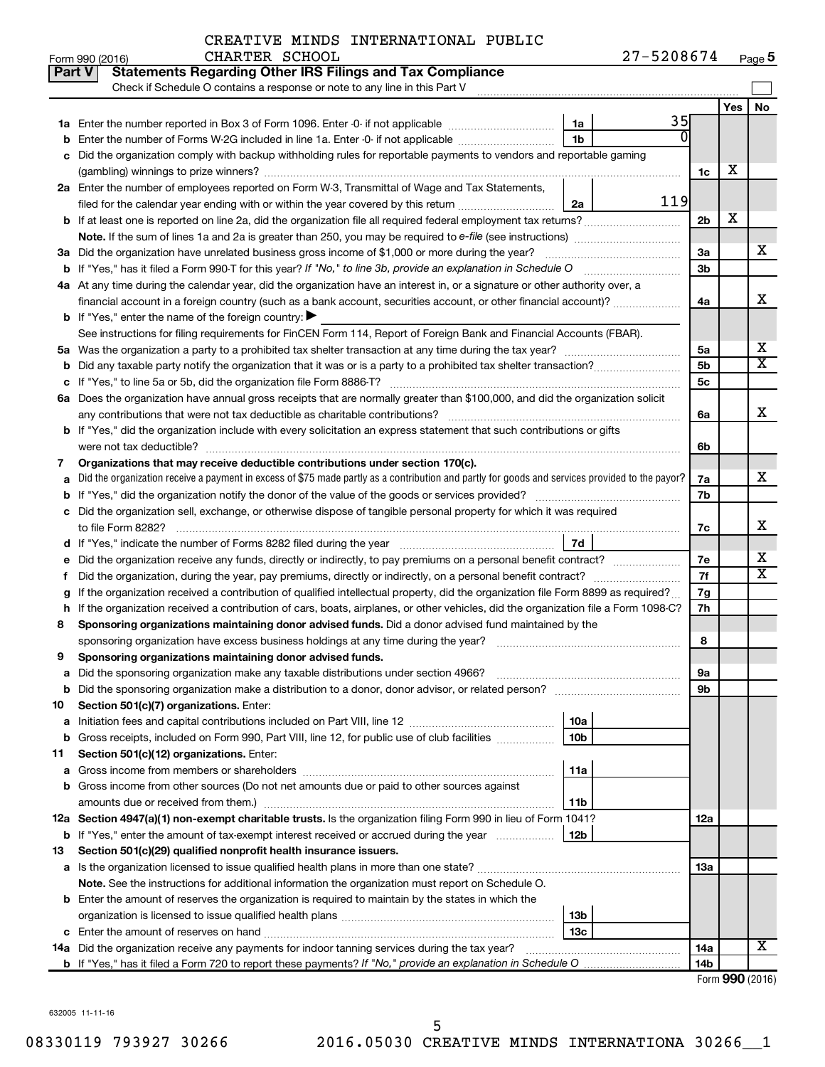CREATIVE MINDS INTERNATIONAL PUBLIC CHARTER SCHOOL 27-5208674

Form 990 (2016)

## Part V Statements Regarding Other IRS Filings and Tax Compliance

Check if Schedule O contains a response or note to any line in this Part V

| | | | | | Yes | No |
|---|---|---|---|---|---|---|
| **1a** | Enter the number reported in Box 3 of Form 1096. Enter -0- if not applicable | 1a | 35 | | | |
| **b** | Enter the number of Forms W-2G included in line 1a. Enter -0- if not applicable | 1b | 0 | | | |
| **c** | Did the organization comply with backup withholding rules for reportable payments to vendors and reportable gaming (gambling) winnings to prize winners? | | | 1c | X | |
| **2a** | Enter the number of employees reported on Form W-3, Transmittal of Wage and Tax Statements, filed for the calendar year ending with or within the year covered by this return | 2a | 119 | | | |
| **b** | If at least one is reported on line 2a, did the organization file all required federal employment tax returns? | | | 2b | X | |
| | **Note.** If the sum of lines 1a and 2a is greater than 250, you may be required to *e-file* (see instructions) | | | | | |
| **3a** | Did the organization have unrelated business gross income of $1,000 or more during the year? | | | 3a | | X |
| **b** | If "Yes," has it filed a Form 990-T for this year? *If "No," to line 3b, provide an explanation in Schedule O* | | | 3b | | |
| **4a** | At any time during the calendar year, did the organization have an interest in, or a signature or other authority over, a financial account in a foreign country (such as a bank account, securities account, or other financial account)? | | | 4a | | X |
| **b** | If "Yes," enter the name of the foreign country: ▶ | | | | | |
| | See instructions for filing requirements for FinCEN Form 114, Report of Foreign Bank and Financial Accounts (FBAR). | | | | | |
| **5a** | Was the organization a party to a prohibited tax shelter transaction at any time during the tax year? | | | 5a | | X |
| **b** | Did any taxable party notify the organization that it was or is a party to a prohibited tax shelter transaction? | | | 5b | | X |
| **c** | If "Yes," to line 5a or 5b, did the organization file Form 8886-T? | | | 5c | | |
| **6a** | Does the organization have annual gross receipts that are normally greater than $100,000, and did the organization solicit any contributions that were not tax deductible as charitable contributions? | | | 6a | | X |
| **b** | If "Yes," did the organization include with every solicitation an express statement that such contributions or gifts were not tax deductible? | | | 6b | | |
| **7** | **Organizations that may receive deductible contributions under section 170(c).** | | | | | |
| **a** | Did the organization receive a payment in excess of $75 made partly as a contribution and partly for goods and services provided to the payor? | | | 7a | | X |
| **b** | If "Yes," did the organization notify the donor of the value of the goods or services provided? | | | 7b | | |
| **c** | Did the organization sell, exchange, or otherwise dispose of tangible personal property for which it was required to file Form 8282? | | | 7c | | X |
| **d** | If "Yes," indicate the number of Forms 8282 filed during the year | 7d | | | | |
| **e** | Did the organization receive any funds, directly or indirectly, to pay premiums on a personal benefit contract? | | | 7e | | X |
| **f** | Did the organization, during the year, pay premiums, directly or indirectly, on a personal benefit contract? | | | 7f | | X |
| **g** | If the organization received a contribution of qualified intellectual property, did the organization file Form 8899 as required? | | | 7g | | |
| **h** | If the organization received a contribution of cars, boats, airplanes, or other vehicles, did the organization file a Form 1098-C? | | | 7h | | |
| **8** | **Sponsoring organizations maintaining donor advised funds.** Did a donor advised fund maintained by the sponsoring organization have excess business holdings at any time during the year? | | | 8 | | |
| **9** | **Sponsoring organizations maintaining donor advised funds.** | | | | | |
| **a** | Did the sponsoring organization make any taxable distributions under section 4966? | | | 9a | | |
| **b** | Did the sponsoring organization make a distribution to a donor, donor advisor, or related person? | | | 9b | | |
| **10** | **Section 501(c)(7) organizations.** Enter: | | | | | |
| **a** | Initiation fees and capital contributions included on Part VIII, line 12 | 10a | | | | |
| **b** | Gross receipts, included on Form 990, Part VIII, line 12, for public use of club facilities | 10b | | | | |
| **11** | **Section 501(c)(12) organizations.** Enter: | | | | | |
| **a** | Gross income from members or shareholders | 11a | | | | |
| **b** | Gross income from other sources (Do not net amounts due or paid to other sources against amounts due or received from them.) | 11b | | | | |
| **12a** | **Section 4947(a)(1) non-exempt charitable trusts.** Is the organization filing Form 990 in lieu of Form 1041? | | | 12a | | |
| **b** | If "Yes," enter the amount of tax-exempt interest received or accrued during the year | 12b | | | | |
| **13** | **Section 501(c)(29) qualified nonprofit health insurance issuers.** | | | | | |
| **a** | Is the organization licensed to issue qualified health plans in more than one state? | | | 13a | | |
| | **Note.** See the instructions for additional information the organization must report on Schedule O. | | | | | |
| **b** | Enter the amount of reserves the organization is required to maintain by the states in which the organization is licensed to issue qualified health plans | 13b | | | | |
| **c** | Enter the amount of reserves on hand | 13c | | | | |
| **14a** | Did the organization receive any payments for indoor tanning services during the tax year? | | | 14a | | X |
| **b** | If "Yes," has it filed a Form 720 to report these payments? *If "No," provide an explanation in Schedule O* | | | 14b | | |

Form **990** (2016)

632005 11-11-16

08330119 793927 30266 2016.05030 CREATIVE MINDS INTERNATIONA 30266__1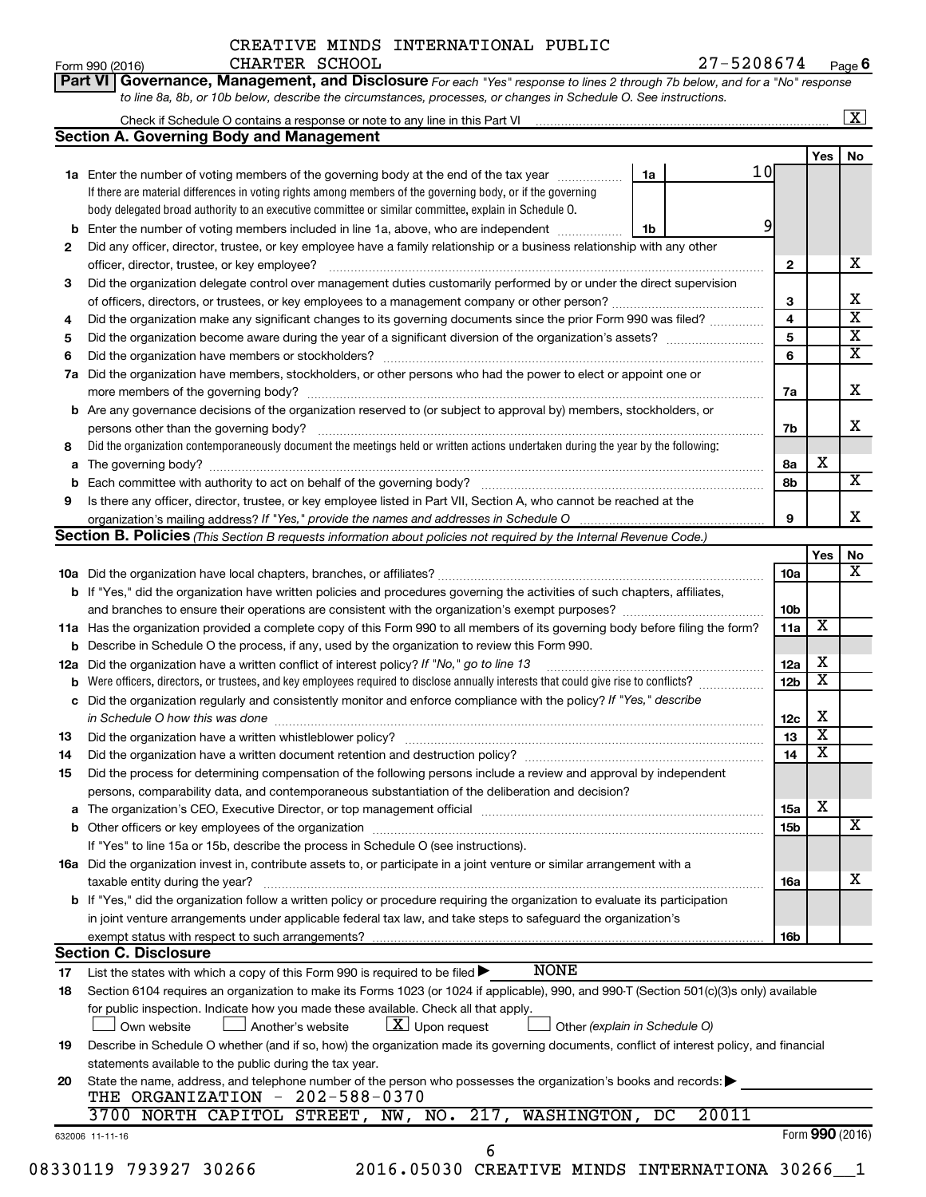CREATIVE MINDS INTERNATIONAL PUBLIC CHARTER SCHOOL 27-5208674

Form 990 (2016) Page **6**

**Part VI Governance, Management, and Disclosure** *For each "Yes" response to lines 2 through 7b below, and for a "No" response to line 8a, 8b, or 10b below, describe the circumstances, processes, or changes in Schedule O. See instructions.*

Check if Schedule O contains a response or note to any line in this Part VI [X]

## Section A. Governing Body and Management

| | | | | Yes | No |
|---|---|---|---|---|---|
| **1a** | Enter the number of voting members of the governing body at the end of the tax year — 1a: 10. If there are material differences in voting rights among members of the governing body, or if the governing body delegated broad authority to an executive committee or similar committee, explain in Schedule O. | | | | |
| **b** | Enter the number of voting members included in line 1a, above, who are independent — 1b: 9 | | | | |
| **2** | Did any officer, director, trustee, or key employee have a family relationship or a business relationship with any other officer, director, trustee, or key employee? | 2 | | | X |
| **3** | Did the organization delegate control over management duties customarily performed by or under the direct supervision of officers, directors, or trustees, or key employees to a management company or other person? | 3 | | | X |
| **4** | Did the organization make any significant changes to its governing documents since the prior Form 990 was filed? | 4 | | | X |
| **5** | Did the organization become aware during the year of a significant diversion of the organization's assets? | 5 | | | X |
| **6** | Did the organization have members or stockholders? | 6 | | | X |
| **7a** | Did the organization have members, stockholders, or other persons who had the power to elect or appoint one or more members of the governing body? | 7a | | | X |
| **b** | Are any governance decisions of the organization reserved to (or subject to approval by) members, stockholders, or persons other than the governing body? | 7b | | | X |
| **8** | Did the organization contemporaneously document the meetings held or written actions undertaken during the year by the following: | | | | |
| **a** | The governing body? | 8a | | X | |
| **b** | Each committee with authority to act on behalf of the governing body? | 8b | | | X |
| **9** | Is there any officer, director, trustee, or key employee listed in Part VII, Section A, who cannot be reached at the organization's mailing address? *If "Yes," provide the names and addresses in Schedule O* | 9 | | | X |

## Section B. Policies *(This Section B requests information about policies not required by the Internal Revenue Code.)*

| | | | Yes | No |
|---|---|---|---|---|
| **10a** | Did the organization have local chapters, branches, or affiliates? | 10a | | X |
| **b** | If "Yes," did the organization have written policies and procedures governing the activities of such chapters, affiliates, and branches to ensure their operations are consistent with the organization's exempt purposes? | 10b | | |
| **11a** | Has the organization provided a complete copy of this Form 990 to all members of its governing body before filing the form? | 11a | X | |
| **b** | Describe in Schedule O the process, if any, used by the organization to review this Form 990. | | | |
| **12a** | Did the organization have a written conflict of interest policy? *If "No," go to line 13* | 12a | X | |
| **b** | Were officers, directors, or trustees, and key employees required to disclose annually interests that could give rise to conflicts? | 12b | X | |
| **c** | Did the organization regularly and consistently monitor and enforce compliance with the policy? *If "Yes," describe in Schedule O how this was done* | 12c | X | |
| **13** | Did the organization have a written whistleblower policy? | 13 | X | |
| **14** | Did the organization have a written document retention and destruction policy? | 14 | X | |
| **15** | Did the process for determining compensation of the following persons include a review and approval by independent persons, comparability data, and contemporaneous substantiation of the deliberation and decision? | | | |
| **a** | The organization's CEO, Executive Director, or top management official | 15a | X | |
| **b** | Other officers or key employees of the organization | 15b | | X |
| | If "Yes" to line 15a or 15b, describe the process in Schedule O (see instructions). | | | |
| **16a** | Did the organization invest in, contribute assets to, or participate in a joint venture or similar arrangement with a taxable entity during the year? | 16a | | X |
| **b** | If "Yes," did the organization follow a written policy or procedure requiring the organization to evaluate its participation in joint venture arrangements under applicable federal tax law, and take steps to safeguard the organization's exempt status with respect to such arrangements? | 16b | | |

## Section C. Disclosure

**17** List the states with which a copy of this Form 990 is required to be filed ▶ NONE

**18** Section 6104 requires an organization to make its Forms 1023 (or 1024 if applicable), 990, and 990-T (Section 501(c)(3)s only) available for public inspection. Indicate how you made these available. Check all that apply.

[ ] Own website [ ] Another's website [X] Upon request [ ] Other *(explain in Schedule O)*

**19** Describe in Schedule O whether (and if so, how) the organization made its governing documents, conflict of interest policy, and financial statements available to the public during the tax year.

**20** State the name, address, and telephone number of the person who possesses the organization's books and records: ▶

THE ORGANIZATION - 202-588-0370

3700 NORTH CAPITOL STREET, NW, NO. 217, WASHINGTON, DC 20011

632006 11-11-16 Form **990** (2016)

08330119 793927 30266 2016.05030 CREATIVE MINDS INTERNATIONA 30266__1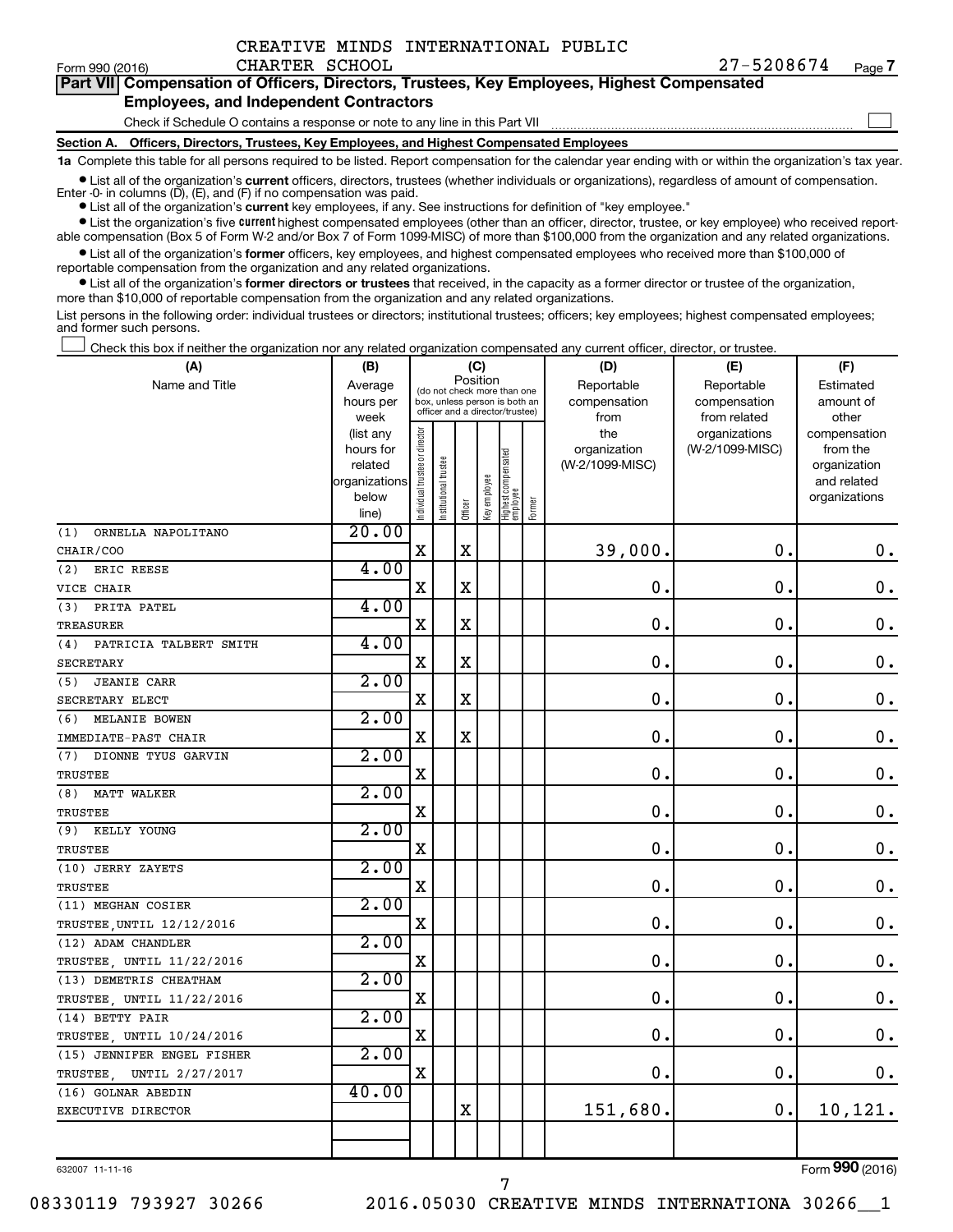CREATIVE MINDS INTERNATIONAL PUBLIC CHARTER SCHOOL

Form 990 (2016) 27-5208674 Page 7

## Part VII Compensation of Officers, Directors, Trustees, Key Employees, Highest Compensated Employees, and Independent Contractors

Check if Schedule O contains a response or note to any line in this Part VII

### Section A. Officers, Directors, Trustees, Key Employees, and Highest Compensated Employees

**1a** Complete this table for all persons required to be listed. Report compensation for the calendar year ending with or within the organization's tax year.

- List all of the organization's **current** officers, directors, trustees (whether individuals or organizations), regardless of amount of compensation. Enter -0- in columns (D), (E), and (F) if no compensation was paid.
- List all of the organization's **current** key employees, if any. See instructions for definition of "key employee."
- List the organization's five **current** highest compensated employees (other than an officer, director, trustee, or key employee) who received reportable compensation (Box 5 of Form W-2 and/or Box 7 of Form 1099-MISC) of more than $100,000 from the organization and any related organizations.
- List all of the organization's **former** officers, key employees, and highest compensated employees who received more than $100,000 of reportable compensation from the organization and any related organizations.
- List all of the organization's **former directors or trustees** that received, in the capacity as a former director or trustee of the organization, more than $10,000 of reportable compensation from the organization and any related organizations.

List persons in the following order: individual trustees or directors; institutional trustees; officers; key employees; highest compensated employees; and former such persons.

Check this box if neither the organization nor any related organization compensated any current officer, director, or trustee.

| (A) Name and Title | (B) Average hours per week (list any hours for related organizations below line) | (C) Position: Individual trustee or director | Institutional trustee | Officer | Key employee | Highest compensated employee | Former | (D) Reportable compensation from the organization (W-2/1099-MISC) | (E) Reportable compensation from related organizations (W-2/1099-MISC) | (F) Estimated amount of other compensation from the organization and related organizations |
|---|---|---|---|---|---|---|---|---|---|---|
| (1) ORNELLA NAPOLITANO CHAIR/COO | 20.00 | X | | X | | | | 39,000. | 0. | 0. |
| (2) ERIC REESE VICE CHAIR | 4.00 | X | | X | | | | 0. | 0. | 0. |
| (3) PRITA PATEL TREASURER | 4.00 | X | | X | | | | 0. | 0. | 0. |
| (4) PATRICIA TALBERT SMITH SECRETARY | 4.00 | X | | X | | | | 0. | 0. | 0. |
| (5) JEANIE CARR SECRETARY ELECT | 2.00 | X | | X | | | | 0. | 0. | 0. |
| (6) MELANIE BOWEN IMMEDIATE-PAST CHAIR | 2.00 | X | | X | | | | 0. | 0. | 0. |
| (7) DIONNE TYUS GARVIN TRUSTEE | 2.00 | X | | | | | | 0. | 0. | 0. |
| (8) MATT WALKER TRUSTEE | 2.00 | X | | | | | | 0. | 0. | 0. |
| (9) KELLY YOUNG TRUSTEE | 2.00 | X | | | | | | 0. | 0. | 0. |
| (10) JERRY ZAYETS TRUSTEE | 2.00 | X | | | | | | 0. | 0. | 0. |
| (11) MEGHAN COSIER TRUSTEE,UNTIL 12/12/2016 | 2.00 | X | | | | | | 0. | 0. | 0. |
| (12) ADAM CHANDLER TRUSTEE, UNTIL 11/22/2016 | 2.00 | X | | | | | | 0. | 0. | 0. |
| (13) DEMETRIS CHEATHAM TRUSTEE, UNTIL 11/22/2016 | 2.00 | X | | | | | | 0. | 0. | 0. |
| (14) BETTY PAIR TRUSTEE, UNTIL 10/24/2016 | 2.00 | X | | | | | | 0. | 0. | 0. |
| (15) JENNIFER ENGEL FISHER TRUSTEE, UNTIL 2/27/2017 | 2.00 | X | | | | | | 0. | 0. | 0. |
| (16) GOLNAR ABEDIN EXECUTIVE DIRECTOR | 40.00 | | | X | | | | 151,680. | 0. | 10,121. |

632007 11-11-16 Form 990 (2016)

08330119 793927 30266 2016.05030 CREATIVE MINDS INTERNATIONA 30266__1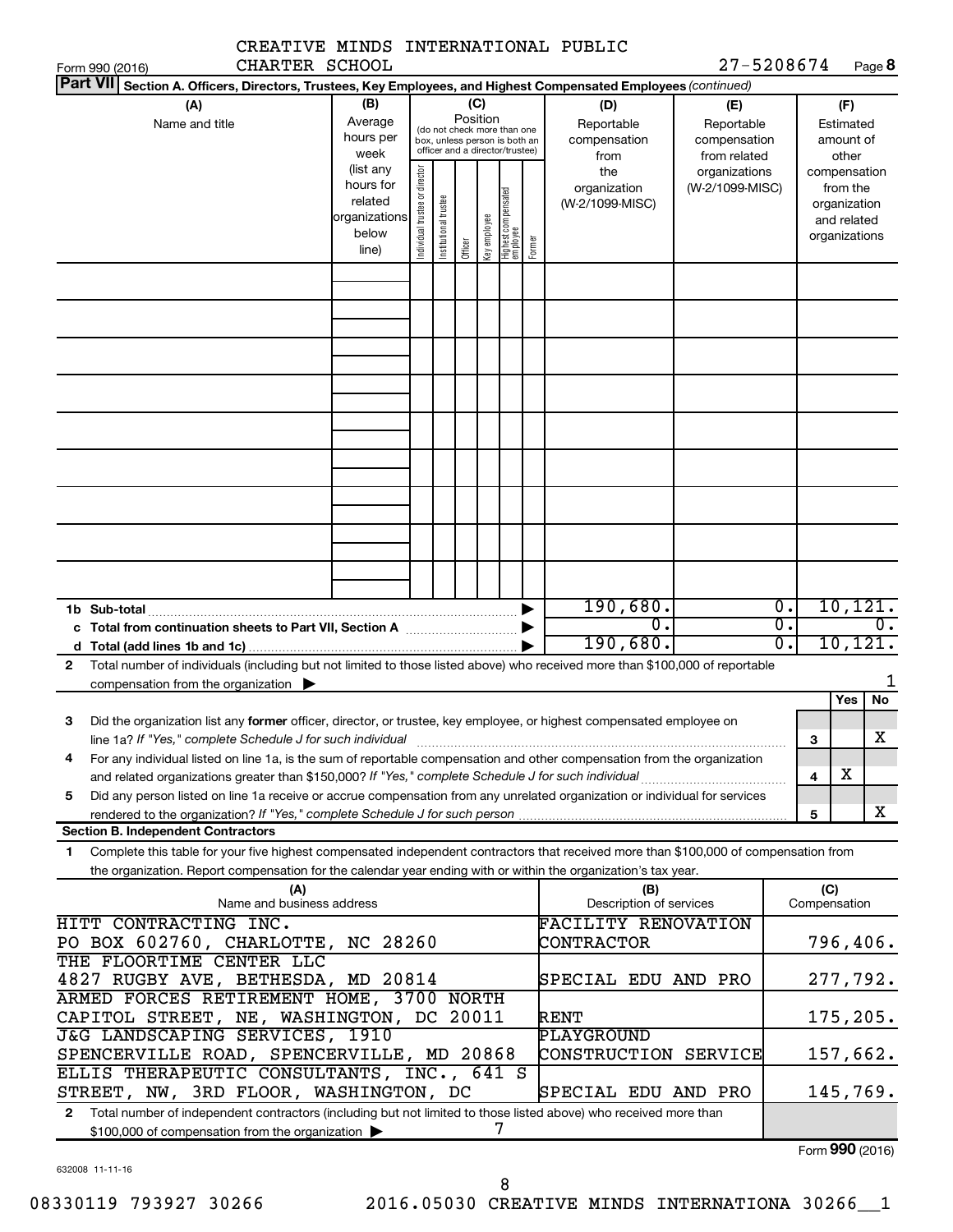CREATIVE MINDS INTERNATIONAL PUBLIC CHARTER SCHOOL

Form 990 (2016) 27-5208674 Page 8

**Part VII Section A. Officers, Directors, Trustees, Key Employees, and Highest Compensated Employees** *(continued)*

| (A) Name and title | (B) Average hours per week (list any hours for related organizations below line) | (C) Position (do not check more than one box, unless person is both an officer and a director/trustee): Individual trustee or director | Institutional trustee | Officer | Key employee | Highest compensated employee | Former | (D) Reportable compensation from the organization (W-2/1099-MISC) | (E) Reportable compensation from related organizations (W-2/1099-MISC) | (F) Estimated amount of other compensation from the organization and related organizations |
|---|---|---|---|---|---|---|---|---|---|---|
| | | | | | | | | | | |
| **1b Sub-total** | | | | | | | ▶ | 190,680. | 0. | 10,121. |
| **c Total from continuation sheets to Part VII, Section A** | | | | | | | ▶ | 0. | 0. | 0. |
| **d Total (add lines 1b and 1c)** | | | | | | | ▶ | 190,680. | 0. | 10,121. |

**2** Total number of individuals (including but not limited to those listed above) who received more than $100,000 of reportable compensation from the organization ▶ 1

| | | | Yes | No |
|---|---|---|---|---|
| **3** | Did the organization list any **former** officer, director, or trustee, key employee, or highest compensated employee on line 1a? *If "Yes," complete Schedule J for such individual* | 3 | | X |
| **4** | For any individual listed on line 1a, is the sum of reportable compensation and other compensation from the organization and related organizations greater than $150,000? *If "Yes," complete Schedule J for such individual* | 4 | X | |
| **5** | Did any person listed on line 1a receive or accrue compensation from any unrelated organization or individual for services rendered to the organization? *If "Yes," complete Schedule J for such person* | 5 | | X |

**Section B. Independent Contractors**

**1** Complete this table for your five highest compensated independent contractors that received more than $100,000 of compensation from the organization. Report compensation for the calendar year ending with or within the organization's tax year.

| (A) Name and business address | (B) Description of services | (C) Compensation |
|---|---|---|
| HITT CONTRACTING INC. PO BOX 602760, CHARLOTTE, NC 28260 | FACILITY RENOVATION CONTRACTOR | 796,406. |
| THE FLOORTIME CENTER LLC 4827 RUGBY AVE, BETHESDA, MD 20814 | SPECIAL EDU AND PRO | 277,792. |
| ARMED FORCES RETIREMENT HOME, 3700 NORTH CAPITOL STREET, NE, WASHINGTON, DC 20011 | RENT | 175,205. |
| J&G LANDSCAPING SERVICES, 1910 SPENCERVILLE ROAD, SPENCERVILLE, MD 20868 | PLAYGROUND CONSTRUCTION SERVICE | 157,662. |
| ELLIS THERAPEUTIC CONSULTANTS, INC., 641 S STREET, NW, 3RD FLOOR, WASHINGTON, DC | SPECIAL EDU AND PRO | 145,769. |

**2** Total number of independent contractors (including but not limited to those listed above) who received more than $100,000 of compensation from the organization ▶ 7

Form **990** (2016)

632008 11-11-16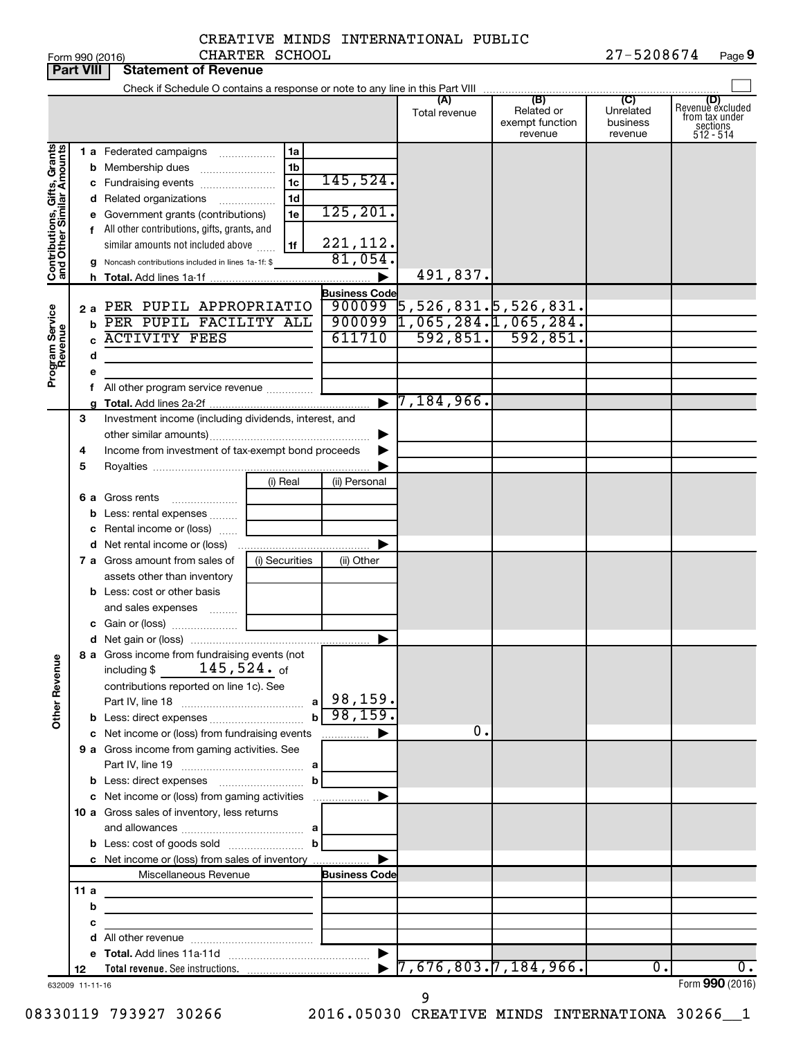CREATIVE MINDS INTERNATIONAL PUBLIC CHARTER SCHOOL

Form 990 (2016) — 27-5208674 — Page 9

## Part VIII Statement of Revenue

Check if Schedule O contains a response or note to any line in this Part VIII

| | | | | (A) Total revenue | (B) Related or exempt function revenue | (C) Unrelated business revenue | (D) Revenue excluded from tax under sections 512 - 514 |
|---|---|---|---|---|---|---|---|
| **Contributions, Gifts, Grants and Other Similar Amounts** | 1 a | Federated campaigns | 1a | | | | |
| | b | Membership dues | 1b | | | | |
| | c | Fundraising events | 1c 145,524. | | | | |
| | d | Related organizations | 1d | | | | |
| | e | Government grants (contributions) | 1e 125,201. | | | | |
| | f | All other contributions, gifts, grants, and similar amounts not included above | 1f 221,112. | | | | |
| | g | Noncash contributions included in lines 1a-1f: $ | 81,054. | | | | |
| | h | **Total.** Add lines 1a-1f | | 491,837. | | | |
| **Program Service Revenue** | | | **Business Code** | | | | |
| | 2 a | PER PUPIL APPROPRIATIO | 900099 | 5,526,831. | 5,526,831. | | |
| | b | PER PUPIL FACILITY ALL | 900099 | 1,065,284. | 1,065,284. | | |
| | c | ACTIVITY FEES | 611710 | 592,851. | 592,851. | | |
| | d | | | | | | |
| | e | | | | | | |
| | f | All other program service revenue | | | | | |
| | g | **Total.** Add lines 2a-2f | | 7,184,966. | | | |
| **Other Revenue** | 3 | Investment income (including dividends, interest, and other similar amounts) | | | | | |
| | 4 | Income from investment of tax-exempt bond proceeds | | | | | |
| | 5 | Royalties | | | | | |
| | | | (i) Real / (ii) Personal | | | | |
| | 6 a | Gross rents | | | | | |
| | b | Less: rental expenses | | | | | |
| | c | Rental income or (loss) | | | | | |
| | d | Net rental income or (loss) | | | | | |
| | | | (i) Securities / (ii) Other | | | | |
| | 7 a | Gross amount from sales of assets other than inventory | | | | | |
| | b | Less: cost or other basis and sales expenses | | | | | |
| | c | Gain or (loss) | | | | | |
| | d | Net gain or (loss) | | | | | |
| | 8 a | Gross income from fundraising events (not including $ 145,524. of contributions reported on line 1c). See Part IV, line 18 | a 98,159. | | | | |
| | b | Less: direct expenses | b 98,159. | | | | |
| | c | Net income or (loss) from fundraising events | | 0. | | | |
| | 9 a | Gross income from gaming activities. See Part IV, line 19 | a | | | | |
| | b | Less: direct expenses | b | | | | |
| | c | Net income or (loss) from gaming activities | | | | | |
| | 10 a | Gross sales of inventory, less returns and allowances | a | | | | |
| | b | Less: cost of goods sold | b | | | | |
| | c | Net income or (loss) from sales of inventory | | | | | |
| | | Miscellaneous Revenue | **Business Code** | | | | |
| | 11 a | | | | | | |
| | b | | | | | | |
| | c | | | | | | |
| | d | All other revenue | | | | | |
| | e | **Total.** Add lines 11a-11d | | | | | |
| | 12 | **Total revenue.** See instructions. | | 7,676,803. | 7,184,966. | 0. | 0. |

632009 11-11-16

Form **990** (2016)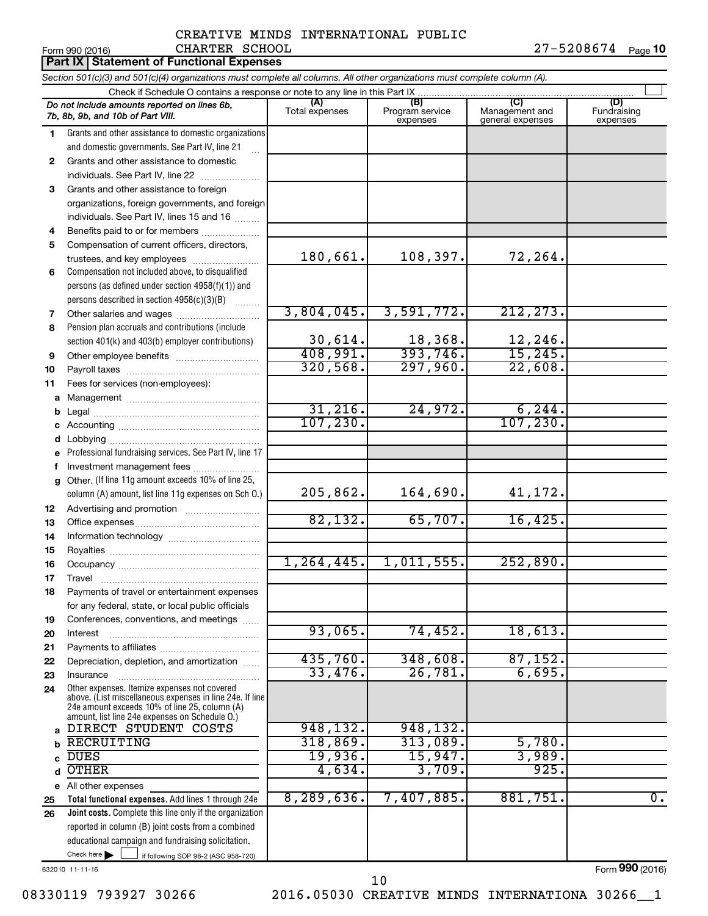CREATIVE MINDS INTERNATIONAL PUBLIC CHARTER SCHOOL

Form 990 (2016) 27-5208674 Page **10**

## Part IX Statement of Functional Expenses

*Section 501(c)(3) and 501(c)(4) organizations must complete all columns. All other organizations must complete column (A).*

Check if Schedule O contains a response or note to any line in this Part IX

| *Do not include amounts reported on lines 6b, 7b, 8b, 9b, and 10b of Part VIII.* | (A) Total expenses | (B) Program service expenses | (C) Management and general expenses | (D) Fundraising expenses |
|---|---|---|---|---|
| **1** Grants and other assistance to domestic organizations and domestic governments. See Part IV, line 21 | | | | |
| **2** Grants and other assistance to domestic individuals. See Part IV, line 22 | | | | |
| **3** Grants and other assistance to foreign organizations, foreign governments, and foreign individuals. See Part IV, lines 15 and 16 | | | | |
| **4** Benefits paid to or for members | | | | |
| **5** Compensation of current officers, directors, trustees, and key employees | 180,661. | 108,397. | 72,264. | |
| **6** Compensation not included above, to disqualified persons (as defined under section 4958(f)(1)) and persons described in section 4958(c)(3)(B) | | | | |
| **7** Other salaries and wages | 3,804,045. | 3,591,772. | 212,273. | |
| **8** Pension plan accruals and contributions (include section 401(k) and 403(b) employer contributions) | 30,614. | 18,368. | 12,246. | |
| **9** Other employee benefits | 408,991. | 393,746. | 15,245. | |
| **10** Payroll taxes | 320,568. | 297,960. | 22,608. | |
| **11** Fees for services (non-employees): | | | | |
| **a** Management | | | | |
| **b** Legal | 31,216. | 24,972. | 6,244. | |
| **c** Accounting | 107,230. | | 107,230. | |
| **d** Lobbying | | | | |
| **e** Professional fundraising services. See Part IV, line 17 | | | | |
| **f** Investment management fees | | | | |
| **g** Other. (If line 11g amount exceeds 10% of line 25, column (A) amount, list line 11g expenses on Sch O.) | 205,862. | 164,690. | 41,172. | |
| **12** Advertising and promotion | | | | |
| **13** Office expenses | 82,132. | 65,707. | 16,425. | |
| **14** Information technology | | | | |
| **15** Royalties | | | | |
| **16** Occupancy | 1,264,445. | 1,011,555. | 252,890. | |
| **17** Travel | | | | |
| **18** Payments of travel or entertainment expenses for any federal, state, or local public officials | | | | |
| **19** Conferences, conventions, and meetings | | | | |
| **20** Interest | 93,065. | 74,452. | 18,613. | |
| **21** Payments to affiliates | | | | |
| **22** Depreciation, depletion, and amortization | 435,760. | 348,608. | 87,152. | |
| **23** Insurance | 33,476. | 26,781. | 6,695. | |
| **24** Other expenses. Itemize expenses not covered above. (List miscellaneous expenses in line 24e. If line 24e amount exceeds 10% of line 25, column (A) amount, list line 24e expenses on Schedule O.) | | | | |
| **a** DIRECT STUDENT COSTS | 948,132. | 948,132. | | |
| **b** RECRUITING | 318,869. | 313,089. | 5,780. | |
| **c** DUES | 19,936. | 15,947. | 3,989. | |
| **d** OTHER | 4,634. | 3,709. | 925. | |
| **e** All other expenses | | | | |
| **25** **Total functional expenses.** Add lines 1 through 24e | 8,289,636. | 7,407,885. | 881,751. | 0. |
| **26** **Joint costs.** Complete this line only if the organization reported in column (B) joint costs from a combined educational campaign and fundraising solicitation. Check here ☐ if following SOP 98-2 (ASC 958-720) | | | | |

632010 11-11-16 Form **990** (2016)

08330119 793927 30266 2016.05030 CREATIVE MINDS INTERNATIONA 30266__1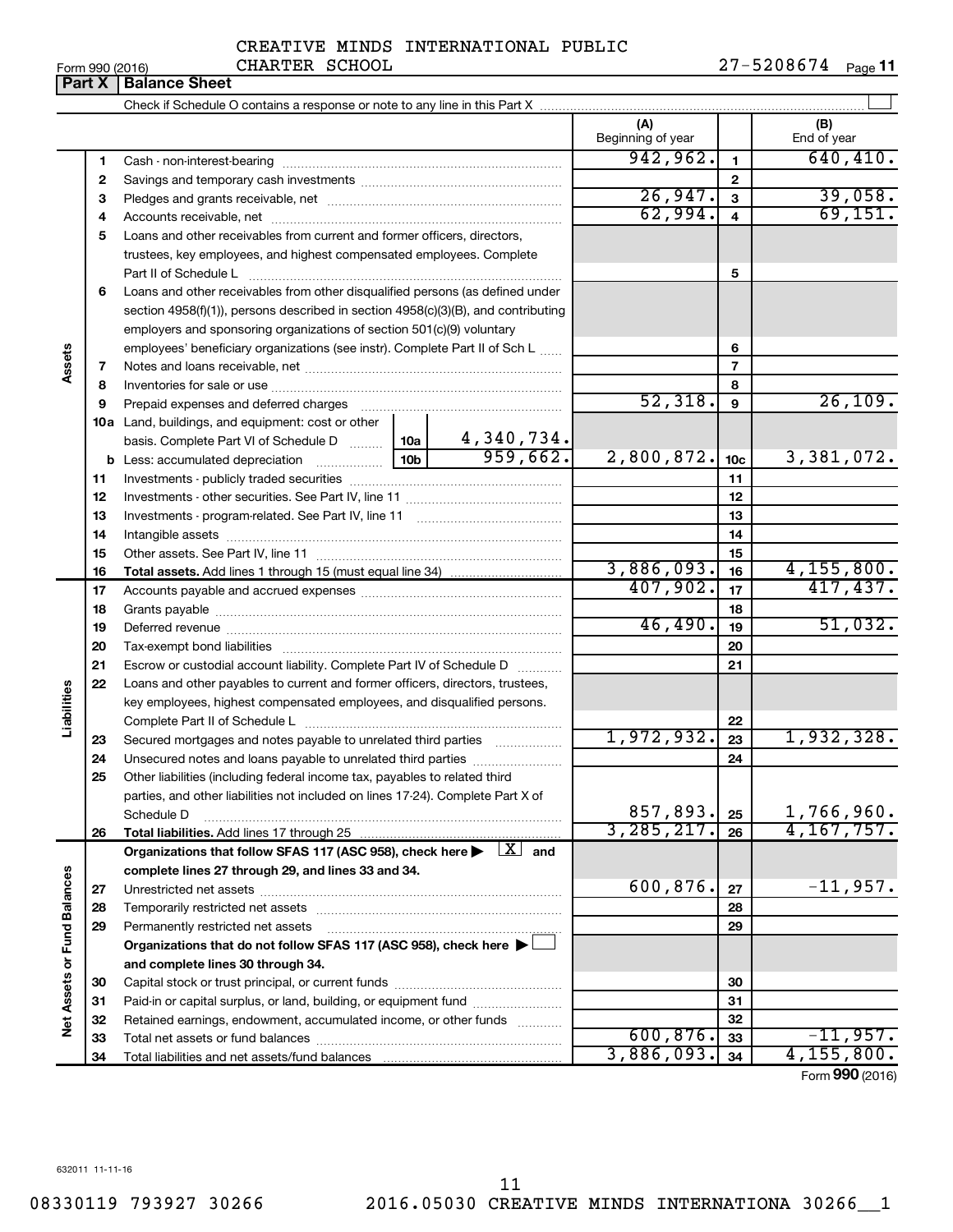CREATIVE MINDS INTERNATIONAL PUBLIC CHARTER SCHOOL

Form 990 (2016) 27-5208674 Page **11**

**Part X | Balance Sheet**

Check if Schedule O contains a response or note to any line in this Part X ☐

| | | | (A) Beginning of year | | (B) End of year |
|---|---|---|---|---|---|
| **Assets** | 1 | Cash - non-interest-bearing | 942,962. | 1 | 640,410. |
| | 2 | Savings and temporary cash investments | | 2 | |
| | 3 | Pledges and grants receivable, net | 26,947. | 3 | 39,058. |
| | 4 | Accounts receivable, net | 62,994. | 4 | 69,151. |
| | 5 | Loans and other receivables from current and former officers, directors, trustees, key employees, and highest compensated employees. Complete Part II of Schedule L | | 5 | |
| | 6 | Loans and other receivables from other disqualified persons (as defined under section 4958(f)(1)), persons described in section 4958(c)(3)(B), and contributing employers and sponsoring organizations of section 501(c)(9) voluntary employees' beneficiary organizations (see instr). Complete Part II of Sch L | | 6 | |
| | 7 | Notes and loans receivable, net | | 7 | |
| | 8 | Inventories for sale or use | | 8 | |
| | 9 | Prepaid expenses and deferred charges | 52,318. | 9 | 26,109. |
| | 10a | Land, buildings, and equipment: cost or other basis. Complete Part VI of Schedule D ... 10a: 4,340,734. | | | |
| | b | Less: accumulated depreciation ... 10b: 959,662. | 2,800,872. | 10c | 3,381,072. |
| | 11 | Investments - publicly traded securities | | 11 | |
| | 12 | Investments - other securities. See Part IV, line 11 | | 12 | |
| | 13 | Investments - program-related. See Part IV, line 11 | | 13 | |
| | 14 | Intangible assets | | 14 | |
| | 15 | Other assets. See Part IV, line 11 | | 15 | |
| | 16 | **Total assets.** Add lines 1 through 15 (must equal line 34) | 3,886,093. | 16 | 4,155,800. |
| **Liabilities** | 17 | Accounts payable and accrued expenses | 407,902. | 17 | 417,437. |
| | 18 | Grants payable | | 18 | |
| | 19 | Deferred revenue | 46,490. | 19 | 51,032. |
| | 20 | Tax-exempt bond liabilities | | 20 | |
| | 21 | Escrow or custodial account liability. Complete Part IV of Schedule D | | 21 | |
| | 22 | Loans and other payables to current and former officers, directors, trustees, key employees, highest compensated employees, and disqualified persons. Complete Part II of Schedule L | | 22 | |
| | 23 | Secured mortgages and notes payable to unrelated third parties | 1,972,932. | 23 | 1,932,328. |
| | 24 | Unsecured notes and loans payable to unrelated third parties | | 24 | |
| | 25 | Other liabilities (including federal income tax, payables to related third parties, and other liabilities not included on lines 17-24). Complete Part X of Schedule D | 857,893. | 25 | 1,766,960. |
| | 26 | **Total liabilities.** Add lines 17 through 25 | 3,285,217. | 26 | 4,167,757. |
| **Net Assets or Fund Balances** | | **Organizations that follow SFAS 117 (ASC 958), check here ▶ ☒ and complete lines 27 through 29, and lines 33 and 34.** | | | |
| | 27 | Unrestricted net assets | 600,876. | 27 | -11,957. |
| | 28 | Temporarily restricted net assets | | 28 | |
| | 29 | Permanently restricted net assets | | 29 | |
| | | **Organizations that do not follow SFAS 117 (ASC 958), check here ▶ ☐ and complete lines 30 through 34.** | | | |
| | 30 | Capital stock or trust principal, or current funds | | 30 | |
| | 31 | Paid-in or capital surplus, or land, building, or equipment fund | | 31 | |
| | 32 | Retained earnings, endowment, accumulated income, or other funds | | 32 | |
| | 33 | Total net assets or fund balances | 600,876. | 33 | -11,957. |
| | 34 | Total liabilities and net assets/fund balances | 3,886,093. | 34 | 4,155,800. |

Form **990** (2016)

632011 11-11-16

08330119 793927 30266 2016.05030 CREATIVE MINDS INTERNATIONA 30266__1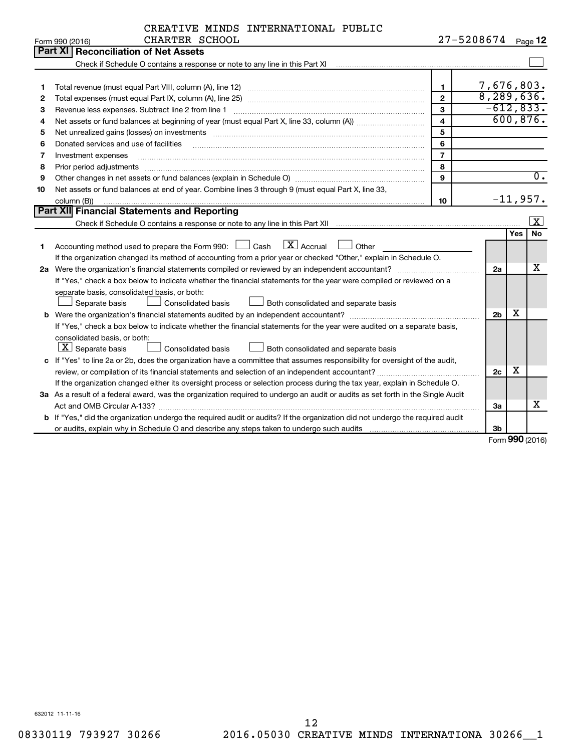CREATIVE MINDS INTERNATIONAL PUBLIC CHARTER SCHOOL

Form 990 (2016) 27-5208674 Page 12

## Part XI Reconciliation of Net Assets

Check if Schedule O contains a response or note to any line in this Part XI [ ]

| | | | |
|---|---|---|---|
| 1 | Total revenue (must equal Part VIII, column (A), line 12) | 1 | 7,676,803. |
| 2 | Total expenses (must equal Part IX, column (A), line 25) | 2 | 8,289,636. |
| 3 | Revenue less expenses. Subtract line 2 from line 1 | 3 | -612,833. |
| 4 | Net assets or fund balances at beginning of year (must equal Part X, line 33, column (A)) | 4 | 600,876. |
| 5 | Net unrealized gains (losses) on investments | 5 | |
| 6 | Donated services and use of facilities | 6 | |
| 7 | Investment expenses | 7 | |
| 8 | Prior period adjustments | 8 | |
| 9 | Other changes in net assets or fund balances (explain in Schedule O) | 9 | 0. |
| 10 | Net assets or fund balances at end of year. Combine lines 3 through 9 (must equal Part X, line 33, column (B)) | 10 | -11,957. |

## Part XII Financial Statements and Reporting

Check if Schedule O contains a response or note to any line in this Part XII [X]

| | | | Yes | No |
|---|---|---|---|---|
| 1 | Accounting method used to prepare the Form 990: [ ] Cash [X] Accrual [ ] Other<br>If the organization changed its method of accounting from a prior year or checked "Other," explain in Schedule O. | | | |
| 2a | Were the organization's financial statements compiled or reviewed by an independent accountant?<br>If "Yes," check a box below to indicate whether the financial statements for the year were compiled or reviewed on a separate basis, consolidated basis, or both:<br>[ ] Separate basis [ ] Consolidated basis [ ] Both consolidated and separate basis | 2a | | X |
| b | Were the organization's financial statements audited by an independent accountant?<br>If "Yes," check a box below to indicate whether the financial statements for the year were audited on a separate basis, consolidated basis, or both:<br>[X] Separate basis [ ] Consolidated basis [ ] Both consolidated and separate basis | 2b | X | |
| c | If "Yes" to line 2a or 2b, does the organization have a committee that assumes responsibility for oversight of the audit, review, or compilation of its financial statements and selection of an independent accountant?<br>If the organization changed either its oversight process or selection process during the tax year, explain in Schedule O. | 2c | X | |
| 3a | As a result of a federal award, was the organization required to undergo an audit or audits as set forth in the Single Audit Act and OMB Circular A-133? | 3a | | X |
| b | If "Yes," did the organization undergo the required audit or audits? If the organization did not undergo the required audit or audits, explain why in Schedule O and describe any steps taken to undergo such audits | 3b | | |

Form 990 (2016)

632012 11-11-16

08330119 793927 30266 2016.05030 CREATIVE MINDS INTERNATIONA 30266__1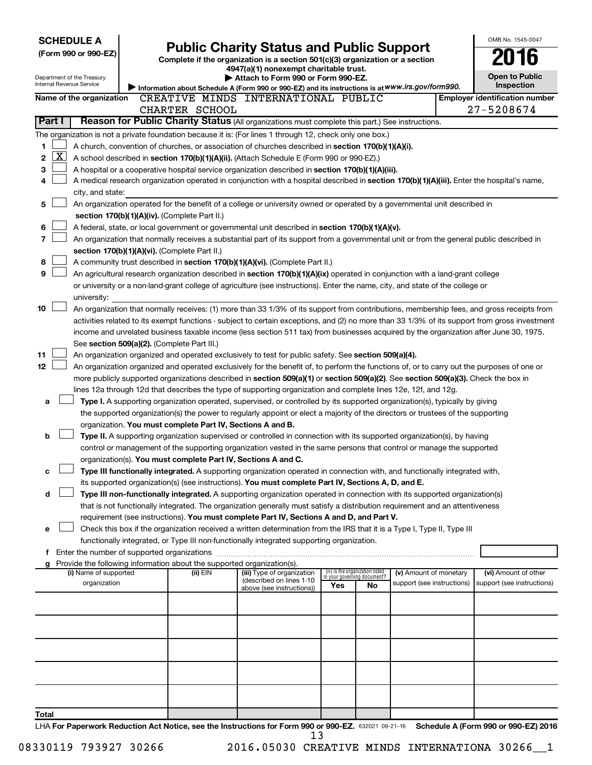**SCHEDULE A**
**(Form 990 or 990-EZ)**

Department of the Treasury
Internal Revenue Service

# Public Charity Status and Public Support

**Complete if the organization is a section 501(c)(3) organization or a section 4947(a)(1) nonexempt charitable trust.**
**▶ Attach to Form 990 or Form 990-EZ.**
**▶ Information about Schedule A (Form 990 or 990-EZ) and its instructions is at www.irs.gov/form990.**

OMB No. 1545-0047

**2016**

**Open to Public Inspection**

**Name of the organization** CREATIVE MINDS INTERNATIONAL PUBLIC CHARTER SCHOOL

**Employer identification number** 27-5208674

**Part I** **Reason for Public Charity Status** (All organizations must complete this part.) See instructions.

The organization is not a private foundation because it is: (For lines 1 through 12, check only one box.)

1 ☐ A church, convention of churches, or association of churches described in **section 170(b)(1)(A)(i).**

2 ☒ A school described in **section 170(b)(1)(A)(ii).** (Attach Schedule E (Form 990 or 990-EZ).)

3 ☐ A hospital or a cooperative hospital service organization described in **section 170(b)(1)(A)(iii).**

4 ☐ A medical research organization operated in conjunction with a hospital described in **section 170(b)(1)(A)(iii).** Enter the hospital's name, city, and state: ______

5 ☐ An organization operated for the benefit of a college or university owned or operated by a governmental unit described in **section 170(b)(1)(A)(iv).** (Complete Part II.)

6 ☐ A federal, state, or local government or governmental unit described in **section 170(b)(1)(A)(v).**

7 ☐ An organization that normally receives a substantial part of its support from a governmental unit or from the general public described in **section 170(b)(1)(A)(vi).** (Complete Part II.)

8 ☐ A community trust described in **section 170(b)(1)(A)(vi).** (Complete Part II.)

9 ☐ An agricultural research organization described in **section 170(b)(1)(A)(ix)** operated in conjunction with a land-grant college or university or a non-land-grant college of agriculture (see instructions). Enter the name, city, and state of the college or university: ______

10 ☐ An organization that normally receives: (1) more than 33 1/3% of its support from contributions, membership fees, and gross receipts from activities related to its exempt functions - subject to certain exceptions, and (2) no more than 33 1/3% of its support from gross investment income and unrelated business taxable income (less section 511 tax) from businesses acquired by the organization after June 30, 1975. See **section 509(a)(2).** (Complete Part III.)

11 ☐ An organization organized and operated exclusively to test for public safety. See **section 509(a)(4).**

12 ☐ An organization organized and operated exclusively for the benefit of, to perform the functions of, or to carry out the purposes of one or more publicly supported organizations described in **section 509(a)(1)** or **section 509(a)(2).** See **section 509(a)(3).** Check the box in lines 12a through 12d that describes the type of supporting organization and complete lines 12e, 12f, and 12g.

a ☐ **Type I.** A supporting organization operated, supervised, or controlled by its supported organization(s), typically by giving the supported organization(s) the power to regularly appoint or elect a majority of the directors or trustees of the supporting organization. **You must complete Part IV, Sections A and B.**

b ☐ **Type II.** A supporting organization supervised or controlled in connection with its supported organization(s), by having control or management of the supporting organization vested in the same persons that control or manage the supported organization(s). **You must complete Part IV, Sections A and C.**

c ☐ **Type III functionally integrated.** A supporting organization operated in connection with, and functionally integrated with, its supported organization(s) (see instructions). **You must complete Part IV, Sections A, D, and E.**

d ☐ **Type III non-functionally integrated.** A supporting organization operated in connection with its supported organization(s) that is not functionally integrated. The organization generally must satisfy a distribution requirement and an attentiveness requirement (see instructions). **You must complete Part IV, Sections A and D, and Part V.**

e ☐ Check this box if the organization received a written determination from the IRS that it is a Type I, Type II, Type III functionally integrated, or Type III non-functionally integrated supporting organization.

f Enter the number of supported organizations ______

g Provide the following information about the supported organization(s).

| (i) Name of supported organization | (ii) EIN | (iii) Type of organization (described on lines 1-10 above (see instructions)) | (iv) Is the organization listed in your governing document? Yes | No | (v) Amount of monetary support (see instructions) | (vi) Amount of other support (see instructions) |
|---|---|---|---|---|---|---|
| | | | | | | |
| | | | | | | |
| | | | | | | |
| | | | | | | |
| | | | | | | |
| **Total** | | | | | | |

LHA **For Paperwork Reduction Act Notice, see the Instructions for Form 990 or 990-EZ.** 632021 09-21-16 **Schedule A (Form 990 or 990-EZ) 2016**

08330119 793927 30266 2016.05030 CREATIVE MINDS INTERNATIONA 30266__1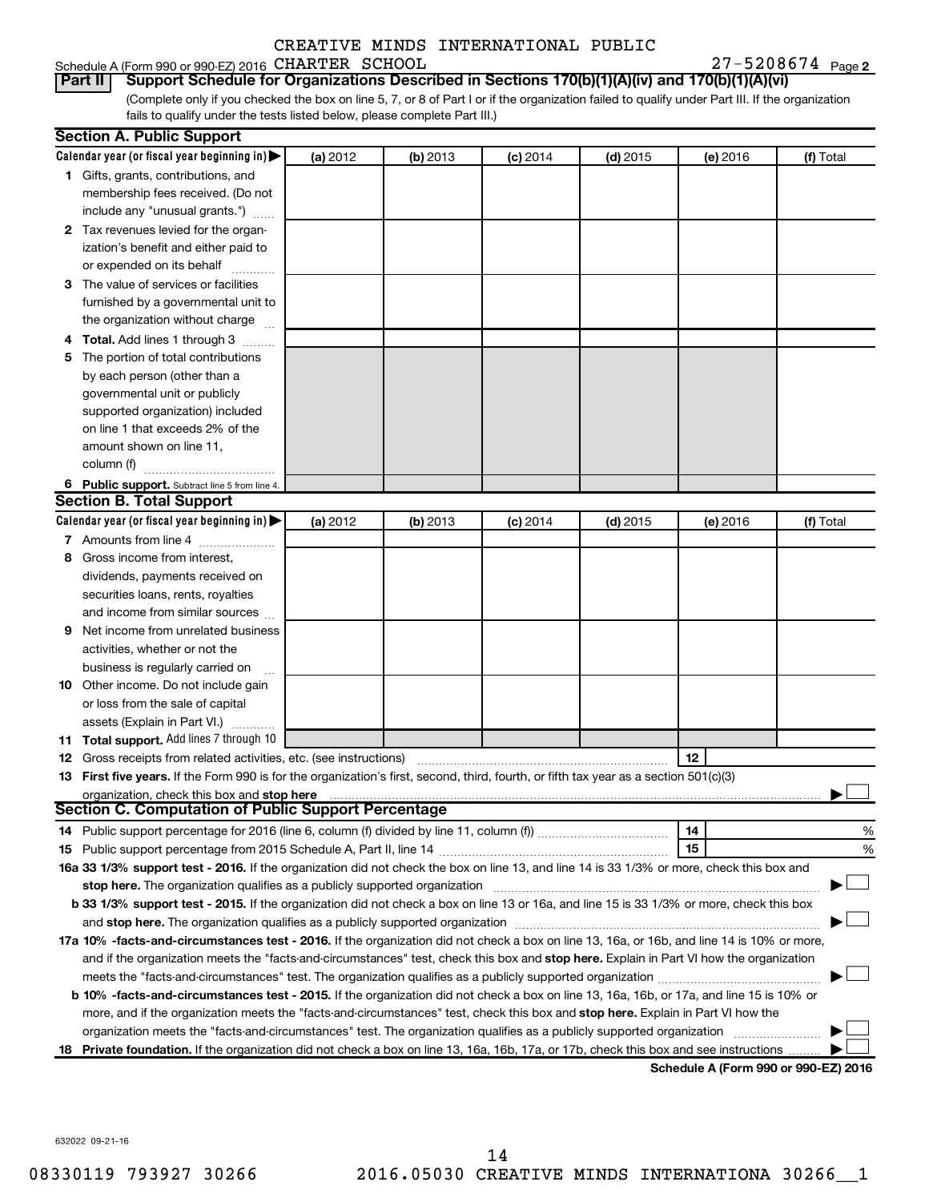CREATIVE MINDS INTERNATIONAL PUBLIC

Schedule A (Form 990 or 990-EZ) 2016 CHARTER SCHOOL 27-5208674 Page 2

**Part II** **Support Schedule for Organizations Described in Sections 170(b)(1)(A)(iv) and 170(b)(1)(A)(vi)**

(Complete only if you checked the box on line 5, 7, or 8 of Part I or if the organization failed to qualify under Part III. If the organization fails to qualify under the tests listed below, please complete Part III.)

**Section A. Public Support**

| Calendar year (or fiscal year beginning in) ▶ | (a) 2012 | (b) 2013 | (c) 2014 | (d) 2015 | (e) 2016 | (f) Total |
|---|---|---|---|---|---|---|
| **1** Gifts, grants, contributions, and membership fees received. (Do not include any "unusual grants.") | | | | | | |
| **2** Tax revenues levied for the organization's benefit and either paid to or expended on its behalf | | | | | | |
| **3** The value of services or facilities furnished by a governmental unit to the organization without charge | | | | | | |
| **4 Total.** Add lines 1 through 3 | | | | | | |
| **5** The portion of total contributions by each person (other than a governmental unit or publicly supported organization) included on line 1 that exceeds 2% of the amount shown on line 11, column (f) | | | | | | |
| **6 Public support.** Subtract line 5 from line 4. | | | | | | |

**Section B. Total Support**

| Calendar year (or fiscal year beginning in) ▶ | (a) 2012 | (b) 2013 | (c) 2014 | (d) 2015 | (e) 2016 | (f) Total |
|---|---|---|---|---|---|---|
| **7** Amounts from line 4 | | | | | | |
| **8** Gross income from interest, dividends, payments received on securities loans, rents, royalties and income from similar sources | | | | | | |
| **9** Net income from unrelated business activities, whether or not the business is regularly carried on | | | | | | |
| **10** Other income. Do not include gain or loss from the sale of capital assets (Explain in Part VI.) | | | | | | |
| **11 Total support.** Add lines 7 through 10 | | | | | | |

**12** Gross receipts from related activities, etc. (see instructions) **12**

**13 First five years.** If the Form 990 is for the organization's first, second, third, fourth, or fifth tax year as a section 501(c)(3) organization, check this box and **stop here** ▶ ☐

**Section C. Computation of Public Support Percentage**

**14** Public support percentage for 2016 (line 6, column (f) divided by line 11, column (f)) **14** %

**15** Public support percentage from 2015 Schedule A, Part II, line 14 **15** %

**16a 33 1/3% support test - 2016.** If the organization did not check the box on line 13, and line 14 is 33 1/3% or more, check this box and **stop here.** The organization qualifies as a publicly supported organization ▶ ☐

**b 33 1/3% support test - 2015.** If the organization did not check a box on line 13 or 16a, and line 15 is 33 1/3% or more, check this box and **stop here.** The organization qualifies as a publicly supported organization ▶ ☐

**17a 10% -facts-and-circumstances test - 2016.** If the organization did not check a box on line 13, 16a, or 16b, and line 14 is 10% or more, and if the organization meets the "facts-and-circumstances" test, check this box and **stop here.** Explain in Part VI how the organization meets the "facts-and-circumstances" test. The organization qualifies as a publicly supported organization ▶ ☐

**b 10% -facts-and-circumstances test - 2015.** If the organization did not check a box on line 13, 16a, 16b, or 17a, and line 15 is 10% or more, and if the organization meets the "facts-and-circumstances" test, check this box and **stop here.** Explain in Part VI how the organization meets the "facts-and-circumstances" test. The organization qualifies as a publicly supported organization ▶ ☐

**18 Private foundation.** If the organization did not check a box on line 13, 16a, 16b, 17a, or 17b, check this box and see instructions ▶ ☐

**Schedule A (Form 990 or 990-EZ) 2016**

632022 09-21-16

08330119 793927 30266 2016.05030 CREATIVE MINDS INTERNATIONA 30266__1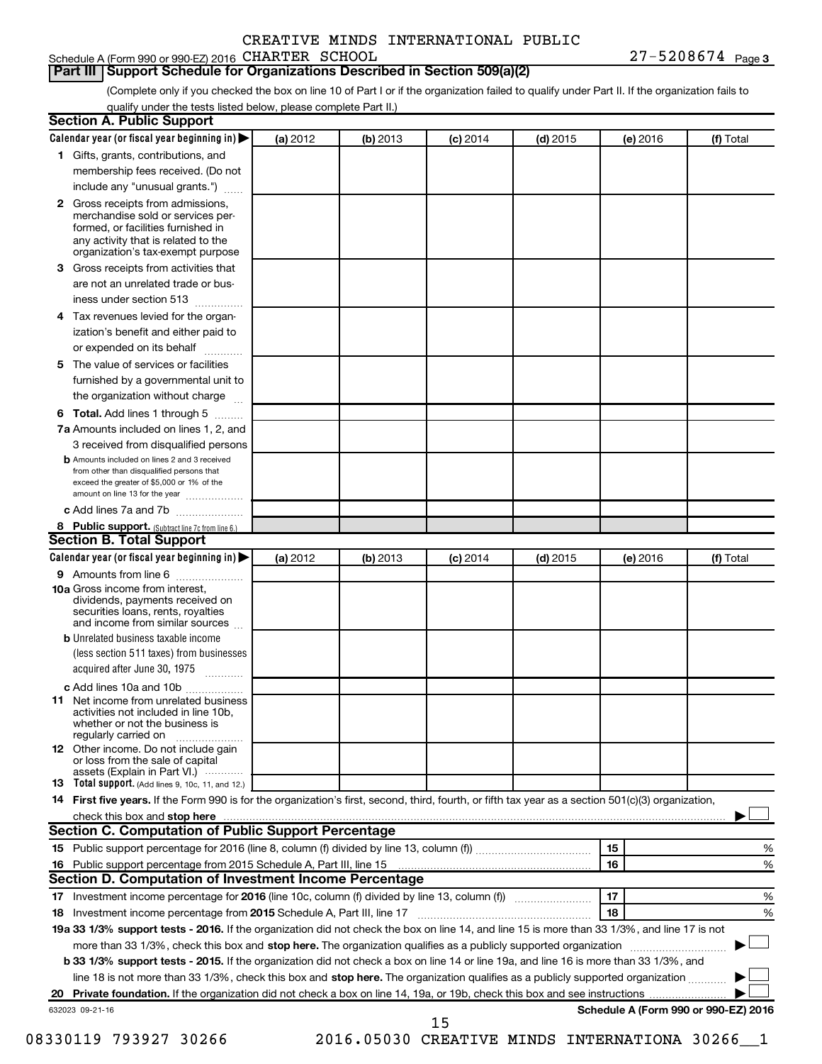CREATIVE MINDS INTERNATIONAL PUBLIC

Schedule A (Form 990 or 990-EZ) 2016 CHARTER SCHOOL 27-5208674 Page 3

## Part III Support Schedule for Organizations Described in Section 509(a)(2)

(Complete only if you checked the box on line 10 of Part I or if the organization failed to qualify under Part II. If the organization fails to qualify under the tests listed below, please complete Part II.)

### Section A. Public Support

| Calendar year (or fiscal year beginning in) ▶ | (a) 2012 | (b) 2013 | (c) 2014 | (d) 2015 | (e) 2016 | (f) Total |
|---|---|---|---|---|---|---|
| 1 Gifts, grants, contributions, and membership fees received. (Do not include any "unusual grants.") | | | | | | |
| 2 Gross receipts from admissions, merchandise sold or services performed, or facilities furnished in any activity that is related to the organization's tax-exempt purpose | | | | | | |
| 3 Gross receipts from activities that are not an unrelated trade or business under section 513 | | | | | | |
| 4 Tax revenues levied for the organization's benefit and either paid to or expended on its behalf | | | | | | |
| 5 The value of services or facilities furnished by a governmental unit to the organization without charge | | | | | | |
| 6 **Total.** Add lines 1 through 5 | | | | | | |
| 7a Amounts included on lines 1, 2, and 3 received from disqualified persons | | | | | | |
| b Amounts included on lines 2 and 3 received from other than disqualified persons that exceed the greater of $5,000 or 1% of the amount on line 13 for the year | | | | | | |
| c Add lines 7a and 7b | | | | | | |
| 8 **Public support.** (Subtract line 7c from line 6.) | | | | | | |

### Section B. Total Support

| Calendar year (or fiscal year beginning in) ▶ | (a) 2012 | (b) 2013 | (c) 2014 | (d) 2015 | (e) 2016 | (f) Total |
|---|---|---|---|---|---|---|
| 9 Amounts from line 6 | | | | | | |
| 10a Gross income from interest, dividends, payments received on securities loans, rents, royalties and income from similar sources | | | | | | |
| b Unrelated business taxable income (less section 511 taxes) from businesses acquired after June 30, 1975 | | | | | | |
| c Add lines 10a and 10b | | | | | | |
| 11 Net income from unrelated business activities not included in line 10b, whether or not the business is regularly carried on | | | | | | |
| 12 Other income. Do not include gain or loss from the sale of capital assets (Explain in Part VI.) | | | | | | |
| 13 **Total support.** (Add lines 9, 10c, 11, and 12.) | | | | | | |

14 **First five years.** If the Form 990 is for the organization's first, second, third, fourth, or fifth tax year as a section 501(c)(3) organization, check this box and **stop here** ▶ ☐

### Section C. Computation of Public Support Percentage

| | | | |
|---|---|---|---|
| 15 | Public support percentage for 2016 (line 8, column (f) divided by line 13, column (f)) | 15 | % |
| 16 | Public support percentage from 2015 Schedule A, Part III, line 15 | 16 | % |

### Section D. Computation of Investment Income Percentage

| | | | |
|---|---|---|---|
| 17 | Investment income percentage for **2016** (line 10c, column (f) divided by line 13, column (f)) | 17 | % |
| 18 | Investment income percentage from **2015** Schedule A, Part III, line 17 | 18 | % |

**19a 33 1/3% support tests - 2016.** If the organization did not check the box on line 14, and line 15 is more than 33 1/3%, and line 17 is not more than 33 1/3%, check this box and **stop here.** The organization qualifies as a publicly supported organization ▶ ☐

**b 33 1/3% support tests - 2015.** If the organization did not check a box on line 14 or line 19a, and line 16 is more than 33 1/3%, and line 18 is not more than 33 1/3%, check this box and **stop here.** The organization qualifies as a publicly supported organization ▶ ☐

**20 Private foundation.** If the organization did not check a box on line 14, 19a, or 19b, check this box and see instructions ▶ ☐

632023 09-21-16 **Schedule A (Form 990 or 990-EZ) 2016**

08330119 793927 30266 2016.05030 CREATIVE MINDS INTERNATIONA 30266__1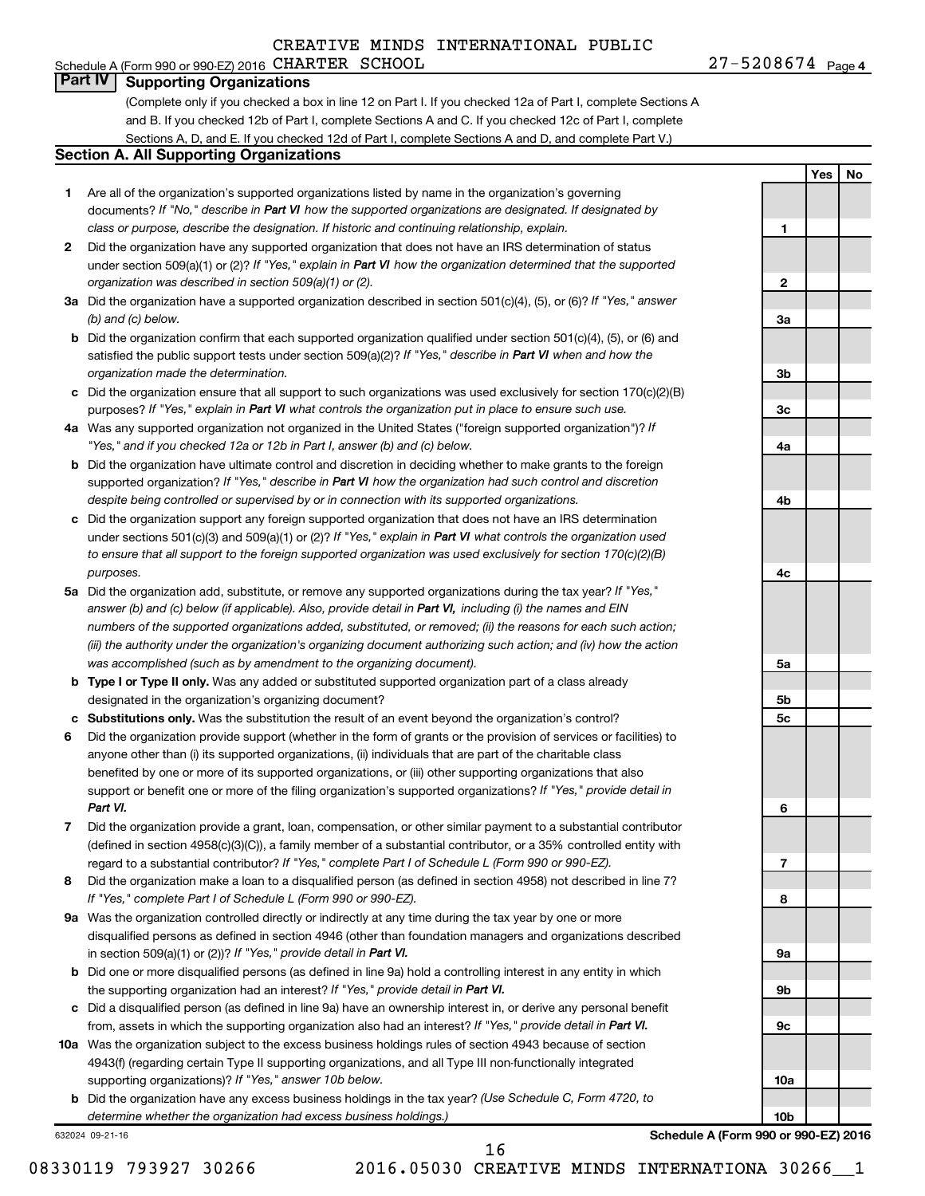CREATIVE MINDS INTERNATIONAL PUBLIC

Schedule A (Form 990 or 990-EZ) 2016 CHARTER SCHOOL 27-5208674 Page 4

## Part IV Supporting Organizations

(Complete only if you checked a box in line 12 on Part I. If you checked 12a of Part I, complete Sections A and B. If you checked 12b of Part I, complete Sections A and C. If you checked 12c of Part I, complete Sections A, D, and E. If you checked 12d of Part I, complete Sections A and D, and complete Part V.)

### Section A. All Supporting Organizations

| | | | Yes | No |
|---|---|---|---|---|
| **1** | Are all of the organization's supported organizations listed by name in the organization's governing documents? *If "No," describe in **Part VI** how the supported organizations are designated. If designated by class or purpose, describe the designation. If historic and continuing relationship, explain.* | 1 | | |
| **2** | Did the organization have any supported organization that does not have an IRS determination of status under section 509(a)(1) or (2)? *If "Yes," explain in **Part VI** how the organization determined that the supported organization was described in section 509(a)(1) or (2).* | 2 | | |
| **3a** | Did the organization have a supported organization described in section 501(c)(4), (5), or (6)? *If "Yes," answer (b) and (c) below.* | 3a | | |
| **b** | Did the organization confirm that each supported organization qualified under section 501(c)(4), (5), or (6) and satisfied the public support tests under section 509(a)(2)? *If "Yes," describe in **Part VI** when and how the organization made the determination.* | 3b | | |
| **c** | Did the organization ensure that all support to such organizations was used exclusively for section 170(c)(2)(B) purposes? *If "Yes," explain in **Part VI** what controls the organization put in place to ensure such use.* | 3c | | |
| **4a** | Was any supported organization not organized in the United States ("foreign supported organization")? *If "Yes," and if you checked 12a or 12b in Part I, answer (b) and (c) below.* | 4a | | |
| **b** | Did the organization have ultimate control and discretion in deciding whether to make grants to the foreign supported organization? *If "Yes," describe in **Part VI** how the organization had such control and discretion despite being controlled or supervised by or in connection with its supported organizations.* | 4b | | |
| **c** | Did the organization support any foreign supported organization that does not have an IRS determination under sections 501(c)(3) and 509(a)(1) or (2)? *If "Yes," explain in **Part VI** what controls the organization used to ensure that all support to the foreign supported organization was used exclusively for section 170(c)(2)(B) purposes.* | 4c | | |
| **5a** | Did the organization add, substitute, or remove any supported organizations during the tax year? *If "Yes," answer (b) and (c) below (if applicable). Also, provide detail in **Part VI,** including (i) the names and EIN numbers of the supported organizations added, substituted, or removed; (ii) the reasons for each such action; (iii) the authority under the organization's organizing document authorizing such action; and (iv) how the action was accomplished (such as by amendment to the organizing document).* | 5a | | |
| **b** | **Type I or Type II only.** Was any added or substituted supported organization part of a class already designated in the organization's organizing document? | 5b | | |
| **c** | **Substitutions only.** Was the substitution the result of an event beyond the organization's control? | 5c | | |
| **6** | Did the organization provide support (whether in the form of grants or the provision of services or facilities) to anyone other than (i) its supported organizations, (ii) individuals that are part of the charitable class benefited by one or more of its supported organizations, or (iii) other supporting organizations that also support or benefit one or more of the filing organization's supported organizations? *If "Yes," provide detail in **Part VI.*** | 6 | | |
| **7** | Did the organization provide a grant, loan, compensation, or other similar payment to a substantial contributor (defined in section 4958(c)(3)(C)), a family member of a substantial contributor, or a 35% controlled entity with regard to a substantial contributor? *If "Yes," complete Part I of Schedule L (Form 990 or 990-EZ).* | 7 | | |
| **8** | Did the organization make a loan to a disqualified person (as defined in section 4958) not described in line 7? *If "Yes," complete Part I of Schedule L (Form 990 or 990-EZ).* | 8 | | |
| **9a** | Was the organization controlled directly or indirectly at any time during the tax year by one or more disqualified persons as defined in section 4946 (other than foundation managers and organizations described in section 509(a)(1) or (2))? *If "Yes," provide detail in **Part VI.*** | 9a | | |
| **b** | Did one or more disqualified persons (as defined in line 9a) hold a controlling interest in any entity in which the supporting organization had an interest? *If "Yes," provide detail in **Part VI.*** | 9b | | |
| **c** | Did a disqualified person (as defined in line 9a) have an ownership interest in, or derive any personal benefit from, assets in which the supporting organization also had an interest? *If "Yes," provide detail in **Part VI.*** | 9c | | |
| **10a** | Was the organization subject to the excess business holdings rules of section 4943 because of section 4943(f) (regarding certain Type II supporting organizations, and all Type III non-functionally integrated supporting organizations)? *If "Yes," answer 10b below.* | 10a | | |
| **b** | Did the organization have any excess business holdings in the tax year? *(Use Schedule C, Form 4720, to determine whether the organization had excess business holdings.)* | 10b | | |

632024 09-21-16

**Schedule A (Form 990 or 990-EZ) 2016**

08330119 793927 30266 2016.05030 CREATIVE MINDS INTERNATIONA 30266__1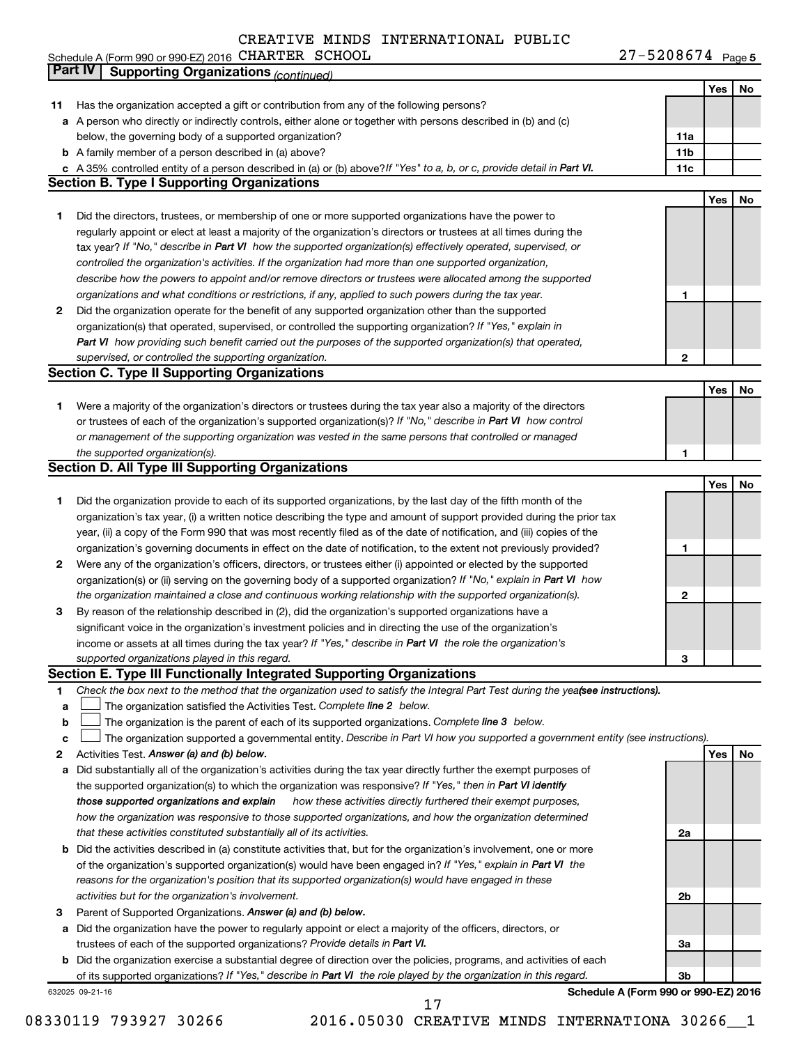CREATIVE MINDS INTERNATIONAL PUBLIC

Schedule A (Form 990 or 990-EZ) 2016 CHARTER SCHOOL 27-5208674 Page 5

## Part IV Supporting Organizations *(continued)*

| | | | Yes | No |
|---|---|---|---|---|
| **11** | Has the organization accepted a gift or contribution from any of the following persons? | | | |
| **a** | A person who directly or indirectly controls, either alone or together with persons described in (b) and (c) below, the governing body of a supported organization? | **11a** | | |
| **b** | A family member of a person described in (a) above? | **11b** | | |
| **c** | A 35% controlled entity of a person described in (a) or (b) above? *If "Yes" to a, b, or c, provide detail in **Part VI.*** | **11c** | | |

### Section B. Type I Supporting Organizations

| | | | Yes | No |
|---|---|---|---|---|
| **1** | Did the directors, trustees, or membership of one or more supported organizations have the power to regularly appoint or elect at least a majority of the organization's directors or trustees at all times during the tax year? *If "No," describe in **Part VI** how the supported organization(s) effectively operated, supervised, or controlled the organization's activities. If the organization had more than one supported organization, describe how the powers to appoint and/or remove directors or trustees were allocated among the supported organizations and what conditions or restrictions, if any, applied to such powers during the tax year.* | **1** | | |
| **2** | Did the organization operate for the benefit of any supported organization other than the supported organization(s) that operated, supervised, or controlled the supporting organization? *If "Yes," explain in **Part VI** how providing such benefit carried out the purposes of the supported organization(s) that operated, supervised, or controlled the supporting organization.* | **2** | | |

### Section C. Type II Supporting Organizations

| | | | Yes | No |
|---|---|---|---|---|
| **1** | Were a majority of the organization's directors or trustees during the tax year also a majority of the directors or trustees of each of the organization's supported organization(s)? *If "No," describe in **Part VI** how control or management of the supporting organization was vested in the same persons that controlled or managed the supported organization(s).* | **1** | | |

### Section D. All Type III Supporting Organizations

| | | | Yes | No |
|---|---|---|---|---|
| **1** | Did the organization provide to each of its supported organizations, by the last day of the fifth month of the organization's tax year, (i) a written notice describing the type and amount of support provided during the prior tax year, (ii) a copy of the Form 990 that was most recently filed as of the date of notification, and (iii) copies of the organization's governing documents in effect on the date of notification, to the extent not previously provided? | **1** | | |
| **2** | Were any of the organization's officers, directors, or trustees either (i) appointed or elected by the supported organization(s) or (ii) serving on the governing body of a supported organization? *If "No," explain in **Part VI** how the organization maintained a close and continuous working relationship with the supported organization(s).* | **2** | | |
| **3** | By reason of the relationship described in (2), did the organization's supported organizations have a significant voice in the organization's investment policies and in directing the use of the organization's income or assets at all times during the tax year? *If "Yes," describe in **Part VI** the role the organization's supported organizations played in this regard.* | **3** | | |

### Section E. Type III Functionally Integrated Supporting Organizations

**1** *Check the box next to the method that the organization used to satisfy the Integral Part Test during the year **(see instructions).***

**a** ☐ The organization satisfied the Activities Test. *Complete **line 2** below.*

**b** ☐ The organization is the parent of each of its supported organizations. *Complete **line 3** below.*

**c** ☐ The organization supported a governmental entity. *Describe in Part VI how you supported a government entity (see instructions).*

| | | | Yes | No |
|---|---|---|---|---|
| **2** | Activities Test. ***Answer (a) and (b) below.*** | | | |
| **a** | Did substantially all of the organization's activities during the tax year directly further the exempt purposes of the supported organization(s) to which the organization was responsive? *If "Yes," then in **Part VI identify those supported organizations and explain** how these activities directly furthered their exempt purposes, how the organization was responsive to those supported organizations, and how the organization determined that these activities constituted substantially all of its activities.* | **2a** | | |
| **b** | Did the activities described in (a) constitute activities that, but for the organization's involvement, one or more of the organization's supported organization(s) would have been engaged in? *If "Yes," explain in **Part VI** the reasons for the organization's position that its supported organization(s) would have engaged in these activities but for the organization's involvement.* | **2b** | | |
| **3** | Parent of Supported Organizations. ***Answer (a) and (b) below.*** | | | |
| **a** | Did the organization have the power to regularly appoint or elect a majority of the officers, directors, or trustees of each of the supported organizations? *Provide details in **Part VI.*** | **3a** | | |
| **b** | Did the organization exercise a substantial degree of direction over the policies, programs, and activities of each of its supported organizations? *If "Yes," describe in **Part VI** the role played by the organization in this regard.* | **3b** | | |

632025 09-21-16 **Schedule A (Form 990 or 990-EZ) 2016**

08330119 793927 30266 2016.05030 CREATIVE MINDS INTERNATIONA 30266__1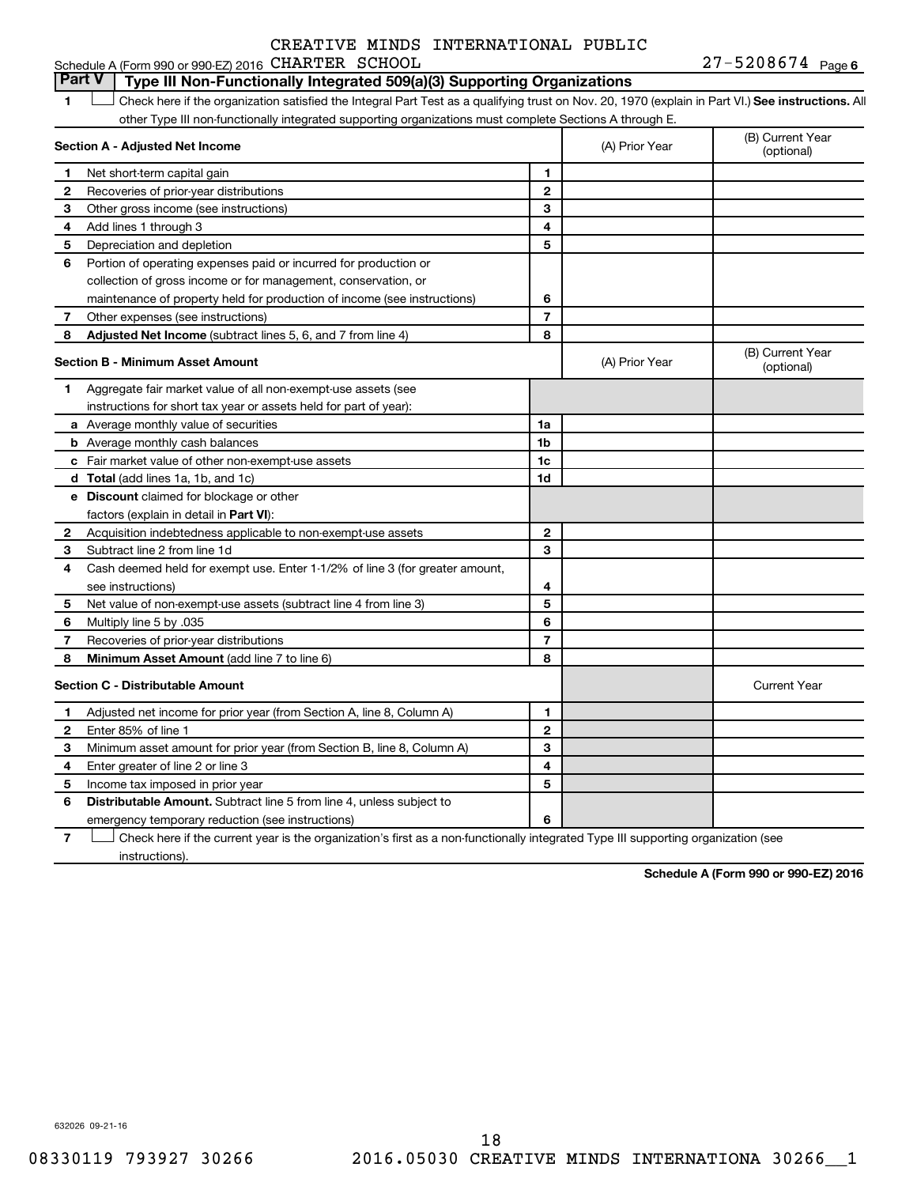CREATIVE MINDS INTERNATIONAL PUBLIC

Schedule A (Form 990 or 990-EZ) 2016 CHARTER SCHOOL 27-5208674 Page 6

## Part V | Type III Non-Functionally Integrated 509(a)(3) Supporting Organizations

1 ☐ Check here if the organization satisfied the Integral Part Test as a qualifying trust on Nov. 20, 1970 (explain in Part VI.) **See instructions.** All other Type III non-functionally integrated supporting organizations must complete Sections A through E.

| **Section A - Adjusted Net Income** | | (A) Prior Year | (B) Current Year (optional) |
|---|---|---|---|
| 1 Net short-term capital gain | 1 | | |
| 2 Recoveries of prior-year distributions | 2 | | |
| 3 Other gross income (see instructions) | 3 | | |
| 4 Add lines 1 through 3 | 4 | | |
| 5 Depreciation and depletion | 5 | | |
| 6 Portion of operating expenses paid or incurred for production or collection of gross income or for management, conservation, or maintenance of property held for production of income (see instructions) | 6 | | |
| 7 Other expenses (see instructions) | 7 | | |
| 8 **Adjusted Net Income** (subtract lines 5, 6, and 7 from line 4) | 8 | | |

| **Section B - Minimum Asset Amount** | | (A) Prior Year | (B) Current Year (optional) |
|---|---|---|---|
| 1 Aggregate fair market value of all non-exempt-use assets (see instructions for short tax year or assets held for part of year): | | | |
| a Average monthly value of securities | 1a | | |
| b Average monthly cash balances | 1b | | |
| c Fair market value of other non-exempt-use assets | 1c | | |
| d **Total** (add lines 1a, 1b, and 1c) | 1d | | |
| e **Discount** claimed for blockage or other factors (explain in detail in **Part VI**): | | | |
| 2 Acquisition indebtedness applicable to non-exempt-use assets | 2 | | |
| 3 Subtract line 2 from line 1d | 3 | | |
| 4 Cash deemed held for exempt use. Enter 1-1/2% of line 3 (for greater amount, see instructions) | 4 | | |
| 5 Net value of non-exempt-use assets (subtract line 4 from line 3) | 5 | | |
| 6 Multiply line 5 by .035 | 6 | | |
| 7 Recoveries of prior-year distributions | 7 | | |
| 8 **Minimum Asset Amount** (add line 7 to line 6) | 8 | | |

| **Section C - Distributable Amount** | | | Current Year |
|---|---|---|---|
| 1 Adjusted net income for prior year (from Section A, line 8, Column A) | 1 | | |
| 2 Enter 85% of line 1 | 2 | | |
| 3 Minimum asset amount for prior year (from Section B, line 8, Column A) | 3 | | |
| 4 Enter greater of line 2 or line 3 | 4 | | |
| 5 Income tax imposed in prior year | 5 | | |
| 6 **Distributable Amount.** Subtract line 5 from line 4, unless subject to emergency temporary reduction (see instructions) | 6 | | |

7 ☐ Check here if the current year is the organization's first as a non-functionally integrated Type III supporting organization (see instructions).

**Schedule A (Form 990 or 990-EZ) 2016**

632026 09-21-16

08330119 793927 30266 2016.05030 CREATIVE MINDS INTERNATIONA 30266__1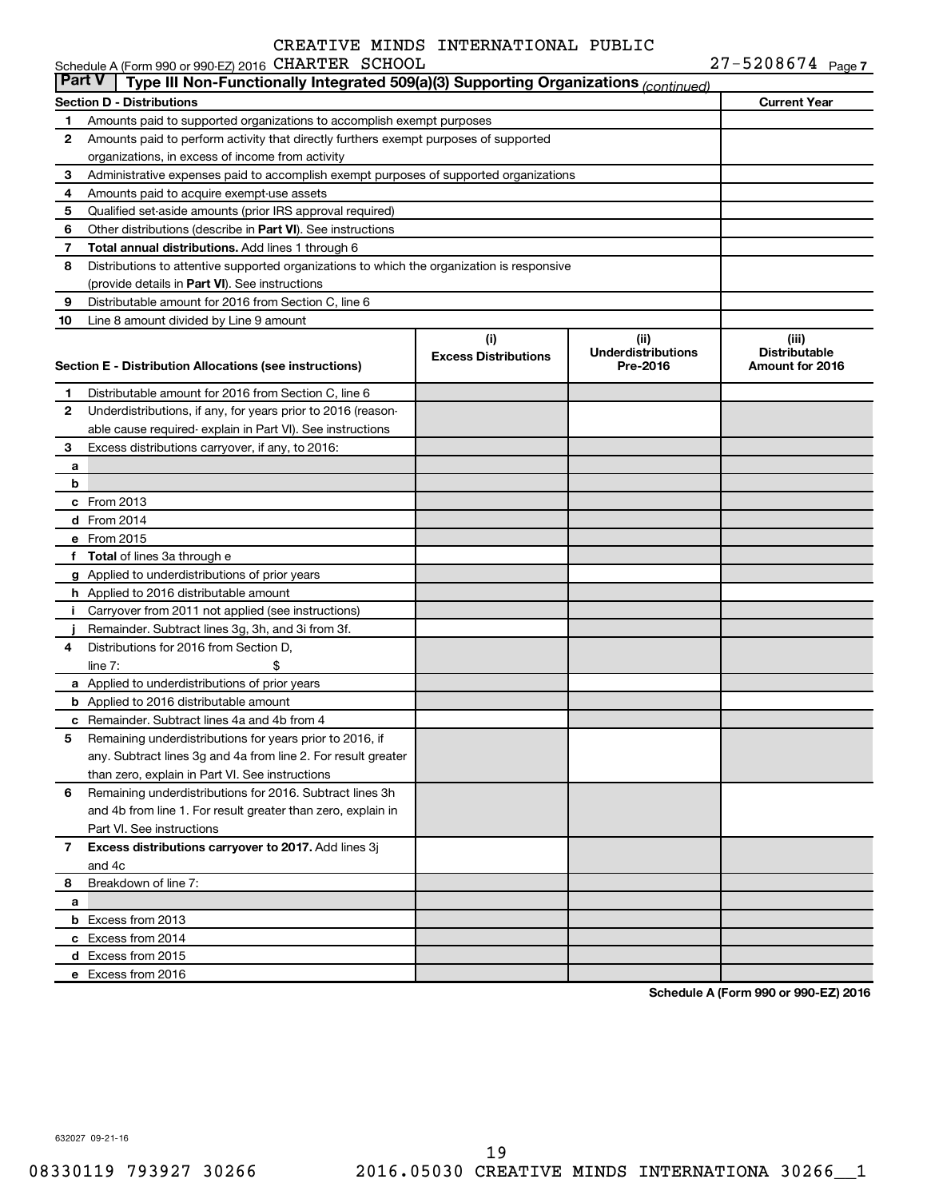Schedule A (Form 990 or 990-EZ) 2016 CREATIVE MINDS INTERNATIONAL PUBLIC CHARTER SCHOOL 27-5208674 Page 7

**Part V | Type III Non-Functionally Integrated 509(a)(3) Supporting Organizations** *(continued)*

| Section D - Distributions | | Current Year |
|---|---|---|
| 1 | Amounts paid to supported organizations to accomplish exempt purposes | |
| 2 | Amounts paid to perform activity that directly furthers exempt purposes of supported organizations, in excess of income from activity | |
| 3 | Administrative expenses paid to accomplish exempt purposes of supported organizations | |
| 4 | Amounts paid to acquire exempt-use assets | |
| 5 | Qualified set-aside amounts (prior IRS approval required) | |
| 6 | Other distributions (describe in **Part VI**). See instructions | |
| 7 | **Total annual distributions.** Add lines 1 through 6 | |
| 8 | Distributions to attentive supported organizations to which the organization is responsive (provide details in **Part VI**). See instructions | |
| 9 | Distributable amount for 2016 from Section C, line 6 | |
| 10 | Line 8 amount divided by Line 9 amount | |

| | Section E - Distribution Allocations (see instructions) | (i) Excess Distributions | (ii) Underdistributions Pre-2016 | (iii) Distributable Amount for 2016 |
|---|---|---|---|---|
| 1 | Distributable amount for 2016 from Section C, line 6 | | | |
| 2 | Underdistributions, if any, for years prior to 2016 (reasonable cause required- explain in Part VI). See instructions | | | |
| 3 | Excess distributions carryover, if any, to 2016: | | | |
| a | | | | |
| b | | | | |
| c | From 2013 | | | |
| d | From 2014 | | | |
| e | From 2015 | | | |
| f | **Total** of lines 3a through e | | | |
| g | Applied to underdistributions of prior years | | | |
| h | Applied to 2016 distributable amount | | | |
| i | Carryover from 2011 not applied (see instructions) | | | |
| j | Remainder. Subtract lines 3g, 3h, and 3i from 3f. | | | |
| 4 | Distributions for 2016 from Section D, line 7: $ | | | |
| a | Applied to underdistributions of prior years | | | |
| b | Applied to 2016 distributable amount | | | |
| c | Remainder. Subtract lines 4a and 4b from 4 | | | |
| 5 | Remaining underdistributions for years prior to 2016, if any. Subtract lines 3g and 4a from line 2. For result greater than zero, explain in Part VI. See instructions | | | |
| 6 | Remaining underdistributions for 2016. Subtract lines 3h and 4b from line 1. For result greater than zero, explain in Part VI. See instructions | | | |
| 7 | **Excess distributions carryover to 2017.** Add lines 3j and 4c | | | |
| 8 | Breakdown of line 7: | | | |
| a | | | | |
| b | Excess from 2013 | | | |
| c | Excess from 2014 | | | |
| d | Excess from 2015 | | | |
| e | Excess from 2016 | | | |

**Schedule A (Form 990 or 990-EZ) 2016**

632027 09-21-16

08330119 793927 30266 2016.05030 CREATIVE MINDS INTERNATIONA 30266__1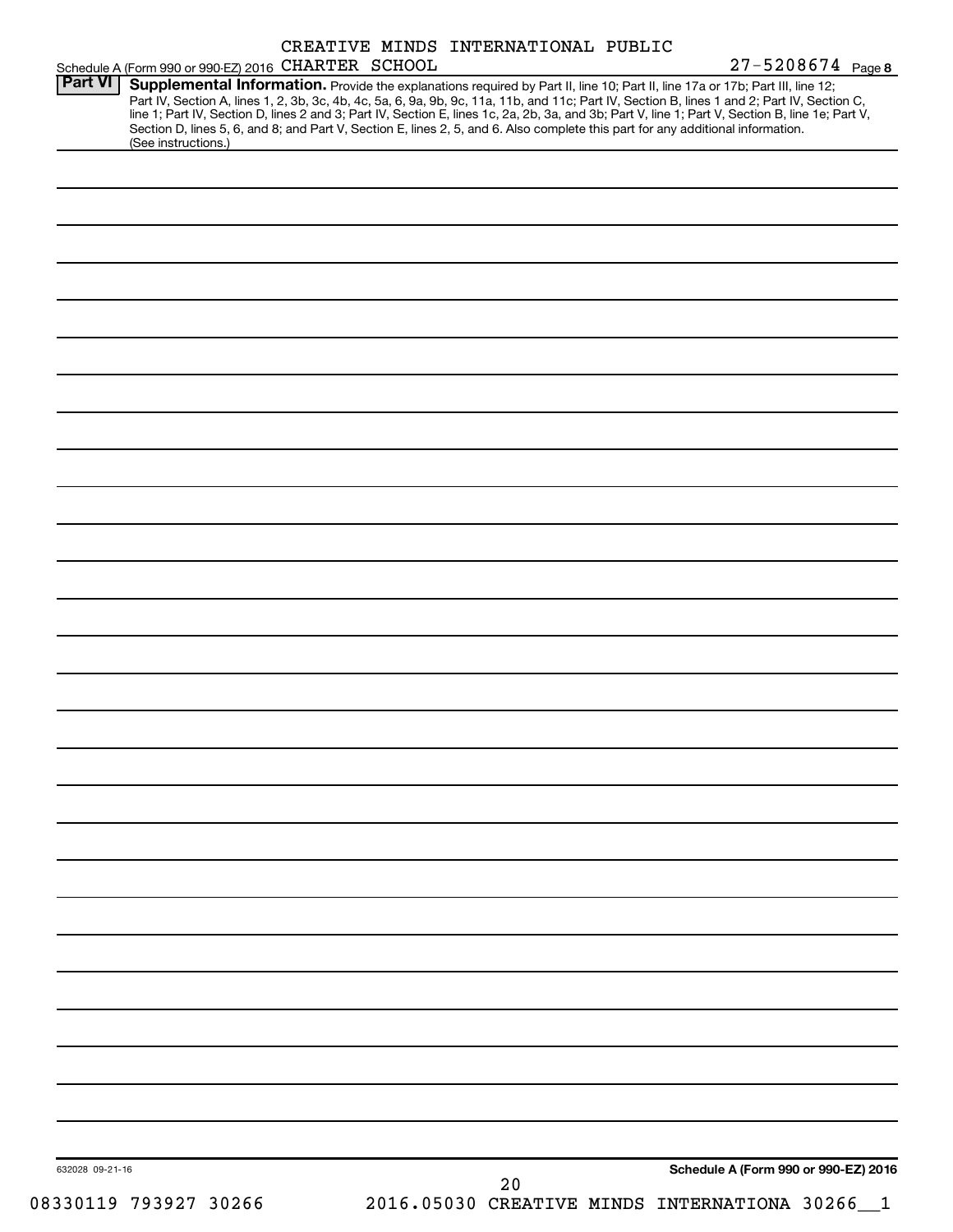CREATIVE MINDS INTERNATIONAL PUBLIC

Schedule A (Form 990 or 990-EZ) 2016 CHARTER SCHOOL 27-5208674 Page 8

**Part VI** **Supplemental Information.** Provide the explanations required by Part II, line 10; Part II, line 17a or 17b; Part III, line 12; Part IV, Section A, lines 1, 2, 3b, 3c, 4b, 4c, 5a, 6, 9a, 9b, 9c, 11a, 11b, and 11c; Part IV, Section B, lines 1 and 2; Part IV, Section C, line 1; Part IV, Section D, lines 2 and 3; Part IV, Section E, lines 1c, 2a, 2b, 3a, and 3b; Part V, line 1; Part V, Section B, line 1e; Part V, Section D, lines 5, 6, and 8; and Part V, Section E, lines 2, 5, and 6. Also complete this part for any additional information. (See instructions.)

632028 09-21-16

**Schedule A (Form 990 or 990-EZ) 2016**

08330119 793927 30266 2016.05030 CREATIVE MINDS INTERNATIONA 30266__1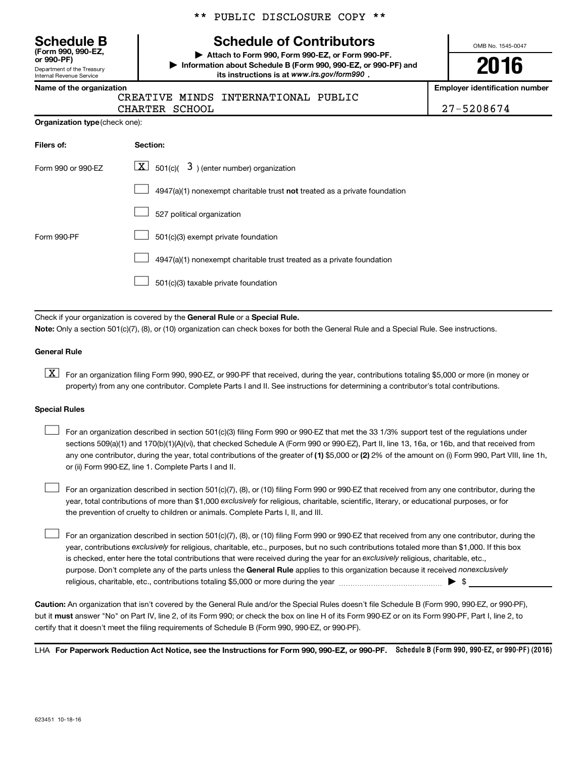\*\* PUBLIC DISCLOSURE COPY \*\*

**Schedule B**
**(Form 990, 990-EZ, or 990-PF)**
Department of the Treasury
Internal Revenue Service

# Schedule of Contributors

▶ **Attach to Form 990, Form 990-EZ, or Form 990-PF.**
▶ **Information about Schedule B (Form 990, 990-EZ, or 990-PF) and its instructions is at** ***www.irs.gov/form990*** **.**

OMB No. 1545-0047

**2016**

| **Name of the organization** | **Employer identification number** |
|---|---|
| CREATIVE MINDS INTERNATIONAL PUBLIC CHARTER SCHOOL | 27-5208674 |

**Organization type** (check one):

| **Filers of:** | **Section:** |
|---|---|
| Form 990 or 990-EZ | [X] 501(c)( 3 ) (enter number) organization |
| | [ ] 4947(a)(1) nonexempt charitable trust **not** treated as a private foundation |
| | [ ] 527 political organization |
| Form 990-PF | [ ] 501(c)(3) exempt private foundation |
| | [ ] 4947(a)(1) nonexempt charitable trust treated as a private foundation |
| | [ ] 501(c)(3) taxable private foundation |

Check if your organization is covered by the **General Rule** or a **Special Rule.**

**Note:** Only a section 501(c)(7), (8), or (10) organization can check boxes for both the General Rule and a Special Rule. See instructions.

**General Rule**

[X] For an organization filing Form 990, 990-EZ, or 990-PF that received, during the year, contributions totaling $5,000 or more (in money or property) from any one contributor. Complete Parts I and II. See instructions for determining a contributor's total contributions.

**Special Rules**

[ ] For an organization described in section 501(c)(3) filing Form 990 or 990-EZ that met the 33 1/3% support test of the regulations under sections 509(a)(1) and 170(b)(1)(A)(vi), that checked Schedule A (Form 990 or 990-EZ), Part II, line 13, 16a, or 16b, and that received from any one contributor, during the year, total contributions of the greater of **(1)** $5,000 or **(2)** 2% of the amount on (i) Form 990, Part VIII, line 1h, or (ii) Form 990-EZ, line 1. Complete Parts I and II.

[ ] For an organization described in section 501(c)(7), (8), or (10) filing Form 990 or 990-EZ that received from any one contributor, during the year, total contributions of more than $1,000 *exclusively* for religious, charitable, scientific, literary, or educational purposes, or for the prevention of cruelty to children or animals. Complete Parts I, II, and III.

[ ] For an organization described in section 501(c)(7), (8), or (10) filing Form 990 or 990-EZ that received from any one contributor, during the year, contributions *exclusively* for religious, charitable, etc., purposes, but no such contributions totaled more than $1,000. If this box is checked, enter here the total contributions that were received during the year for an *exclusively* religious, charitable, etc., purpose. Don't complete any of the parts unless the **General Rule** applies to this organization because it received *nonexclusively* religious, charitable, etc., contributions totaling $5,000 or more during the year ▶ $ \_\_\_\_\_\_\_\_\_\_

**Caution:** An organization that isn't covered by the General Rule and/or the Special Rules doesn't file Schedule B (Form 990, 990-EZ, or 990-PF), but it **must** answer "No" on Part IV, line 2, of its Form 990; or check the box on line H of its Form 990-EZ or on its Form 990-PF, Part I, line 2, to certify that it doesn't meet the filing requirements of Schedule B (Form 990, 990-EZ, or 990-PF).

LHA **For Paperwork Reduction Act Notice, see the Instructions for Form 990, 990-EZ, or 990-PF.** **Schedule B (Form 990, 990-EZ, or 990-PF) (2016)**

623451 10-18-16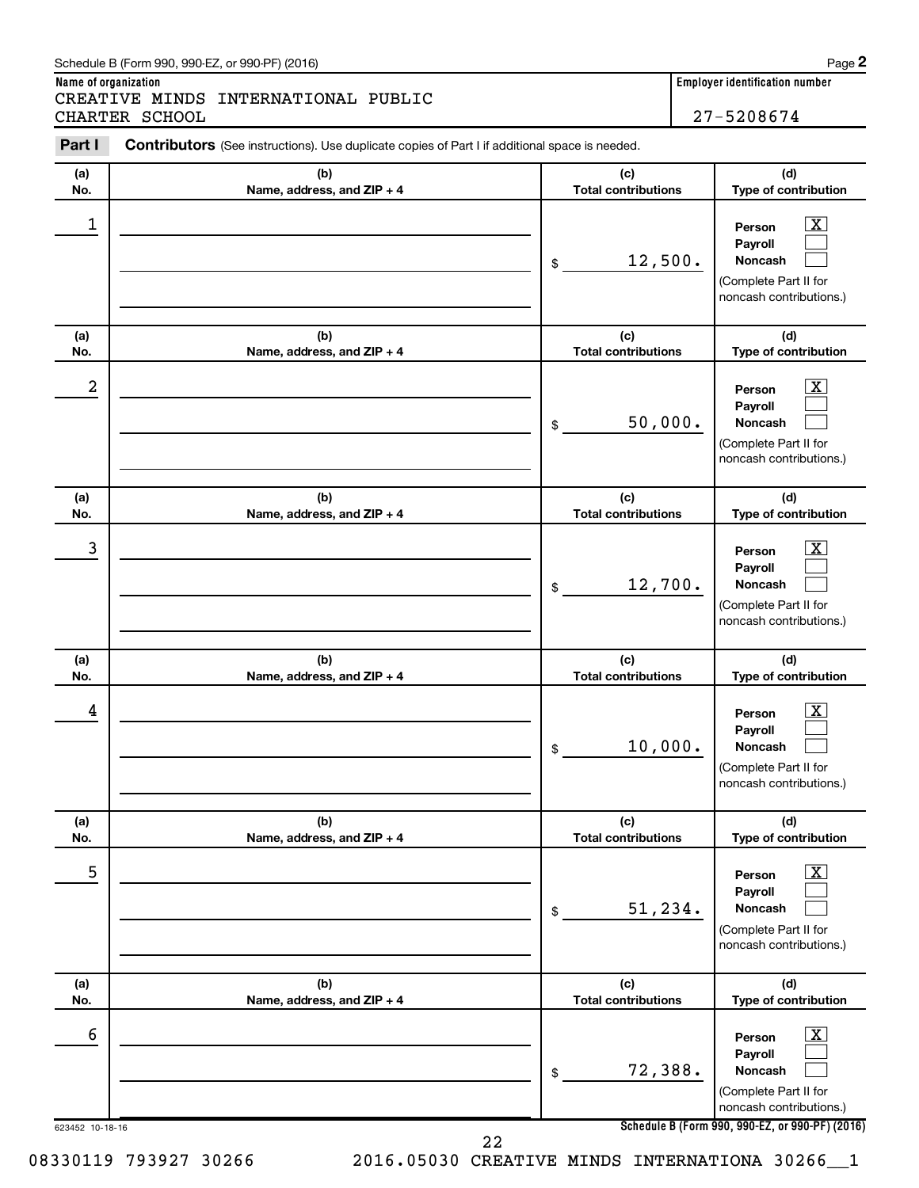Schedule B (Form 990, 990-EZ, or 990-PF) (2016)

**Name of organization**
CREATIVE MINDS INTERNATIONAL PUBLIC CHARTER SCHOOL

**Employer identification number**
27-5208674

**Part I** **Contributors** (See instructions). Use duplicate copies of Part I if additional space is needed.

| (a) No. | (b) Name, address, and ZIP + 4 | (c) Total contributions | (d) Type of contribution |
|---|---|---|---|
| 1 | | $ 12,500. | Person [X] Payroll [ ] Noncash [ ] (Complete Part II for noncash contributions.) |
| 2 | | $ 50,000. | Person [X] Payroll [ ] Noncash [ ] (Complete Part II for noncash contributions.) |
| 3 | | $ 12,700. | Person [X] Payroll [ ] Noncash [ ] (Complete Part II for noncash contributions.) |
| 4 | | $ 10,000. | Person [X] Payroll [ ] Noncash [ ] (Complete Part II for noncash contributions.) |
| 5 | | $ 51,234. | Person [X] Payroll [ ] Noncash [ ] (Complete Part II for noncash contributions.) |
| 6 | | $ 72,388. | Person [X] Payroll [ ] Noncash [ ] (Complete Part II for noncash contributions.) |

623452 10-18-16

**Schedule B (Form 990, 990-EZ, or 990-PF) (2016)**

08330119 793927 30266 2016.05030 CREATIVE MINDS INTERNATIONA 30266__1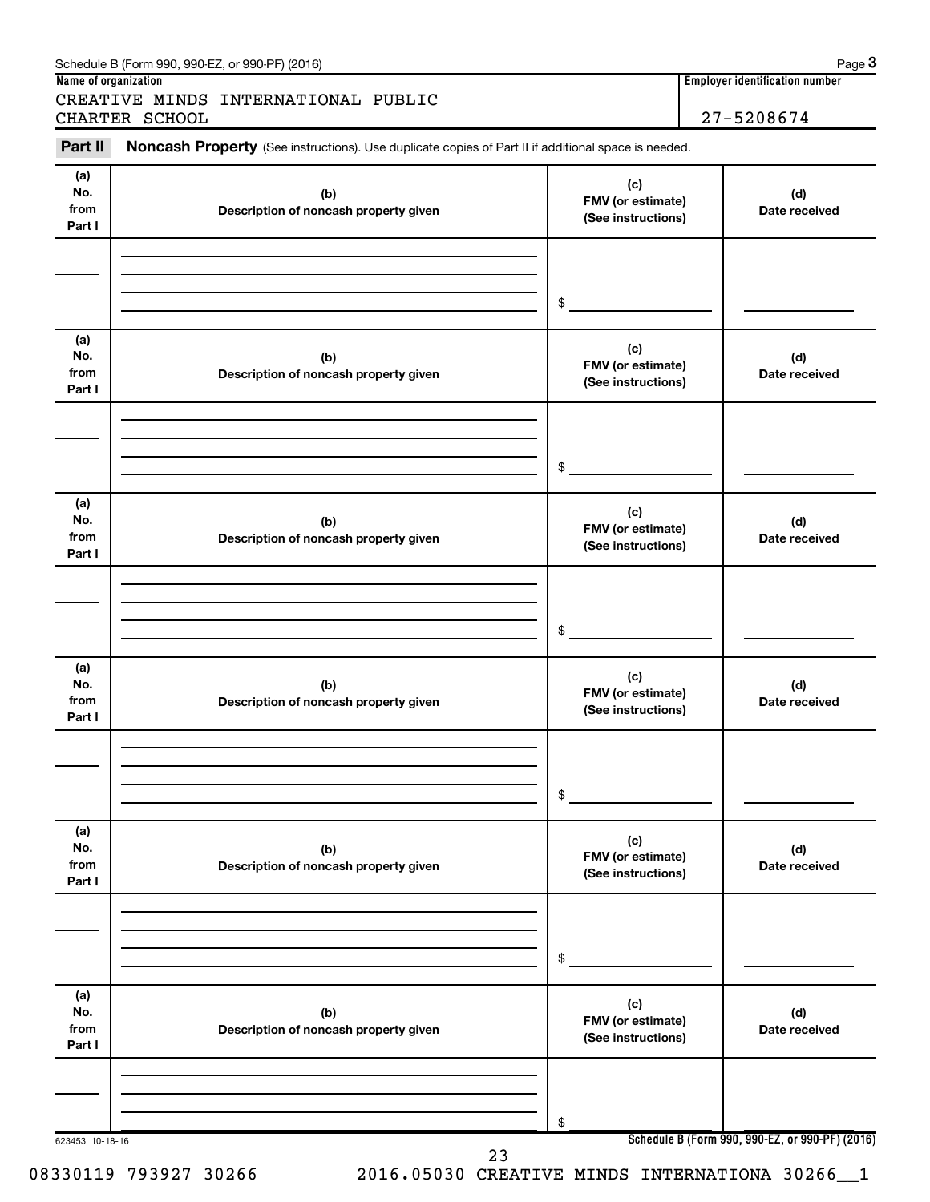Schedule B (Form 990, 990-EZ, or 990-PF) (2016) Page **3**

**Name of organization**

CREATIVE MINDS INTERNATIONAL PUBLIC CHARTER SCHOOL

**Employer identification number**

27-5208674

**Part II** **Noncash Property** (See instructions). Use duplicate copies of Part II if additional space is needed.

| (a) No. from Part I | (b) Description of noncash property given | (c) FMV (or estimate) (See instructions) | (d) Date received |
|---|---|---|---|
| | | $ | |

| (a) No. from Part I | (b) Description of noncash property given | (c) FMV (or estimate) (See instructions) | (d) Date received |
|---|---|---|---|
| | | $ | |

| (a) No. from Part I | (b) Description of noncash property given | (c) FMV (or estimate) (See instructions) | (d) Date received |
|---|---|---|---|
| | | $ | |

| (a) No. from Part I | (b) Description of noncash property given | (c) FMV (or estimate) (See instructions) | (d) Date received |
|---|---|---|---|
| | | $ | |

| (a) No. from Part I | (b) Description of noncash property given | (c) FMV (or estimate) (See instructions) | (d) Date received |
|---|---|---|---|
| | | $ | |

| (a) No. from Part I | (b) Description of noncash property given | (c) FMV (or estimate) (See instructions) | (d) Date received |
|---|---|---|---|
| | | $ | |

623453 10-18-16

**Schedule B (Form 990, 990-EZ, or 990-PF) (2016)**

08330119 793927 30266 2016.05030 CREATIVE MINDS INTERNATIONA 30266__1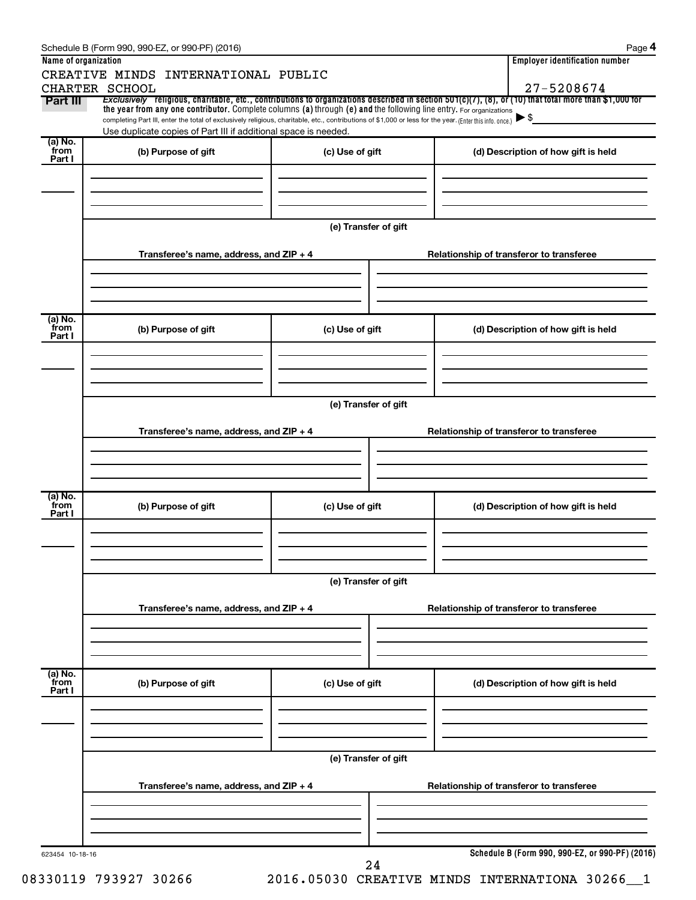Schedule B (Form 990, 990-EZ, or 990-PF) (2016)

**Name of organization**

CREATIVE MINDS INTERNATIONAL PUBLIC CHARTER SCHOOL

**Employer identification number**

27-5208674

**Part III** *Exclusively* religious, charitable, etc., contributions to organizations described in section 501(c)(7), (8), or (10) that total more than $1,000 for the year from any one contributor. Complete columns (a) through (e) and the following line entry. For organizations completing Part III, enter the total of exclusively religious, charitable, etc., contributions of $1,000 or less for the year. (Enter this info. once.) ▶ $

Use duplicate copies of Part III if additional space is needed.

| (a) No. from Part I | (b) Purpose of gift | (c) Use of gift | (d) Description of how gift is held |
|---|---|---|---|
| | | | |

(e) Transfer of gift

| Transferee's name, address, and ZIP + 4 | Relationship of transferor to transferee |
|---|---|
| | |

| (a) No. from Part I | (b) Purpose of gift | (c) Use of gift | (d) Description of how gift is held |
|---|---|---|---|
| | | | |

(e) Transfer of gift

| Transferee's name, address, and ZIP + 4 | Relationship of transferor to transferee |
|---|---|
| | |

| (a) No. from Part I | (b) Purpose of gift | (c) Use of gift | (d) Description of how gift is held |
|---|---|---|---|
| | | | |

(e) Transfer of gift

| Transferee's name, address, and ZIP + 4 | Relationship of transferor to transferee |
|---|---|
| | |

| (a) No. from Part I | (b) Purpose of gift | (c) Use of gift | (d) Description of how gift is held |
|---|---|---|---|
| | | | |

(e) Transfer of gift

| Transferee's name, address, and ZIP + 4 | Relationship of transferor to transferee |
|---|---|
| | |

623454 10-18-16

**Schedule B (Form 990, 990-EZ, or 990-PF) (2016)**

08330119 793927 30266 2016.05030 CREATIVE MINDS INTERNATIONA 30266__1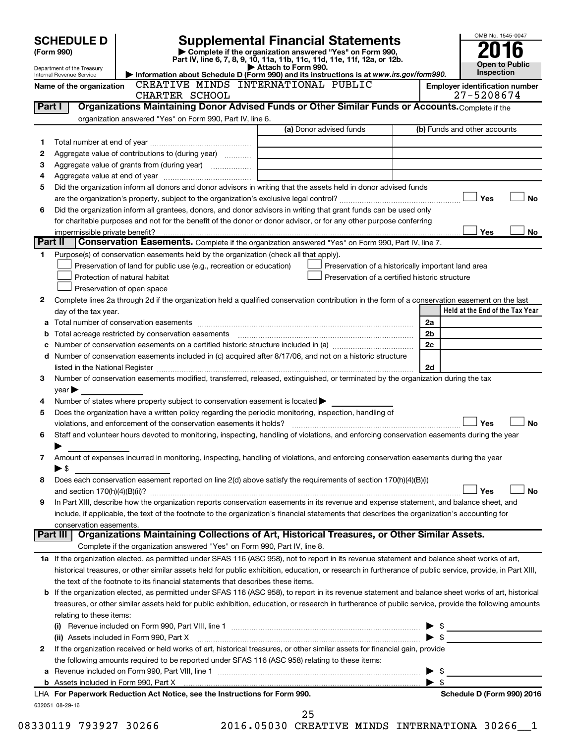# SCHEDULE D (Form 990)

Department of the Treasury
Internal Revenue Service

## Supplemental Financial Statements

▶ Complete if the organization answered "Yes" on Form 990, Part IV, line 6, 7, 8, 9, 10, 11a, 11b, 11c, 11d, 11e, 11f, 12a, or 12b.

▶ Attach to Form 990.

▶ Information about Schedule D (Form 990) and its instructions is at *www.irs.gov/form990.*

OMB No. 1545-0047

**2016**

**Open to Public Inspection**

**Name of the organization:** CREATIVE MINDS INTERNATIONAL PUBLIC CHARTER SCHOOL

**Employer identification number:** 27-5208674

### Part I — Organizations Maintaining Donor Advised Funds or Other Similar Funds or Accounts.

Complete if the organization answered "Yes" on Form 990, Part IV, line 6.

| | | (a) Donor advised funds | (b) Funds and other accounts |
|---|---|---|---|
| 1 | Total number at end of year | | |
| 2 | Aggregate value of contributions to (during year) | | |
| 3 | Aggregate value of grants from (during year) | | |
| 4 | Aggregate value at end of year | | |

5 Did the organization inform all donors and donor advisors in writing that the assets held in donor advised funds are the organization's property, subject to the organization's exclusive legal control? ☐ Yes ☐ No

6 Did the organization inform all grantees, donors, and donor advisors in writing that grant funds can be used only for charitable purposes and not for the benefit of the donor or donor advisor, or for any other purpose conferring impermissible private benefit? ☐ Yes ☐ No

### Part II — Conservation Easements.

Complete if the organization answered "Yes" on Form 990, Part IV, line 7.

1 Purpose(s) of conservation easements held by the organization (check all that apply).

- ☐ Preservation of land for public use (e.g., recreation or education)
- ☐ Protection of natural habitat
- ☐ Preservation of open space
- ☐ Preservation of a historically important land area
- ☐ Preservation of a certified historic structure

2 Complete lines 2a through 2d if the organization held a qualified conservation contribution in the form of a conservation easement on the last day of the tax year.

| | | | Held at the End of the Tax Year |
|---|---|---|---|
| a | Total number of conservation easements | 2a | |
| b | Total acreage restricted by conservation easements | 2b | |
| c | Number of conservation easements on a certified historic structure included in (a) | 2c | |
| d | Number of conservation easements included in (c) acquired after 8/17/06, and not on a historic structure listed in the National Register | 2d | |

3 Number of conservation easements modified, transferred, released, extinguished, or terminated by the organization during the tax year ▶

4 Number of states where property subject to conservation easement is located ▶

5 Does the organization have a written policy regarding the periodic monitoring, inspection, handling of violations, and enforcement of the conservation easements it holds? ☐ Yes ☐ No

6 Staff and volunteer hours devoted to monitoring, inspecting, handling of violations, and enforcing conservation easements during the year ▶

7 Amount of expenses incurred in monitoring, inspecting, handling of violations, and enforcing conservation easements during the year ▶ $

8 Does each conservation easement reported on line 2(d) above satisfy the requirements of section 170(h)(4)(B)(i) and section 170(h)(4)(B)(ii)? ☐ Yes ☐ No

9 In Part XIII, describe how the organization reports conservation easements in its revenue and expense statement, and balance sheet, and include, if applicable, the text of the footnote to the organization's financial statements that describes the organization's accounting for conservation easements.

### Part III — Organizations Maintaining Collections of Art, Historical Treasures, or Other Similar Assets.

Complete if the organization answered "Yes" on Form 990, Part IV, line 8.

1a If the organization elected, as permitted under SFAS 116 (ASC 958), not to report in its revenue statement and balance sheet works of art, historical treasures, or other similar assets held for public exhibition, education, or research in furtherance of public service, provide, in Part XIII, the text of the footnote to its financial statements that describes these items.

b If the organization elected, as permitted under SFAS 116 (ASC 958), to report in its revenue statement and balance sheet works of art, historical treasures, or other similar assets held for public exhibition, education, or research in furtherance of public service, provide the following amounts relating to these items:

(i) Revenue included on Form 990, Part VIII, line 1 ▶ $

(ii) Assets included in Form 990, Part X ▶ $

2 If the organization received or held works of art, historical treasures, or other similar assets for financial gain, provide the following amounts required to be reported under SFAS 116 (ASC 958) relating to these items:

a Revenue included on Form 990, Part VIII, line 1 ▶ $

b Assets included in Form 990, Part X ▶ $

LHA For Paperwork Reduction Act Notice, see the Instructions for Form 990.

Schedule D (Form 990) 2016

632051 08-29-16

08330119 793927 30266 2016.05030 CREATIVE MINDS INTERNATIONA 30266__1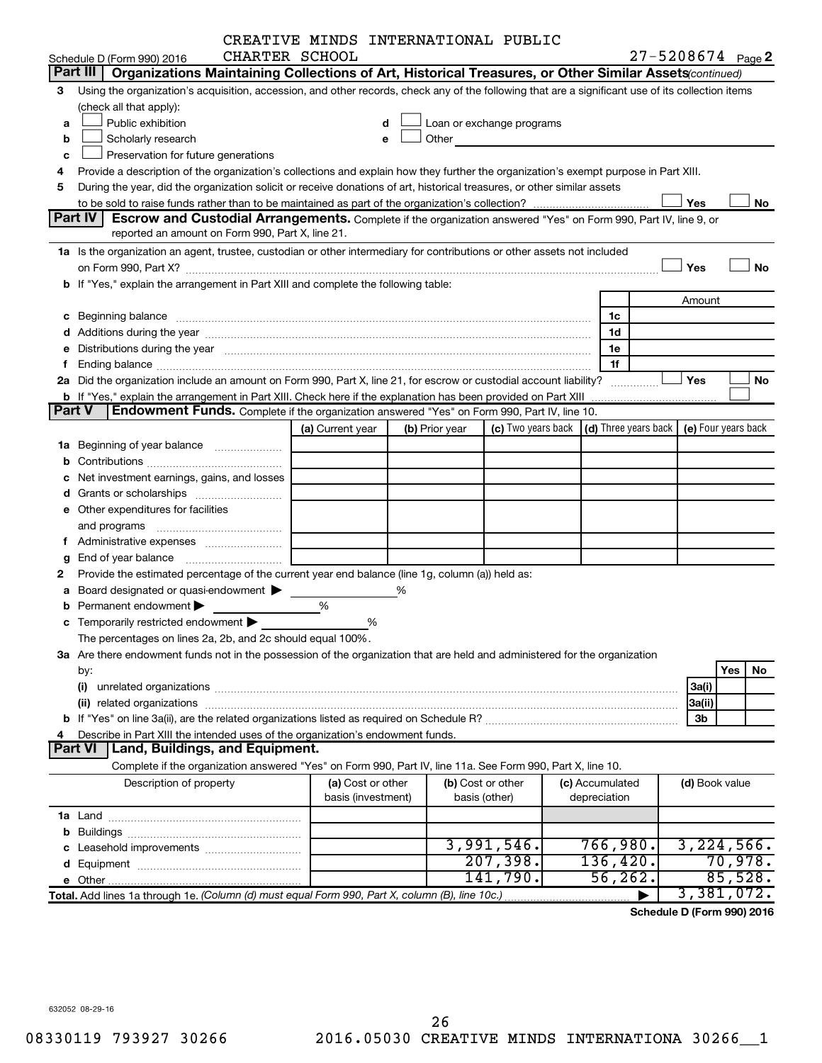CREATIVE MINDS INTERNATIONAL PUBLIC CHARTER SCHOOL

Schedule D (Form 990) 2016 — 27-5208674 Page 2

## Part III Organizations Maintaining Collections of Art, Historical Treasures, or Other Similar Assets *(continued)*

3 Using the organization's acquisition, accession, and other records, check any of the following that are a significant use of its collection items (check all that apply):

- a ☐ Public exhibition
- b ☐ Scholarly research
- c ☐ Preservation for future generations
- d ☐ Loan or exchange programs
- e ☐ Other

4 Provide a description of the organization's collections and explain how they further the organization's exempt purpose in Part XIII.

5 During the year, did the organization solicit or receive donations of art, historical treasures, or other similar assets to be sold to raise funds rather than to be maintained as part of the organization's collection? ☐ Yes ☐ No

## Part IV Escrow and Custodial Arrangements.

Complete if the organization answered "Yes" on Form 990, Part IV, line 9, or reported an amount on Form 990, Part X, line 21.

1a Is the organization an agent, trustee, custodian or other intermediary for contributions or other assets not included on Form 990, Part X? ☐ Yes ☐ No

b If "Yes," explain the arrangement in Part XIII and complete the following table:

| | | Amount |
|---|---|---|
| c Beginning balance | 1c | |
| d Additions during the year | 1d | |
| e Distributions during the year | 1e | |
| f Ending balance | 1f | |

2a Did the organization include an amount on Form 990, Part X, line 21, for escrow or custodial account liability? ☐ Yes ☐ No

b If "Yes," explain the arrangement in Part XIII. Check here if the explanation has been provided on Part XIII ☐

## Part V Endowment Funds.

Complete if the organization answered "Yes" on Form 990, Part IV, line 10.

| | (a) Current year | (b) Prior year | (c) Two years back | (d) Three years back | (e) Four years back |
|---|---|---|---|---|---|
| 1a Beginning of year balance | | | | | |
| b Contributions | | | | | |
| c Net investment earnings, gains, and losses | | | | | |
| d Grants or scholarships | | | | | |
| e Other expenditures for facilities and programs | | | | | |
| f Administrative expenses | | | | | |
| g End of year balance | | | | | |

2 Provide the estimated percentage of the current year end balance (line 1g, column (a)) held as:

- a Board designated or quasi-endowment ▶ %
- b Permanent endowment ▶ %
- c Temporarily restricted endowment ▶ %

The percentages on lines 2a, 2b, and 2c should equal 100%.

3a Are there endowment funds not in the possession of the organization that are held and administered for the organization by:

| | | Yes | No |
|---|---|---|---|
| (i) unrelated organizations | 3a(i) | | |
| (ii) related organizations | 3a(ii) | | |
| b If "Yes" on line 3a(ii), are the related organizations listed as required on Schedule R? | 3b | | |

4 Describe in Part XIII the intended uses of the organization's endowment funds.

## Part VI Land, Buildings, and Equipment.

Complete if the organization answered "Yes" on Form 990, Part IV, line 11a. See Form 990, Part X, line 10.

| Description of property | (a) Cost or other basis (investment) | (b) Cost or other basis (other) | (c) Accumulated depreciation | (d) Book value |
|---|---|---|---|---|
| 1a Land | | | | |
| b Buildings | | | | |
| c Leasehold improvements | | 3,991,546. | 766,980. | 3,224,566. |
| d Equipment | | 207,398. | 136,420. | 70,978. |
| e Other | | 141,790. | 56,262. | 85,528. |
| **Total.** Add lines 1a through 1e. *(Column (d) must equal Form 990, Part X, column (B), line 10c.)* | | | ▶ | 3,381,072. |

**Schedule D (Form 990) 2016**

632052 08-29-16

08330119 793927 30266 2016.05030 CREATIVE MINDS INTERNATIONA 30266__1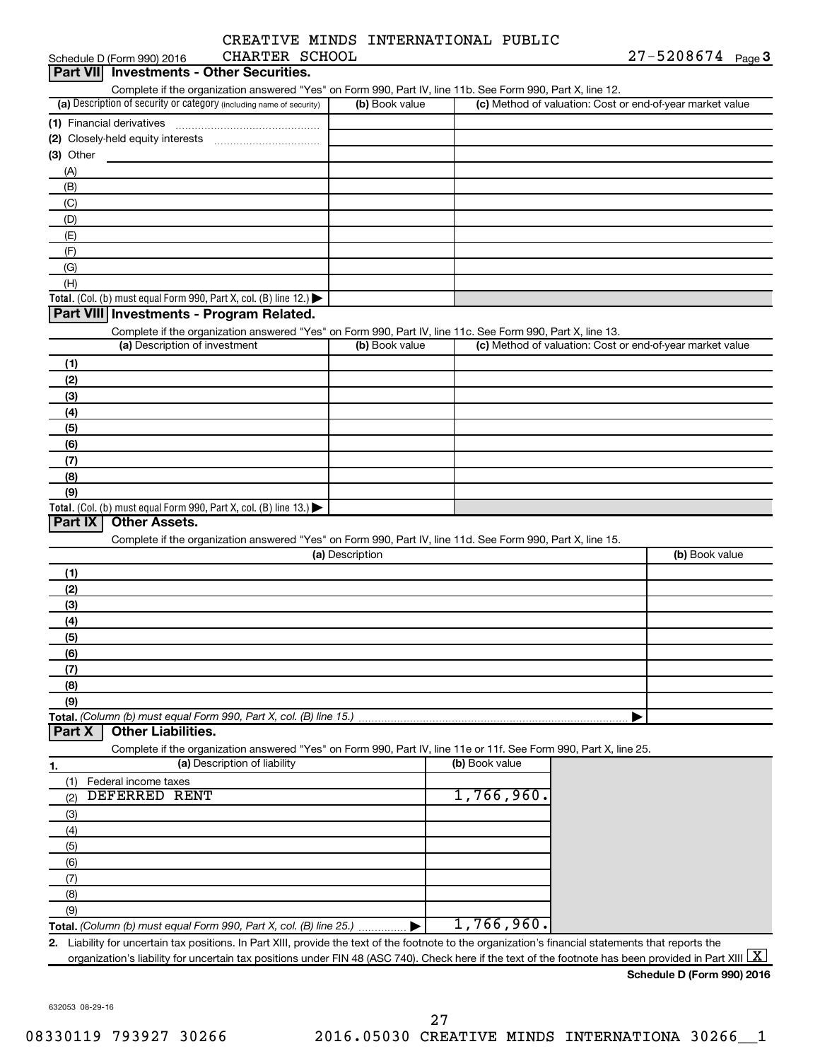CREATIVE MINDS INTERNATIONAL PUBLIC CHARTER SCHOOL

Schedule D (Form 990) 2016 27-5208674 Page 3

## Part VII Investments - Other Securities.

Complete if the organization answered "Yes" on Form 990, Part IV, line 11b. See Form 990, Part X, line 12.

| (a) Description of security or category (including name of security) | (b) Book value | (c) Method of valuation: Cost or end-of-year market value |
|---|---|---|
| (1) Financial derivatives | | |
| (2) Closely-held equity interests | | |
| (3) Other | | |
| (A) | | |
| (B) | | |
| (C) | | |
| (D) | | |
| (E) | | |
| (F) | | |
| (G) | | |
| (H) | | |
| **Total.** (Col. (b) must equal Form 990, Part X, col. (B) line 12.) | | |

## Part VIII Investments - Program Related.

Complete if the organization answered "Yes" on Form 990, Part IV, line 11c. See Form 990, Part X, line 13.

| (a) Description of investment | (b) Book value | (c) Method of valuation: Cost or end-of-year market value |
|---|---|---|
| (1) | | |
| (2) | | |
| (3) | | |
| (4) | | |
| (5) | | |
| (6) | | |
| (7) | | |
| (8) | | |
| (9) | | |
| **Total.** (Col. (b) must equal Form 990, Part X, col. (B) line 13.) | | |

## Part IX Other Assets.

Complete if the organization answered "Yes" on Form 990, Part IV, line 11d. See Form 990, Part X, line 15.

| (a) Description | (b) Book value |
|---|---|
| (1) | |
| (2) | |
| (3) | |
| (4) | |
| (5) | |
| (6) | |
| (7) | |
| (8) | |
| (9) | |
| **Total.** *(Column (b) must equal Form 990, Part X, col. (B) line 15.)* | |

## Part X Other Liabilities.

Complete if the organization answered "Yes" on Form 990, Part IV, line 11e or 11f. See Form 990, Part X, line 25.

| 1. (a) Description of liability | (b) Book value |
|---|---|
| (1) Federal income taxes | |
| (2) DEFERRED RENT | 1,766,960. |
| (3) | |
| (4) | |
| (5) | |
| (6) | |
| (7) | |
| (8) | |
| (9) | |
| **Total.** *(Column (b) must equal Form 990, Part X, col. (B) line 25.)* | 1,766,960. |

2. Liability for uncertain tax positions. In Part XIII, provide the text of the footnote to the organization's financial statements that reports the organization's liability for uncertain tax positions under FIN 48 (ASC 740). Check here if the text of the footnote has been provided in Part XIII [X]

**Schedule D (Form 990) 2016**

632053 08-29-16

08330119 793927 30266 2016.05030 CREATIVE MINDS INTERNATIONA 30266__1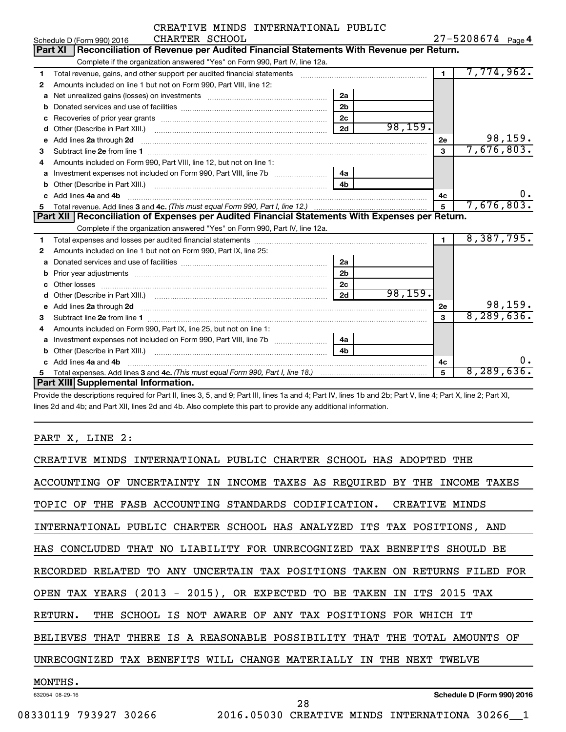CREATIVE MINDS INTERNATIONAL PUBLIC CHARTER SCHOOL

Schedule D (Form 990) 2016 | 27-5208674 | Page 4

## Part XI Reconciliation of Revenue per Audited Financial Statements With Revenue per Return.

Complete if the organization answered "Yes" on Form 990, Part IV, line 12a.

| | | | | | |
|---|---|---|---|---|---|
| 1 | Total revenue, gains, and other support per audited financial statements | | | 1 | 7,774,962. |
| 2 | Amounts included on line 1 but not on Form 990, Part VIII, line 12: | | | | |
| a | Net unrealized gains (losses) on investments | 2a | | | |
| b | Donated services and use of facilities | 2b | | | |
| c | Recoveries of prior year grants | 2c | | | |
| d | Other (Describe in Part XIII.) | 2d | 98,159. | | |
| e | Add lines 2a through 2d | | | 2e | 98,159. |
| 3 | Subtract line 2e from line 1 | | | 3 | 7,676,803. |
| 4 | Amounts included on Form 990, Part VIII, line 12, but not on line 1: | | | | |
| a | Investment expenses not included on Form 990, Part VIII, line 7b | 4a | | | |
| b | Other (Describe in Part XIII.) | 4b | | | |
| c | Add lines 4a and 4b | | | 4c | 0. |
| 5 | Total revenue. Add lines 3 and 4c. *(This must equal Form 990, Part I, line 12.)* | | | 5 | 7,676,803. |

## Part XII Reconciliation of Expenses per Audited Financial Statements With Expenses per Return.

Complete if the organization answered "Yes" on Form 990, Part IV, line 12a.

| | | | | | |
|---|---|---|---|---|---|
| 1 | Total expenses and losses per audited financial statements | | | 1 | 8,387,795. |
| 2 | Amounts included on line 1 but not on Form 990, Part IX, line 25: | | | | |
| a | Donated services and use of facilities | 2a | | | |
| b | Prior year adjustments | 2b | | | |
| c | Other losses | 2c | | | |
| d | Other (Describe in Part XIII.) | 2d | 98,159. | | |
| e | Add lines 2a through 2d | | | 2e | 98,159. |
| 3 | Subtract line 2e from line 1 | | | 3 | 8,289,636. |
| 4 | Amounts included on Form 990, Part IX, line 25, but not on line 1: | | | | |
| a | Investment expenses not included on Form 990, Part VIII, line 7b | 4a | | | |
| b | Other (Describe in Part XIII.) | 4b | | | |
| c | Add lines 4a and 4b | | | 4c | 0. |
| 5 | Total expenses. Add lines 3 and 4c. *(This must equal Form 990, Part I, line 18.)* | | | 5 | 8,289,636. |

## Part XIII Supplemental Information.

Provide the descriptions required for Part II, lines 3, 5, and 9; Part III, lines 1a and 4; Part IV, lines 1b and 2b; Part V, line 4; Part X, line 2; Part XI, lines 2d and 4b; and Part XII, lines 2d and 4b. Also complete this part to provide any additional information.

PART X, LINE 2:

CREATIVE MINDS INTERNATIONAL PUBLIC CHARTER SCHOOL HAS ADOPTED THE ACCOUNTING OF UNCERTAINTY IN INCOME TAXES AS REQUIRED BY THE INCOME TAXES TOPIC OF THE FASB ACCOUNTING STANDARDS CODIFICATION. CREATIVE MINDS INTERNATIONAL PUBLIC CHARTER SCHOOL HAS ANALYZED ITS TAX POSITIONS, AND HAS CONCLUDED THAT NO LIABILITY FOR UNRECOGNIZED TAX BENEFITS SHOULD BE RECORDED RELATED TO ANY UNCERTAIN TAX POSITIONS TAKEN ON RETURNS FILED FOR OPEN TAX YEARS (2013 - 2015), OR EXPECTED TO BE TAKEN IN ITS 2015 TAX RETURN. THE SCHOOL IS NOT AWARE OF ANY TAX POSITIONS FOR WHICH IT BELIEVES THAT THERE IS A REASONABLE POSSIBILITY THAT THE TOTAL AMOUNTS OF UNRECOGNIZED TAX BENEFITS WILL CHANGE MATERIALLY IN THE NEXT TWELVE MONTHS.

632054 08-29-16 | Schedule D (Form 990) 2016

08330119 793927 30266 2016.05030 CREATIVE MINDS INTERNATIONA 30266__1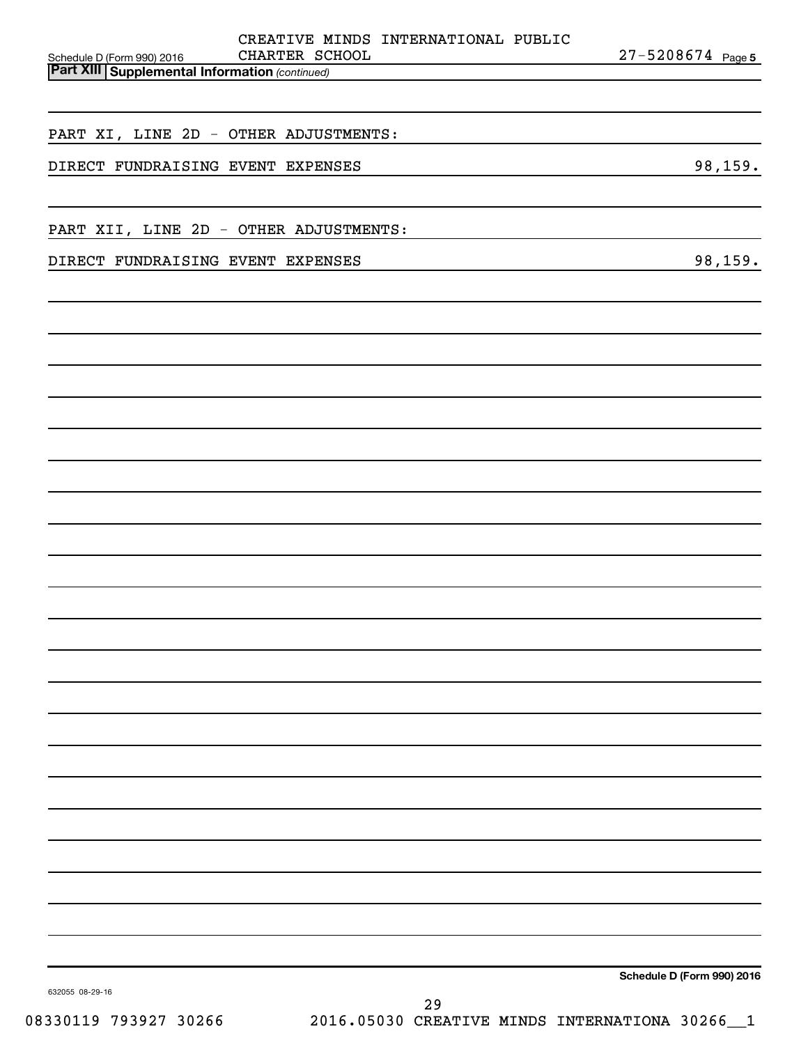CREATIVE MINDS INTERNATIONAL PUBLIC CHARTER SCHOOL 27-5208674

**Part XIII | Supplemental Information** *(continued)*

PART XI, LINE 2D - OTHER ADJUSTMENTS:

| | |
|---|---|
| DIRECT FUNDRAISING EVENT EXPENSES | 98,159. |

PART XII, LINE 2D - OTHER ADJUSTMENTS:

| | |
|---|---|
| DIRECT FUNDRAISING EVENT EXPENSES | 98,159. |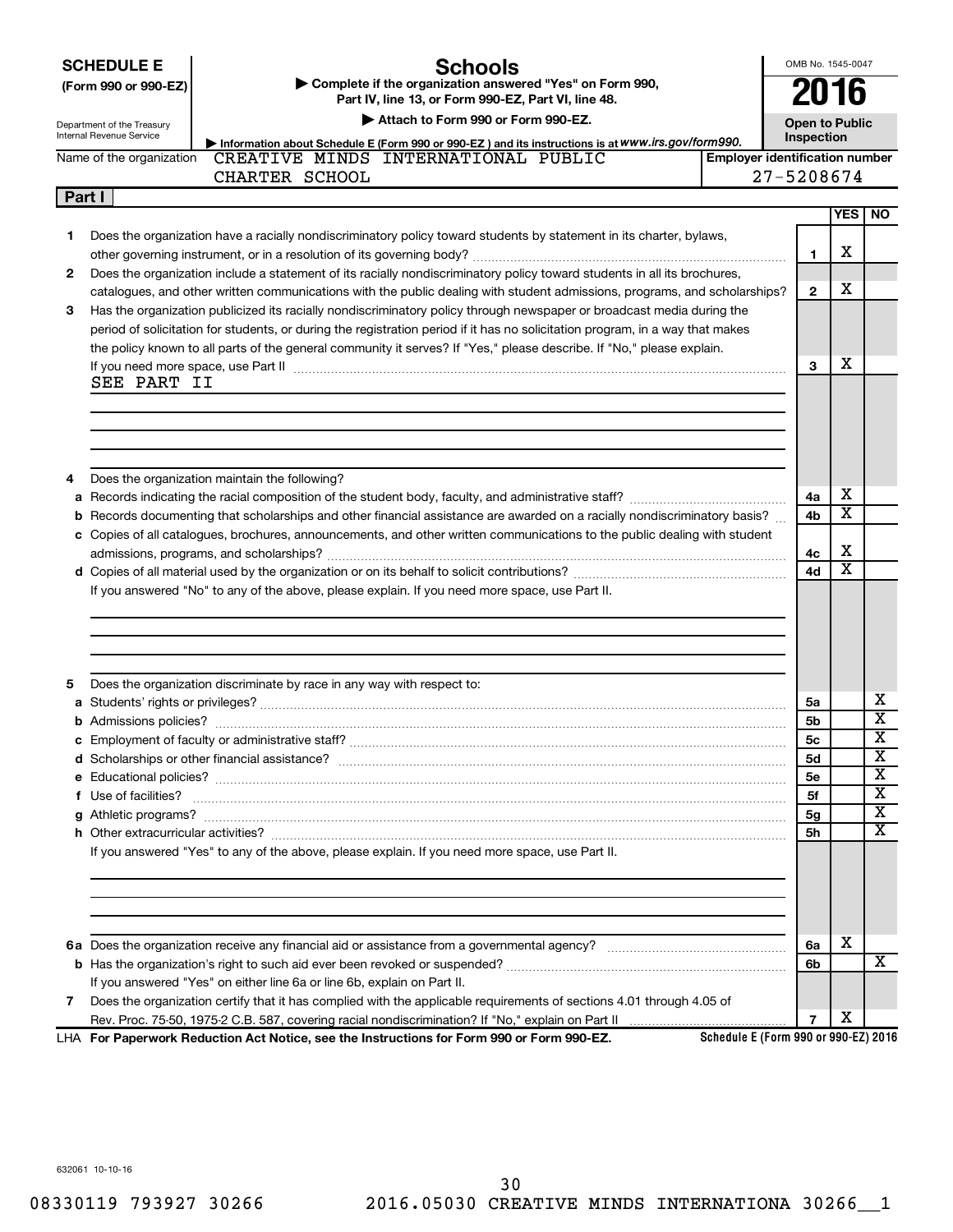**SCHEDULE E**
**(Form 990 or 990-EZ)**

Department of the Treasury
Internal Revenue Service

# Schools

▶ Complete if the organization answered "Yes" on Form 990, Part IV, line 13, or Form 990-EZ, Part VI, line 48.

▶ Attach to Form 990 or Form 990-EZ.

▶ Information about Schedule E (Form 990 or 990-EZ) and its instructions is at *www.irs.gov/form990.*

OMB No. 1545-0047

**2016**

**Open to Public Inspection**

Name of the organization: CREATIVE MINDS INTERNATIONAL PUBLIC CHARTER SCHOOL

Employer identification number: 27-5208674

**Part I**

| | | | YES | NO |
|---|---|---|---|---|
| **1** | Does the organization have a racially nondiscriminatory policy toward students by statement in its charter, bylaws, other governing instrument, or in a resolution of its governing body? | **1** | X | |
| **2** | Does the organization include a statement of its racially nondiscriminatory policy toward students in all its brochures, catalogues, and other written communications with the public dealing with student admissions, programs, and scholarships? | **2** | X | |
| **3** | Has the organization publicized its racially nondiscriminatory policy through newspaper or broadcast media during the period of solicitation for students, or during the registration period if it has no solicitation program, in a way that makes the policy known to all parts of the general community it serves? If "Yes," please describe. If "No," please explain. If you need more space, use Part II | **3** | X | |

SEE PART II

| | | | YES | NO |
|---|---|---|---|---|
| **4** | Does the organization maintain the following? | | | |
| **a** | Records indicating the racial composition of the student body, faculty, and administrative staff? | **4a** | X | |
| **b** | Records documenting that scholarships and other financial assistance are awarded on a racially nondiscriminatory basis? | **4b** | X | |
| **c** | Copies of all catalogues, brochures, announcements, and other written communications to the public dealing with student admissions, programs, and scholarships? | **4c** | X | |
| **d** | Copies of all material used by the organization or on its behalf to solicit contributions? | **4d** | X | |

If you answered "No" to any of the above, please explain. If you need more space, use Part II.

| | | | YES | NO |
|---|---|---|---|---|
| **5** | Does the organization discriminate by race in any way with respect to: | | | |
| **a** | Students' rights or privileges? | **5a** | | X |
| **b** | Admissions policies? | **5b** | | X |
| **c** | Employment of faculty or administrative staff? | **5c** | | X |
| **d** | Scholarships or other financial assistance? | **5d** | | X |
| **e** | Educational policies? | **5e** | | X |
| **f** | Use of facilities? | **5f** | | X |
| **g** | Athletic programs? | **5g** | | X |
| **h** | Other extracurricular activities? | **5h** | | X |

If you answered "Yes" to any of the above, please explain. If you need more space, use Part II.

| | | | YES | NO |
|---|---|---|---|---|
| **6a** | Does the organization receive any financial aid or assistance from a governmental agency? | **6a** | X | |
| **b** | Has the organization's right to such aid ever been revoked or suspended? | **6b** | | X |
| | If you answered "Yes" on either line 6a or line 6b, explain on Part II. | | | |
| **7** | Does the organization certify that it has complied with the applicable requirements of sections 4.01 through 4.05 of Rev. Proc. 75-50, 1975-2 C.B. 587, covering racial nondiscrimination? If "No," explain on Part II | **7** | X | |

LHA **For Paperwork Reduction Act Notice, see the Instructions for Form 990 or Form 990-EZ.** **Schedule E (Form 990 or 990-EZ) 2016**

632061 10-10-16

08330119 793927 30266 2016.05030 CREATIVE MINDS INTERNATIONA 30266__1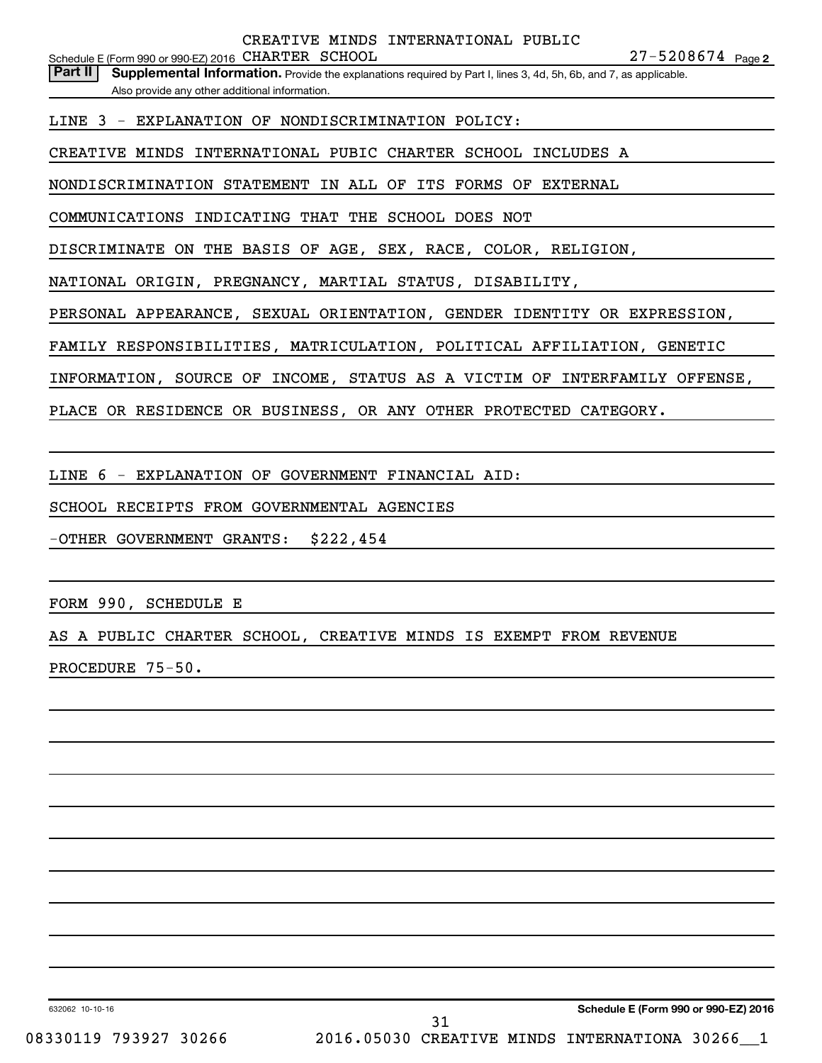CREATIVE MINDS INTERNATIONAL PUBLIC

Schedule E (Form 990 or 990-EZ) 2016 CHARTER SCHOOL 27-5208674 Page 2

**Part II** **Supplemental Information.** Provide the explanations required by Part I, lines 3, 4d, 5h, 6b, and 7, as applicable. Also provide any other additional information.

LINE 3 - EXPLANATION OF NONDISCRIMINATION POLICY:

CREATIVE MINDS INTERNATIONAL PUBIC CHARTER SCHOOL INCLUDES A NONDISCRIMINATION STATEMENT IN ALL OF ITS FORMS OF EXTERNAL COMMUNICATIONS INDICATING THAT THE SCHOOL DOES NOT DISCRIMINATE ON THE BASIS OF AGE, SEX, RACE, COLOR, RELIGION, NATIONAL ORIGIN, PREGNANCY, MARTIAL STATUS, DISABILITY, PERSONAL APPEARANCE, SEXUAL ORIENTATION, GENDER IDENTITY OR EXPRESSION, FAMILY RESPONSIBILITIES, MATRICULATION, POLITICAL AFFILIATION, GENETIC INFORMATION, SOURCE OF INCOME, STATUS AS A VICTIM OF INTERFAMILY OFFENSE, PLACE OR RESIDENCE OR BUSINESS, OR ANY OTHER PROTECTED CATEGORY.

LINE 6 - EXPLANATION OF GOVERNMENT FINANCIAL AID:

SCHOOL RECEIPTS FROM GOVERNMENTAL AGENCIES

-OTHER GOVERNMENT GRANTS: $222,454

FORM 990, SCHEDULE E

AS A PUBLIC CHARTER SCHOOL, CREATIVE MINDS IS EXEMPT FROM REVENUE PROCEDURE 75-50.

632062 10-10-16 **Schedule E (Form 990 or 990-EZ) 2016**

08330119 793927 30266 2016.05030 CREATIVE MINDS INTERNATIONA 30266__1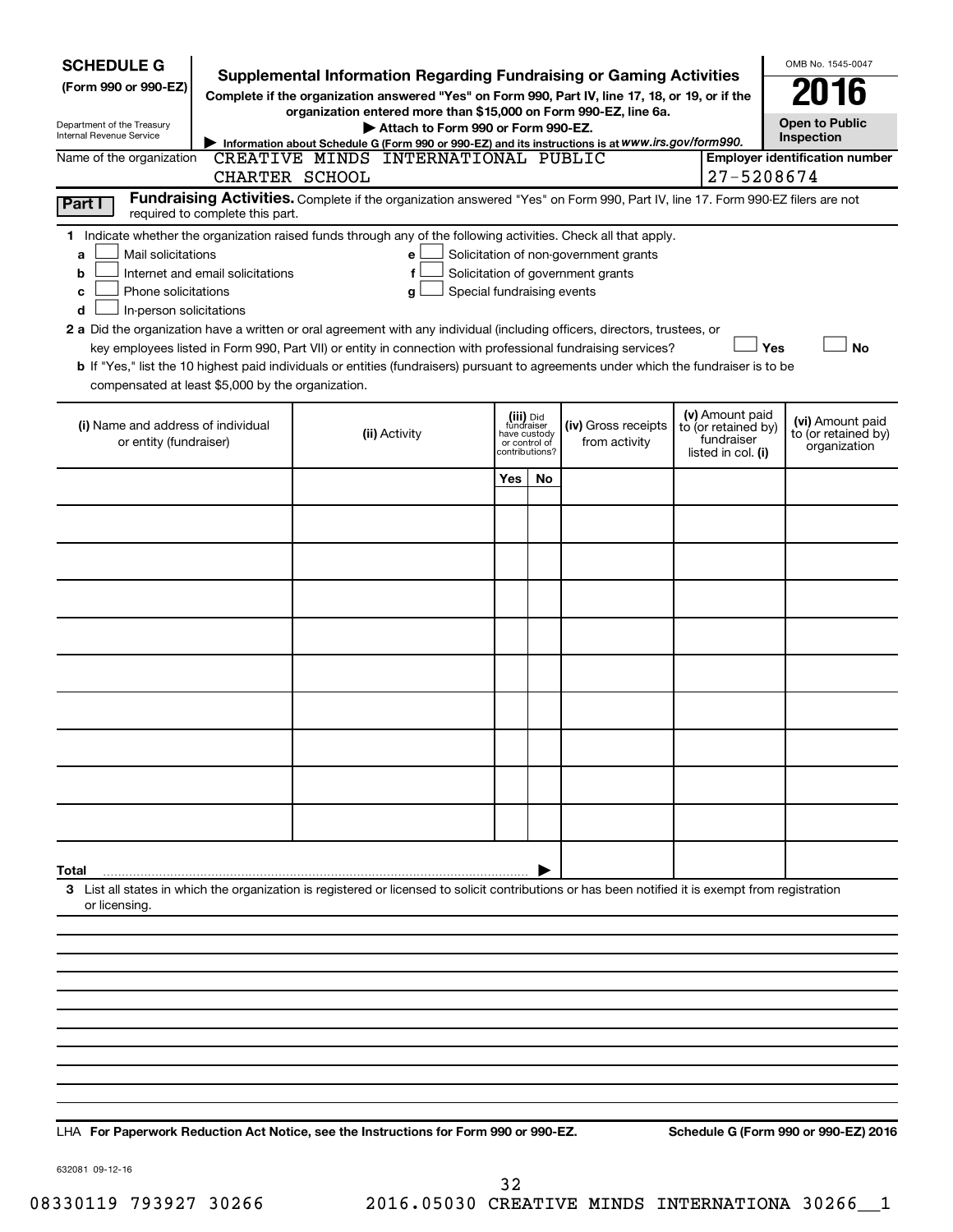**SCHEDULE G**
**(Form 990 or 990-EZ)**

Department of the Treasury
Internal Revenue Service

# Supplemental Information Regarding Fundraising or Gaming Activities

**Complete if the organization answered "Yes" on Form 990, Part IV, line 17, 18, or 19, or if the organization entered more than $15,000 on Form 990-EZ, line 6a.**

▶ **Attach to Form 990 or Form 990-EZ.**

▶ Information about Schedule G (Form 990 or 990-EZ) and its instructions is at *www.irs.gov/form990.*

OMB No. 1545-0047

**2016**

**Open to Public Inspection**

Name of the organization: CREATIVE MINDS INTERNATIONAL PUBLIC CHARTER SCHOOL

**Employer identification number** 27-5208674

**Part I** **Fundraising Activities.** Complete if the organization answered "Yes" on Form 990, Part IV, line 17. Form 990-EZ filers are not required to complete this part.

**1** Indicate whether the organization raised funds through any of the following activities. Check all that apply.

- **a** ☐ Mail solicitations
- **b** ☐ Internet and email solicitations
- **c** ☐ Phone solicitations
- **d** ☐ In-person solicitations
- **e** ☐ Solicitation of non-government grants
- **f** ☐ Solicitation of government grants
- **g** ☐ Special fundraising events

**2 a** Did the organization have a written or oral agreement with any individual (including officers, directors, trustees, or key employees listed in Form 990, Part VII) or entity in connection with professional fundraising services? ☐ **Yes** ☐ **No**

**b** If "Yes," list the 10 highest paid individuals or entities (fundraisers) pursuant to agreements under which the fundraiser is to be compensated at least $5,000 by the organization.

| (i) Name and address of individual or entity (fundraiser) | (ii) Activity | (iii) Did fundraiser have custody or control of contributions? Yes | No | (iv) Gross receipts from activity | (v) Amount paid to (or retained by) fundraiser listed in col. (i) | (vi) Amount paid to (or retained by) organization |
|---|---|---|---|---|---|---|
| | | | | | | |
| | | | | | | |
| | | | | | | |
| | | | | | | |
| | | | | | | |
| | | | | | | |
| | | | | | | |
| | | | | | | |
| | | | | | | |
| | | | | | | |
| **Total** ▶ | | | | | | |

**3** List all states in which the organization is registered or licensed to solicit contributions or has been notified it is exempt from registration or licensing.

LHA **For Paperwork Reduction Act Notice, see the Instructions for Form 990 or 990-EZ.** **Schedule G (Form 990 or 990-EZ) 2016**

632081 09-12-16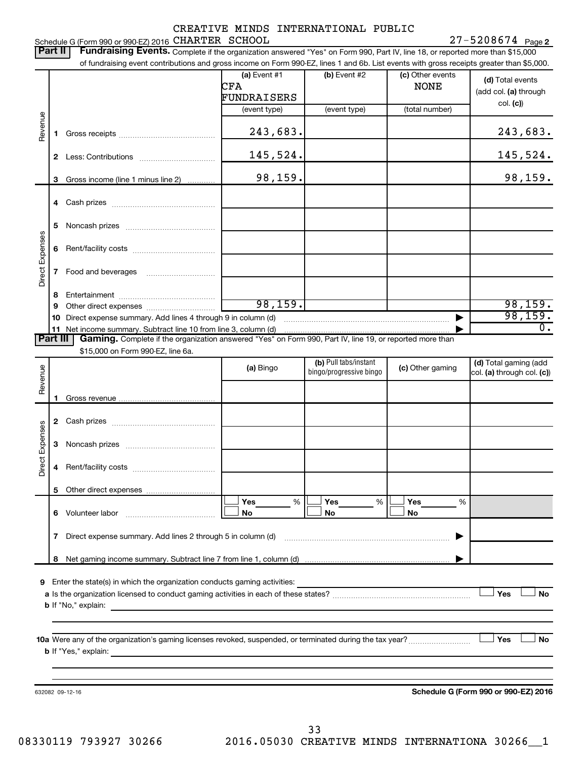CREATIVE MINDS INTERNATIONAL PUBLIC

Schedule G (Form 990 or 990-EZ) 2016 CHARTER SCHOOL 27-5208674 Page 2

**Part II** **Fundraising Events.** Complete if the organization answered "Yes" on Form 990, Part IV, line 18, or reported more than $15,000 of fundraising event contributions and gross income on Form 990-EZ, lines 1 and 6b. List events with gross receipts greater than $5,000.

| | | (a) Event #1 CFA FUNDRAISERS (event type) | (b) Event #2 (event type) | (c) Other events NONE (total number) | (d) Total events (add col. (a) through col. (c)) |
|---|---|---|---|---|---|
| Revenue | 1 Gross receipts | 243,683. | | | 243,683. |
| | 2 Less: Contributions | 145,524. | | | 145,524. |
| | 3 Gross income (line 1 minus line 2) | 98,159. | | | 98,159. |
| Direct Expenses | 4 Cash prizes | | | | |
| | 5 Noncash prizes | | | | |
| | 6 Rent/facility costs | | | | |
| | 7 Food and beverages | | | | |
| | 8 Entertainment | | | | |
| | 9 Other direct expenses | 98,159. | | | 98,159. |
| | 10 Direct expense summary. Add lines 4 through 9 in column (d) | | | | 98,159. |
| | 11 Net income summary. Subtract line 10 from line 3, column (d) | | | | 0. |

**Part III** **Gaming.** Complete if the organization answered "Yes" on Form 990, Part IV, line 19, or reported more than $15,000 on Form 990-EZ, line 6a.

| | | (a) Bingo | (b) Pull tabs/instant bingo/progressive bingo | (c) Other gaming | (d) Total gaming (add col. (a) through col. (c)) |
|---|---|---|---|---|---|
| Revenue | 1 Gross revenue | | | | |
| Direct Expenses | 2 Cash prizes | | | | |
| | 3 Noncash prizes | | | | |
| | 4 Rent/facility costs | | | | |
| | 5 Other direct expenses | | | | |
| | 6 Volunteer labor | ☐ Yes ___ % ☐ No | ☐ Yes ___ % ☐ No | ☐ Yes ___ % ☐ No | |
| | 7 Direct expense summary. Add lines 2 through 5 in column (d) | | | | |
| | 8 Net gaming income summary. Subtract line 7 from line 1, column (d) | | | | |

**9** Enter the state(s) in which the organization conducts gaming activities:

**a** Is the organization licensed to conduct gaming activities in each of these states? ☐ Yes ☐ No

**b** If "No," explain:

**10a** Were any of the organization's gaming licenses revoked, suspended, or terminated during the tax year? ☐ Yes ☐ No

**b** If "Yes," explain:

632082 09-12-16

**Schedule G (Form 990 or 990-EZ) 2016**

08330119 793927 30266 2016.05030 CREATIVE MINDS INTERNATIONA 30266__1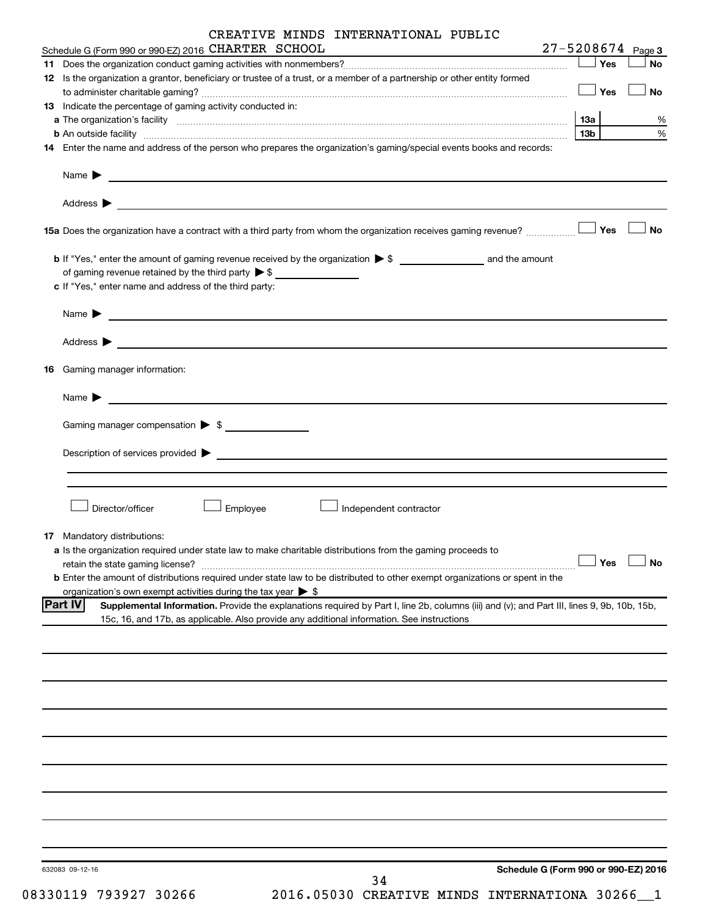CREATIVE MINDS INTERNATIONAL PUBLIC

Schedule G (Form 990 or 990-EZ) 2016 CHARTER SCHOOL 27-5208674 Page **3**

**11** Does the organization conduct gaming activities with nonmembers? ☐ Yes ☐ No

**12** Is the organization a grantor, beneficiary or trustee of a trust, or a member of a partnership or other entity formed to administer charitable gaming? ☐ Yes ☐ No

**13** Indicate the percentage of gaming activity conducted in:

**a** The organization's facility **13a** %

**b** An outside facility **13b** %

**14** Enter the name and address of the person who prepares the organization's gaming/special events books and records:

Name ▶

Address ▶

**15a** Does the organization have a contract with a third party from whom the organization receives gaming revenue? ☐ Yes ☐ No

**b** If "Yes," enter the amount of gaming revenue received by the organization ▶ $ ______ and the amount of gaming revenue retained by the third party ▶ $ ______

**c** If "Yes," enter name and address of the third party:

Name ▶

Address ▶

**16** Gaming manager information:

Name ▶

Gaming manager compensation ▶ $

Description of services provided ▶

☐ Director/officer ☐ Employee ☐ Independent contractor

**17** Mandatory distributions:

**a** Is the organization required under state law to make charitable distributions from the gaming proceeds to retain the state gaming license? ☐ Yes ☐ No

**b** Enter the amount of distributions required under state law to be distributed to other exempt organizations or spent in the organization's own exempt activities during the tax year ▶ $

**Part IV** **Supplemental Information.** Provide the explanations required by Part I, line 2b, columns (iii) and (v); and Part III, lines 9, 9b, 10b, 15b, 15c, 16, and 17b, as applicable. Also provide any additional information. See instructions

632083 09-12-16 **Schedule G (Form 990 or 990-EZ) 2016**

08330119 793927 30266 2016.05030 CREATIVE MINDS INTERNATIONA 30266__1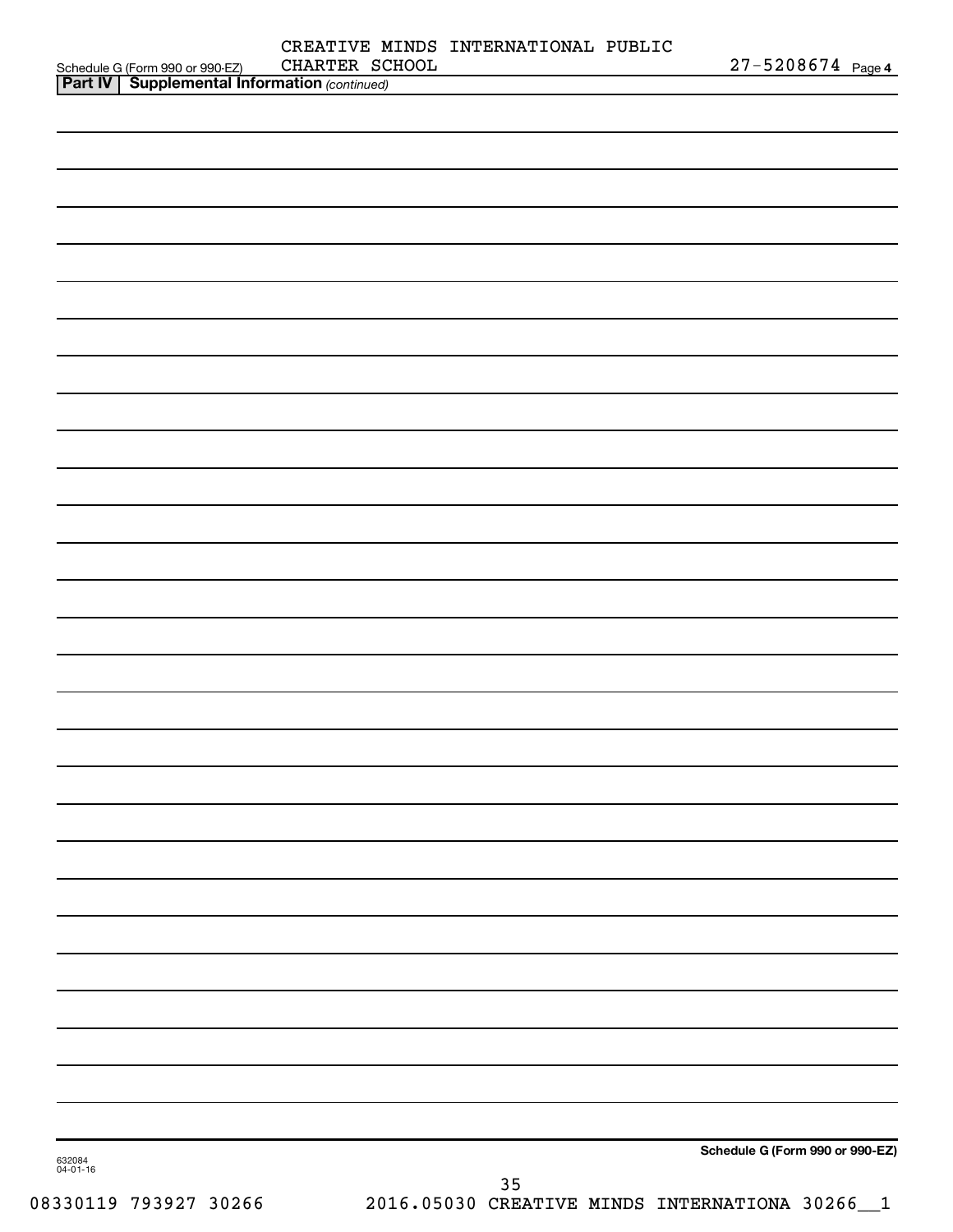Schedule G (Form 990 or 990-EZ) CREATIVE MINDS INTERNATIONAL PUBLIC CHARTER SCHOOL 27-5208674 Page **4**

**Part IV | Supplemental Information** *(continued)*

**Schedule G (Form 990 or 990-EZ)**

632084
04-01-16

08330119 793927 30266 2016.05030 CREATIVE MINDS INTERNATIONA 30266__1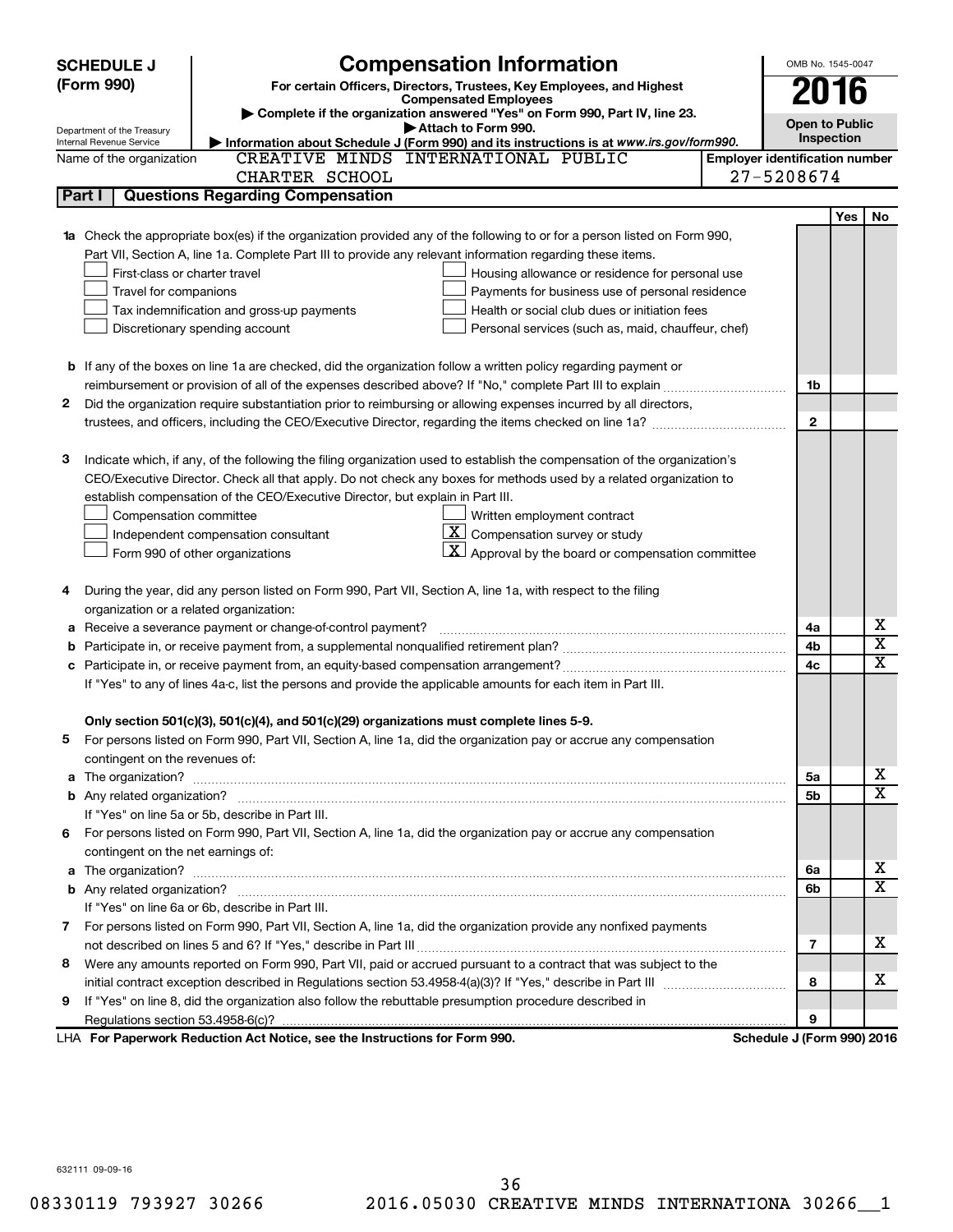**SCHEDULE J (Form 990)**

# Compensation Information

**For certain Officers, Directors, Trustees, Key Employees, and Highest Compensated Employees**

▶ Complete if the organization answered "Yes" on Form 990, Part IV, line 23.

▶ Attach to Form 990.

▶ Information about Schedule J (Form 990) and its instructions is at *www.irs.gov/form990.*

OMB No. 1545-0047

**2016**

**Open to Public Inspection**

Department of the Treasury
Internal Revenue Service

Name of the organization: CREATIVE MINDS INTERNATIONAL PUBLIC CHARTER SCHOOL

Employer identification number: 27-5208674

## Part I — Questions Regarding Compensation

| | | | Yes | No |
|---|---|---|---|---|
| **1a** | Check the appropriate box(es) if the organization provided any of the following to or for a person listed on Form 990, Part VII, Section A, line 1a. Complete Part III to provide any relevant information regarding these items.<br>☐ First-class or charter travel ☐ Housing allowance or residence for personal use<br>☐ Travel for companions ☐ Payments for business use of personal residence<br>☐ Tax indemnification and gross-up payments ☐ Health or social club dues or initiation fees<br>☐ Discretionary spending account ☐ Personal services (such as, maid, chauffeur, chef) | | | |
| **b** | If any of the boxes on line 1a are checked, did the organization follow a written policy regarding payment or reimbursement or provision of all of the expenses described above? If "No," complete Part III to explain | 1b | | |
| **2** | Did the organization require substantiation prior to reimbursing or allowing expenses incurred by all directors, trustees, and officers, including the CEO/Executive Director, regarding the items checked on line 1a? | 2 | | |
| **3** | Indicate which, if any, of the following the filing organization used to establish the compensation of the organization's CEO/Executive Director. Check all that apply. Do not check any boxes for methods used by a related organization to establish compensation of the CEO/Executive Director, but explain in Part III.<br>☐ Compensation committee ☐ Written employment contract<br>☐ Independent compensation consultant ☒ Compensation survey or study<br>☐ Form 990 of other organizations ☒ Approval by the board or compensation committee | | | |
| **4** | During the year, did any person listed on Form 990, Part VII, Section A, line 1a, with respect to the filing organization or a related organization: | | | |
| **a** | Receive a severance payment or change-of-control payment? | 4a | | X |
| **b** | Participate in, or receive payment from, a supplemental nonqualified retirement plan? | 4b | | X |
| **c** | Participate in, or receive payment from, an equity-based compensation arrangement? | 4c | | X |
| | If "Yes" to any of lines 4a-c, list the persons and provide the applicable amounts for each item in Part III. | | | |
| | **Only section 501(c)(3), 501(c)(4), and 501(c)(29) organizations must complete lines 5-9.** | | | |
| **5** | For persons listed on Form 990, Part VII, Section A, line 1a, did the organization pay or accrue any compensation contingent on the revenues of: | | | |
| **a** | The organization? | 5a | | X |
| **b** | Any related organization? | 5b | | X |
| | If "Yes" on line 5a or 5b, describe in Part III. | | | |
| **6** | For persons listed on Form 990, Part VII, Section A, line 1a, did the organization pay or accrue any compensation contingent on the net earnings of: | | | |
| **a** | The organization? | 6a | | X |
| **b** | Any related organization? | 6b | | X |
| | If "Yes" on line 6a or 6b, describe in Part III. | | | |
| **7** | For persons listed on Form 990, Part VII, Section A, line 1a, did the organization provide any nonfixed payments not described on lines 5 and 6? If "Yes," describe in Part III | 7 | | X |
| **8** | Were any amounts reported on Form 990, Part VII, paid or accrued pursuant to a contract that was subject to the initial contract exception described in Regulations section 53.4958-4(a)(3)? If "Yes," describe in Part III | 8 | | X |
| **9** | If "Yes" on line 8, did the organization also follow the rebuttable presumption procedure described in Regulations section 53.4958-6(c)? | 9 | | |

LHA **For Paperwork Reduction Act Notice, see the Instructions for Form 990.** **Schedule J (Form 990) 2016**

632111 09-09-16

08330119 793927 30266 2016.05030 CREATIVE MINDS INTERNATIONA 30266__1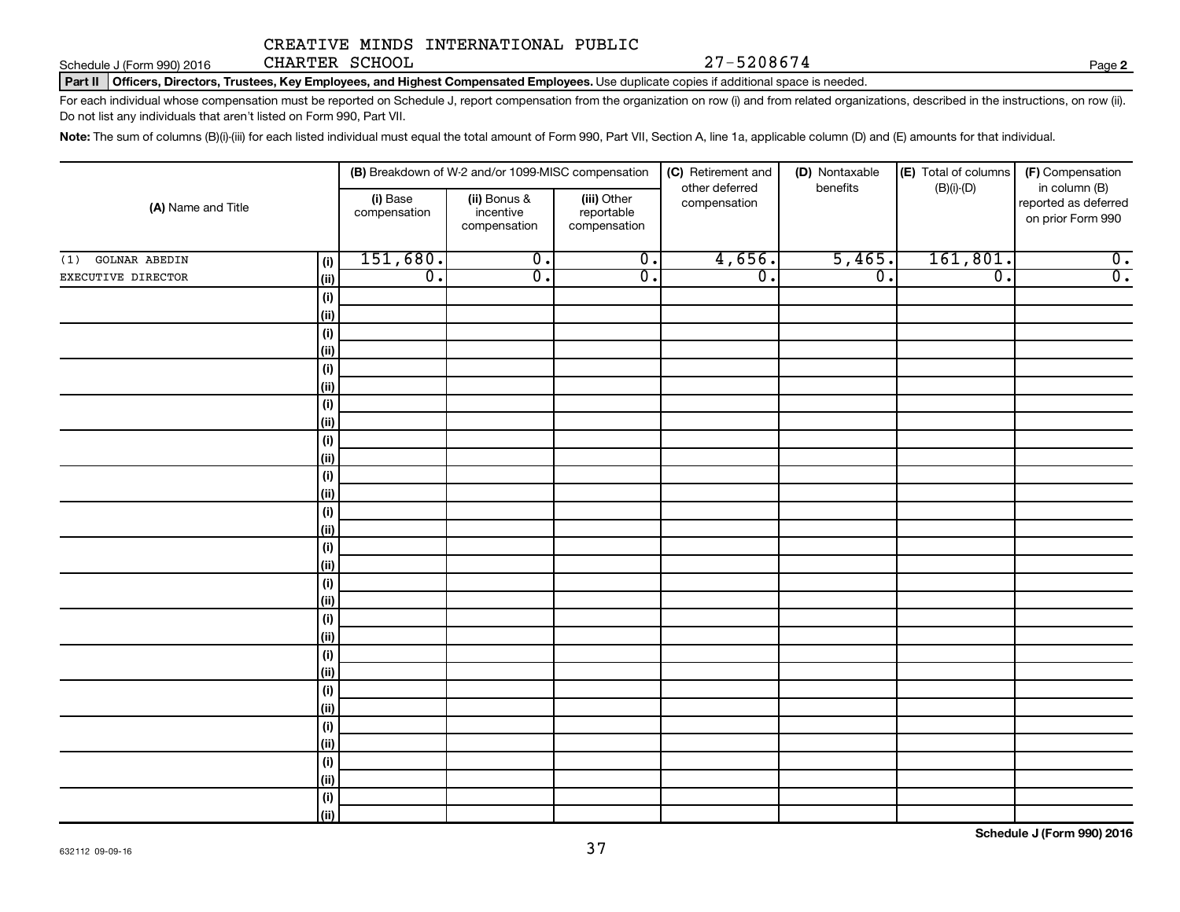CREATIVE MINDS INTERNATIONAL PUBLIC CHARTER SCHOOL 27-5208674

Schedule J (Form 990) 2016 Page **2**

**Part II** **Officers, Directors, Trustees, Key Employees, and Highest Compensated Employees.** Use duplicate copies if additional space is needed.

For each individual whose compensation must be reported on Schedule J, report compensation from the organization on row (i) and from related organizations, described in the instructions, on row (ii). Do not list any individuals that aren't listed on Form 990, Part VII.

**Note:** The sum of columns (B)(i)-(iii) for each listed individual must equal the total amount of Form 990, Part VII, Section A, line 1a, applicable column (D) and (E) amounts for that individual.

| (A) Name and Title | | (B) Breakdown of W-2 and/or 1099-MISC compensation | | | (C) Retirement and other deferred compensation | (D) Nontaxable benefits | (E) Total of columns (B)(i)-(D) | (F) Compensation in column (B) reported as deferred on prior Form 990 |
|---|---|---|---|---|---|---|---|---|
| | | (i) Base compensation | (ii) Bonus & incentive compensation | (iii) Other reportable compensation | | | | |
| (1) GOLNAR ABEDIN | (i) | 151,680. | 0. | 0. | 4,656. | 5,465. | 161,801. | 0. |
| EXECUTIVE DIRECTOR | (ii) | 0. | 0. | 0. | 0. | 0. | 0. | 0. |
| | (i) | | | | | | | |
| | (ii) | | | | | | | |
| | (i) | | | | | | | |
| | (ii) | | | | | | | |
| | (i) | | | | | | | |
| | (ii) | | | | | | | |
| | (i) | | | | | | | |
| | (ii) | | | | | | | |
| | (i) | | | | | | | |
| | (ii) | | | | | | | |
| | (i) | | | | | | | |
| | (ii) | | | | | | | |
| | (i) | | | | | | | |
| | (ii) | | | | | | | |
| | (i) | | | | | | | |
| | (ii) | | | | | | | |
| | (i) | | | | | | | |
| | (ii) | | | | | | | |
| | (i) | | | | | | | |
| | (ii) | | | | | | | |
| | (i) | | | | | | | |
| | (ii) | | | | | | | |
| | (i) | | | | | | | |
| | (ii) | | | | | | | |
| | (i) | | | | | | | |
| | (ii) | | | | | | | |
| | (i) | | | | | | | |
| | (ii) | | | | | | | |
| | (i) | | | | | | | |
| | (ii) | | | | | | | |

632112 09-09-16

**Schedule J (Form 990) 2016**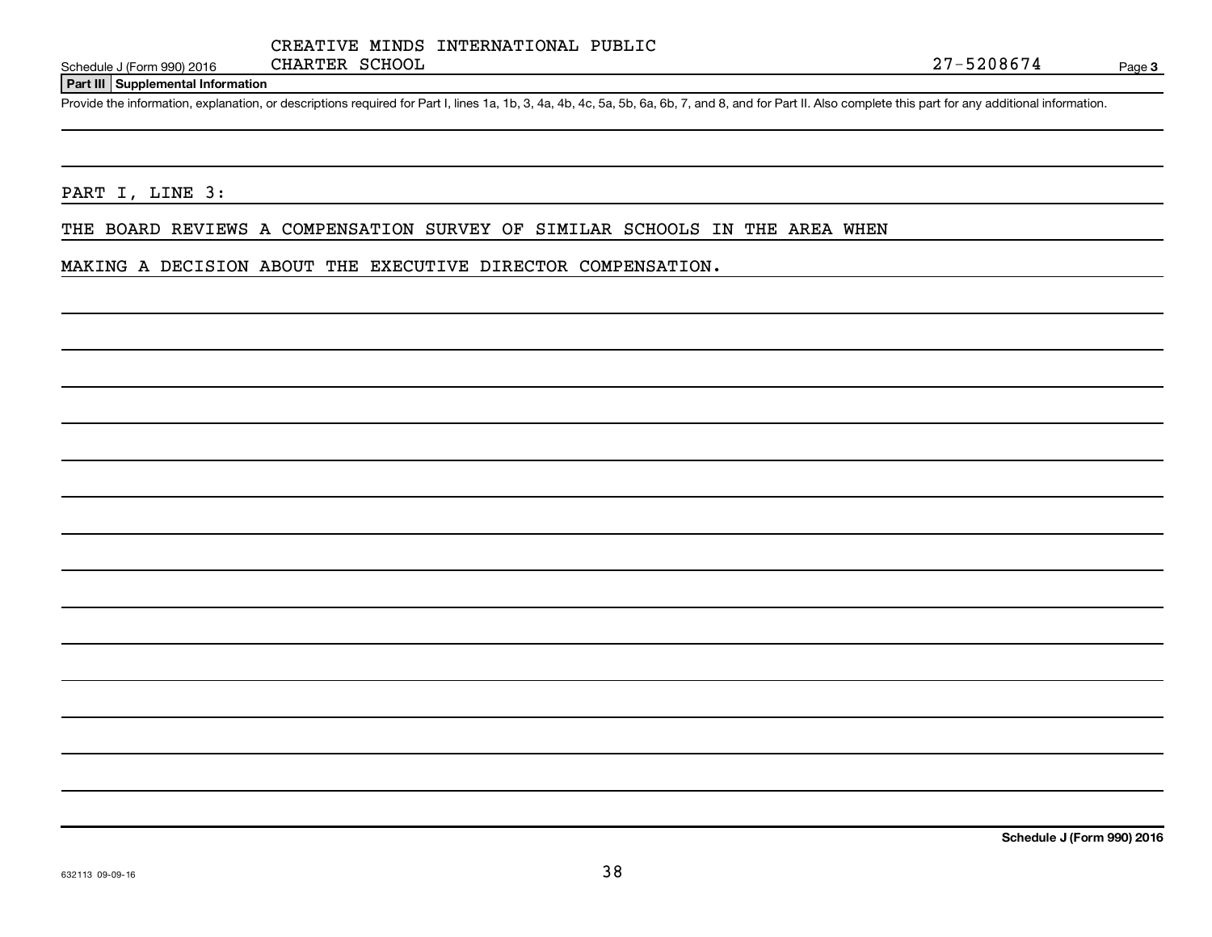CREATIVE MINDS INTERNATIONAL PUBLIC CHARTER SCHOOL

27-5208674

**Part III | Supplemental Information**

Provide the information, explanation, or descriptions required for Part I, lines 1a, 1b, 3, 4a, 4b, 4c, 5a, 5b, 6a, 6b, 7, and 8, and for Part II. Also complete this part for any additional information.

PART I, LINE 3:

THE BOARD REVIEWS A COMPENSATION SURVEY OF SIMILAR SCHOOLS IN THE AREA WHEN MAKING A DECISION ABOUT THE EXECUTIVE DIRECTOR COMPENSATION.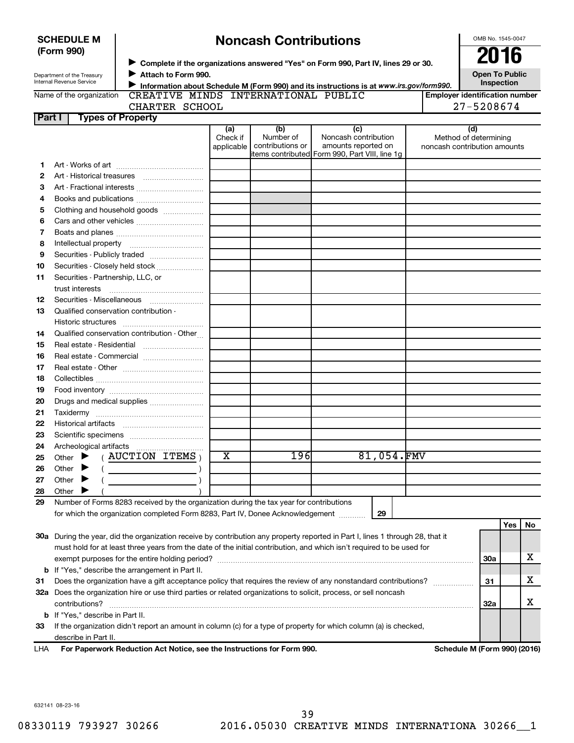**SCHEDULE M (Form 990)**

Department of the Treasury
Internal Revenue Service

# Noncash Contributions

▶ Complete if the organizations answered "Yes" on Form 990, Part IV, lines 29 or 30.
▶ Attach to Form 990.
▶ Information about Schedule M (Form 990) and its instructions is at *www.irs.gov/form990*.

OMB No. 1545-0047

**2016**

**Open To Public Inspection**

Name of the organization: CREATIVE MINDS INTERNATIONAL PUBLIC CHARTER SCHOOL

Employer identification number: 27-5208674

## Part I — Types of Property

| | | (a) Check if applicable | (b) Number of contributions or items contributed | (c) Noncash contribution amounts reported on Form 990, Part VIII, line 1g | (d) Method of determining noncash contribution amounts |
|---|---|---|---|---|---|
| 1 | Art - Works of art | | | | |
| 2 | Art - Historical treasures | | | | |
| 3 | Art - Fractional interests | | | | |
| 4 | Books and publications | | | | |
| 5 | Clothing and household goods | | | | |
| 6 | Cars and other vehicles | | | | |
| 7 | Boats and planes | | | | |
| 8 | Intellectual property | | | | |
| 9 | Securities - Publicly traded | | | | |
| 10 | Securities - Closely held stock | | | | |
| 11 | Securities - Partnership, LLC, or trust interests | | | | |
| 12 | Securities - Miscellaneous | | | | |
| 13 | Qualified conservation contribution - Historic structures | | | | |
| 14 | Qualified conservation contribution - Other | | | | |
| 15 | Real estate - Residential | | | | |
| 16 | Real estate - Commercial | | | | |
| 17 | Real estate - Other | | | | |
| 18 | Collectibles | | | | |
| 19 | Food inventory | | | | |
| 20 | Drugs and medical supplies | | | | |
| 21 | Taxidermy | | | | |
| 22 | Historical artifacts | | | | |
| 23 | Scientific specimens | | | | |
| 24 | Archeological artifacts | | | | |
| 25 | Other ▶ ( AUCTION ITEMS ) | X | 196 | 81,054. | FMV |
| 26 | Other ▶ ( ) | | | | |
| 27 | Other ▶ ( ) | | | | |
| 28 | Other ▶ ( ) | | | | |

29 Number of Forms 8283 received by the organization during the tax year for contributions for which the organization completed Form 8283, Part IV, Donee Acknowledgement ..... **29**

| | | | Yes | No |
|---|---|---|---|---|
| 30a | During the year, did the organization receive by contribution any property reported in Part I, lines 1 through 28, that it must hold for at least three years from the date of the initial contribution, and which isn't required to be used for exempt purposes for the entire holding period? | 30a | | X |
| b | If "Yes," describe the arrangement in Part II. | | | |
| 31 | Does the organization have a gift acceptance policy that requires the review of any nonstandard contributions? | 31 | | X |
| 32a | Does the organization hire or use third parties or related organizations to solicit, process, or sell noncash contributions? | 32a | | X |
| b | If "Yes," describe in Part II. | | | |
| 33 | If the organization didn't report an amount in column (c) for a type of property for which column (a) is checked, describe in Part II. | | | |

LHA **For Paperwork Reduction Act Notice, see the Instructions for Form 990.** **Schedule M (Form 990) (2016)**

632141 08-23-16

08330119 793927 30266 2016.05030 CREATIVE MINDS INTERNATIONA 30266__1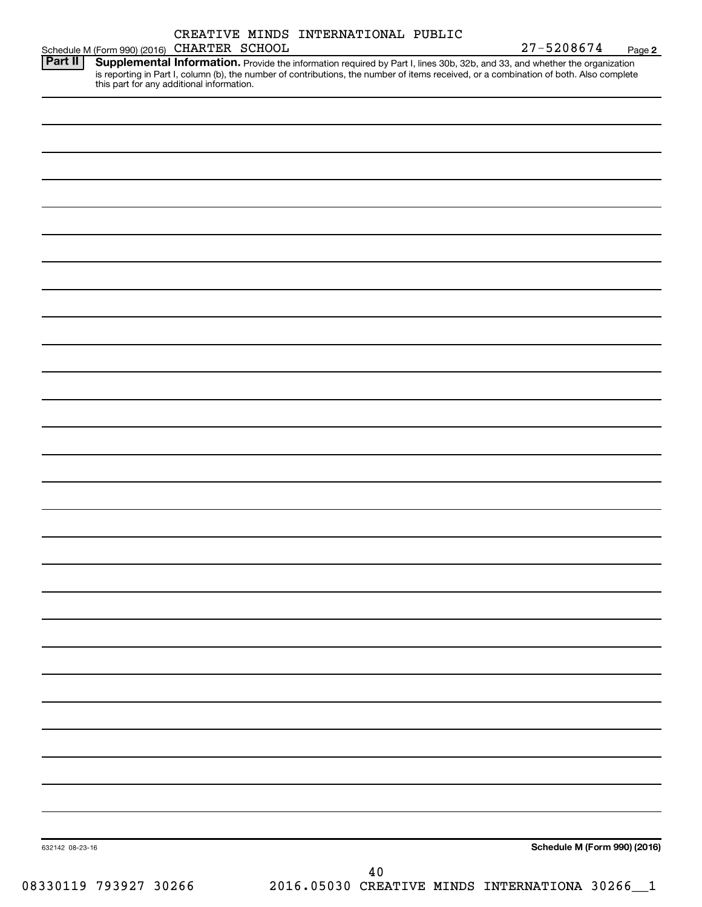Schedule M (Form 990) (2016) CREATIVE MINDS INTERNATIONAL PUBLIC CHARTER SCHOOL 27-5208674 Page **2**

**Part II** **Supplemental Information.** Provide the information required by Part I, lines 30b, 32b, and 33, and whether the organization is reporting in Part I, column (b), the number of contributions, the number of items received, or a combination of both. Also complete this part for any additional information.

632142 08-23-16 **Schedule M (Form 990) (2016)**

08330119 793927 30266 2016.05030 CREATIVE MINDS INTERNATIONA 30266__1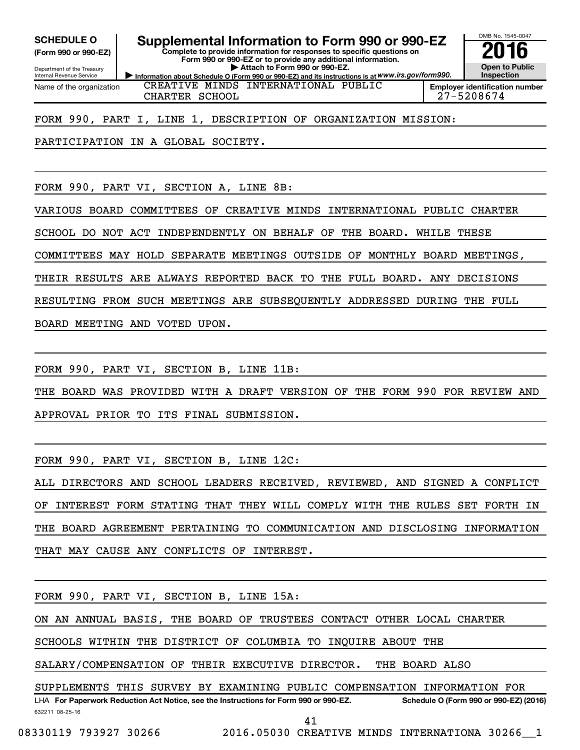**SCHEDULE O**
**(Form 990 or 990-EZ)**

Department of the Treasury
Internal Revenue Service

# Supplemental Information to Form 990 or 990-EZ

**Complete to provide information for responses to specific questions on Form 990 or 990-EZ or to provide any additional information.**
**▶ Attach to Form 990 or 990-EZ.**
▶ **Information about Schedule O (Form 990 or 990-EZ) and its instructions is at** *www.irs.gov/form990.*

OMB No. 1545-0047
**2016**
**Open to Public Inspection**

| Name of the organization | Employer identification number |
|---|---|
| CREATIVE MINDS INTERNATIONAL PUBLIC CHARTER SCHOOL | 27-5208674 |

FORM 990, PART I, LINE 1, DESCRIPTION OF ORGANIZATION MISSION:

PARTICIPATION IN A GLOBAL SOCIETY.

FORM 990, PART VI, SECTION A, LINE 8B:

VARIOUS BOARD COMMITTEES OF CREATIVE MINDS INTERNATIONAL PUBLIC CHARTER SCHOOL DO NOT ACT INDEPENDENTLY ON BEHALF OF THE BOARD. WHILE THESE COMMITTEES MAY HOLD SEPARATE MEETINGS OUTSIDE OF MONTHLY BOARD MEETINGS, THEIR RESULTS ARE ALWAYS REPORTED BACK TO THE FULL BOARD. ANY DECISIONS RESULTING FROM SUCH MEETINGS ARE SUBSEQUENTLY ADDRESSED DURING THE FULL BOARD MEETING AND VOTED UPON.

FORM 990, PART VI, SECTION B, LINE 11B:

THE BOARD WAS PROVIDED WITH A DRAFT VERSION OF THE FORM 990 FOR REVIEW AND APPROVAL PRIOR TO ITS FINAL SUBMISSION.

FORM 990, PART VI, SECTION B, LINE 12C:

ALL DIRECTORS AND SCHOOL LEADERS RECEIVED, REVIEWED, AND SIGNED A CONFLICT OF INTEREST FORM STATING THAT THEY WILL COMPLY WITH THE RULES SET FORTH IN THE BOARD AGREEMENT PERTAINING TO COMMUNICATION AND DISCLOSING INFORMATION THAT MAY CAUSE ANY CONFLICTS OF INTEREST.

FORM 990, PART VI, SECTION B, LINE 15A:

ON AN ANNUAL BASIS, THE BOARD OF TRUSTEES CONTACT OTHER LOCAL CHARTER SCHOOLS WITHIN THE DISTRICT OF COLUMBIA TO INQUIRE ABOUT THE SALARY/COMPENSATION OF THEIR EXECUTIVE DIRECTOR. THE BOARD ALSO SUPPLEMENTS THIS SURVEY BY EXAMINING PUBLIC COMPENSATION INFORMATION FOR

LHA **For Paperwork Reduction Act Notice, see the Instructions for Form 990 or 990-EZ.** **Schedule O (Form 990 or 990-EZ) (2016)**

632211 08-25-16

08330119 793927 30266 2016.05030 CREATIVE MINDS INTERNATIONA 30266__1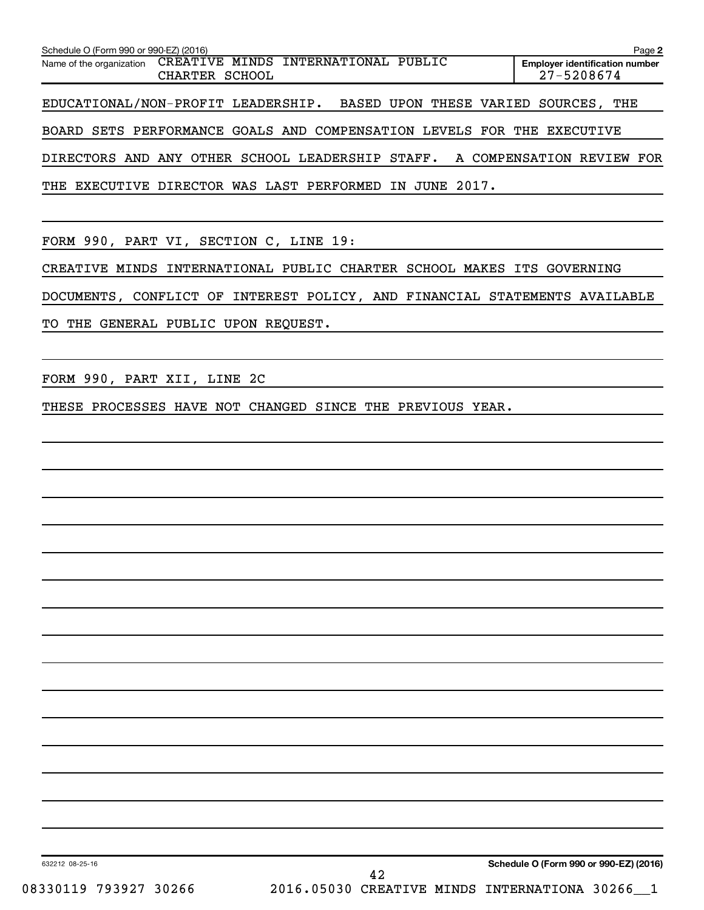Schedule O (Form 990 or 990-EZ) (2016)

Name of the organization: CREATIVE MINDS INTERNATIONAL PUBLIC CHARTER SCHOOL

Employer identification number: 27-5208674

EDUCATIONAL/NON-PROFIT LEADERSHIP. BASED UPON THESE VARIED SOURCES, THE BOARD SETS PERFORMANCE GOALS AND COMPENSATION LEVELS FOR THE EXECUTIVE DIRECTORS AND ANY OTHER SCHOOL LEADERSHIP STAFF. A COMPENSATION REVIEW FOR THE EXECUTIVE DIRECTOR WAS LAST PERFORMED IN JUNE 2017.

FORM 990, PART VI, SECTION C, LINE 19:

CREATIVE MINDS INTERNATIONAL PUBLIC CHARTER SCHOOL MAKES ITS GOVERNING DOCUMENTS, CONFLICT OF INTEREST POLICY, AND FINANCIAL STATEMENTS AVAILABLE TO THE GENERAL PUBLIC UPON REQUEST.

FORM 990, PART XII, LINE 2C

THESE PROCESSES HAVE NOT CHANGED SINCE THE PREVIOUS YEAR.

632212 08-25-16

Schedule O (Form 990 or 990-EZ) (2016)

08330119 793927 30266    2016.05030 CREATIVE MINDS INTERNATIONA 30266__1